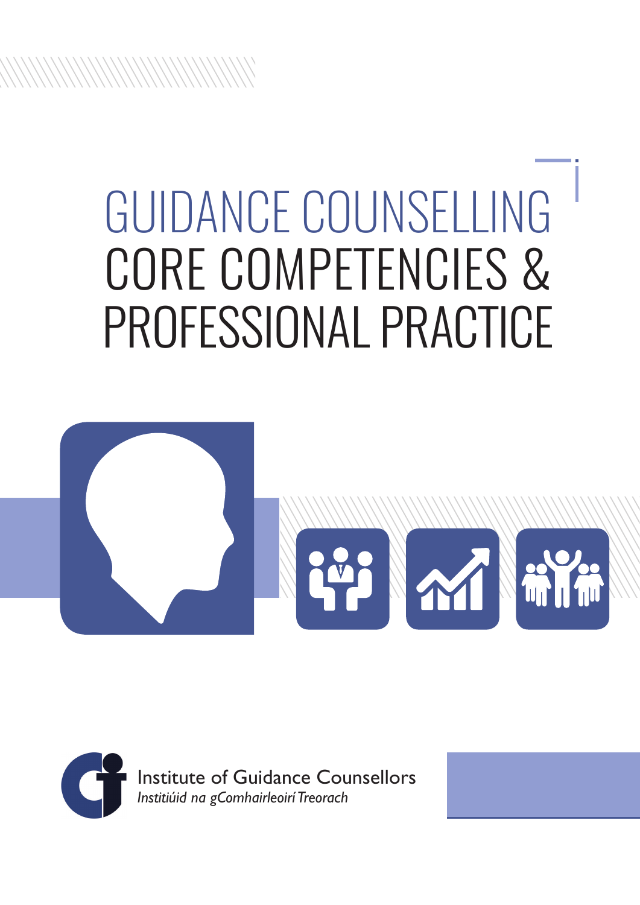# GUIDANCE COUNSELLING CORE COMPETENCIES & PROFESSIONAL PRACTICE

Institute of Guidance Counsellors

*Institiúid na gComhairleoirí Treorach*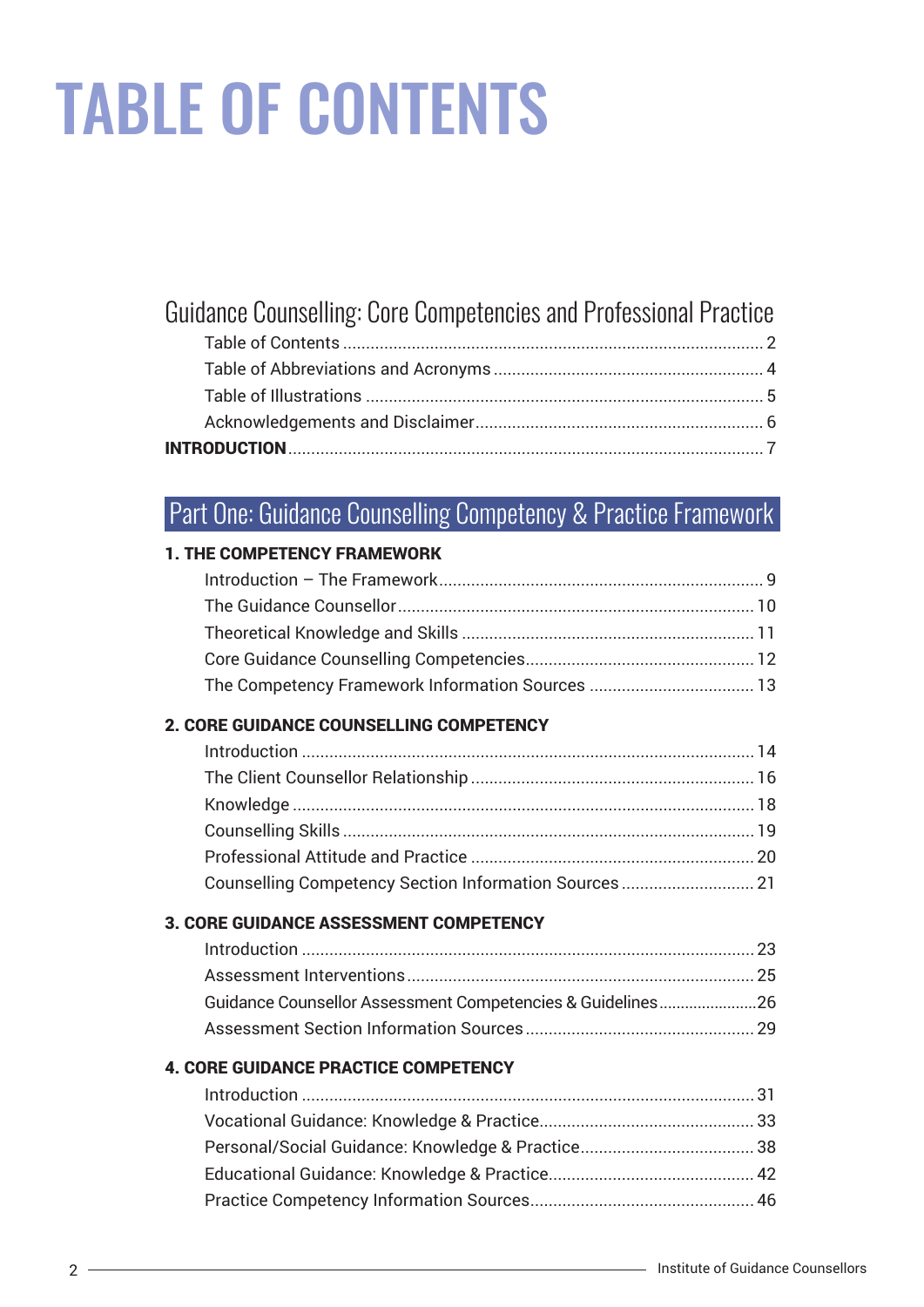# TABLE OF CONTENTS

## Guidance Counselling: Core Competencies and Professional Practice

- Table of Contents ........ 2
- Table of Abbreviations and Acronyms ........ 4
- Table of Illustrations ........ 5
- Acknowledgements and Disclaimer ........ 6

**INTRODUCTION** ........ 7

## Part One: Guidance Counselling Competency & Practice Framework

**1. THE COMPETENCY FRAMEWORK**

- Introduction – The Framework ........ 9
- The Guidance Counsellor ........ 10
- Theoretical Knowledge and Skills ........ 11
- Core Guidance Counselling Competencies ........ 12
- The Competency Framework Information Sources ........ 13

**2. CORE GUIDANCE COUNSELLING COMPETENCY**

- Introduction ........ 14
- The Client Counsellor Relationship ........ 16
- Knowledge ........ 18
- Counselling Skills ........ 19
- Professional Attitude and Practice ........ 20
- Counselling Competency Section Information Sources ........ 21

**3. CORE GUIDANCE ASSESSMENT COMPETENCY**

- Introduction ........ 23
- Assessment Interventions ........ 25
- Guidance Counsellor Assessment Competencies & Guidelines ........ 26
- Assessment Section Information Sources ........ 29

**4. CORE GUIDANCE PRACTICE COMPETENCY**

- Introduction ........ 31
- Vocational Guidance: Knowledge & Practice ........ 33
- Personal/Social Guidance: Knowledge & Practice ........ 38
- Educational Guidance: Knowledge & Practice ........ 42
- Practice Competency Information Sources ........ 46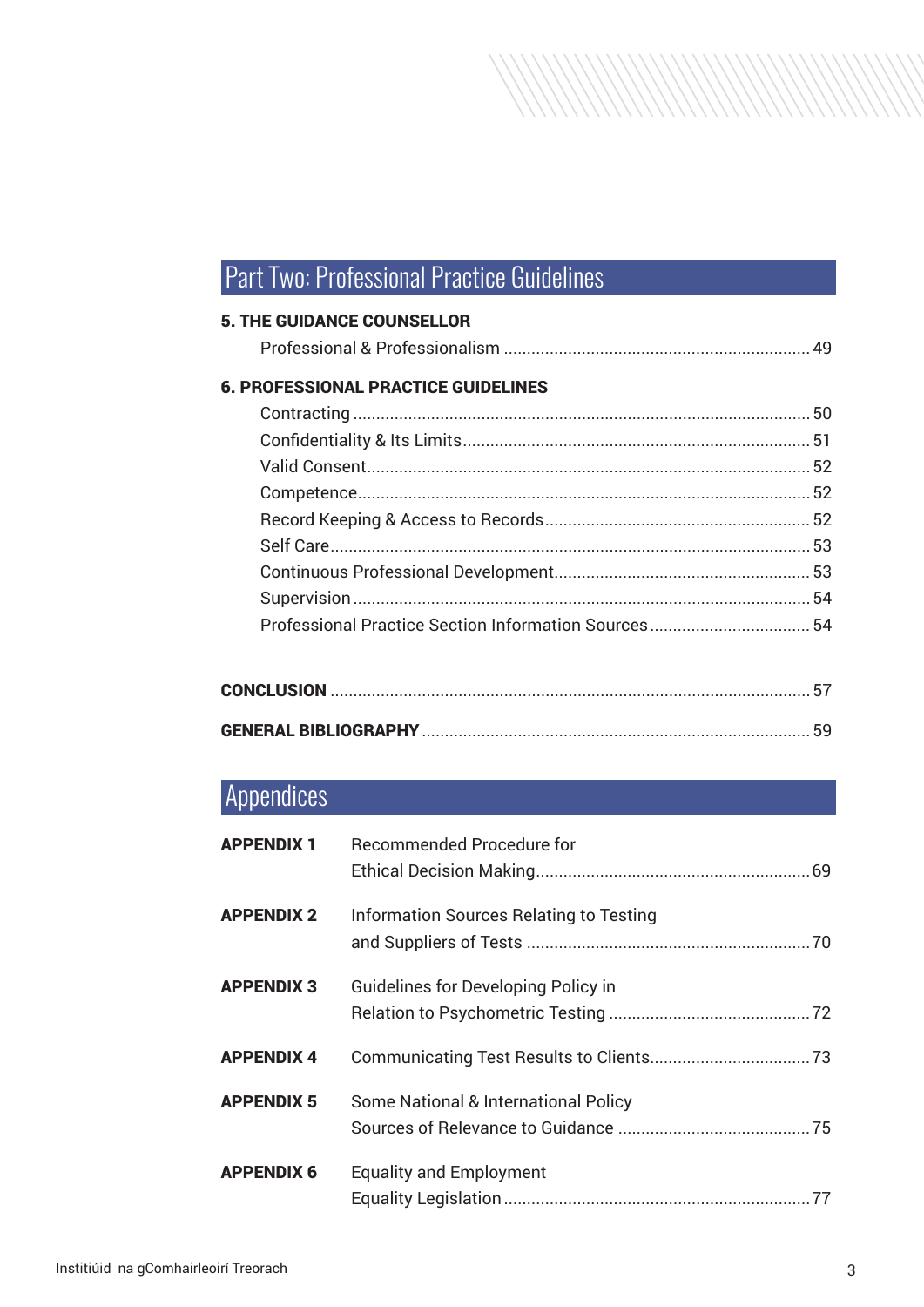## Part Two: Professional Practice Guidelines

**5. THE GUIDANCE COUNSELLOR**

Professional & Professionalism .................................................................. 49

**6. PROFESSIONAL PRACTICE GUIDELINES**

Contracting .................................................................................................. 50
Confidentiality & Its Limits........................................................................... 51
Valid Consent............................................................................................... 52
Competence................................................................................................. 52
Record Keeping & Access to Records.......................................................... 52
Self Care....................................................................................................... 53
Continuous Professional Development....................................................... 53
Supervision .................................................................................................. 54
Professional Practice Section Information Sources.................................... 54

**CONCLUSION** ........................................................................................ 57

**GENERAL BIBLIOGRAPHY** ................................................................. 59

## Appendices

| | | |
|---|---|---|
| **APPENDIX 1** | Recommended Procedure for Ethical Decision Making | 69 |
| **APPENDIX 2** | Information Sources Relating to Testing and Suppliers of Tests | 70 |
| **APPENDIX 3** | Guidelines for Developing Policy in Relation to Psychometric Testing | 72 |
| **APPENDIX 4** | Communicating Test Results to Clients | 73 |
| **APPENDIX 5** | Some National & International Policy Sources of Relevance to Guidance | 75 |
| **APPENDIX 6** | Equality and Employment Equality Legislation | 77 |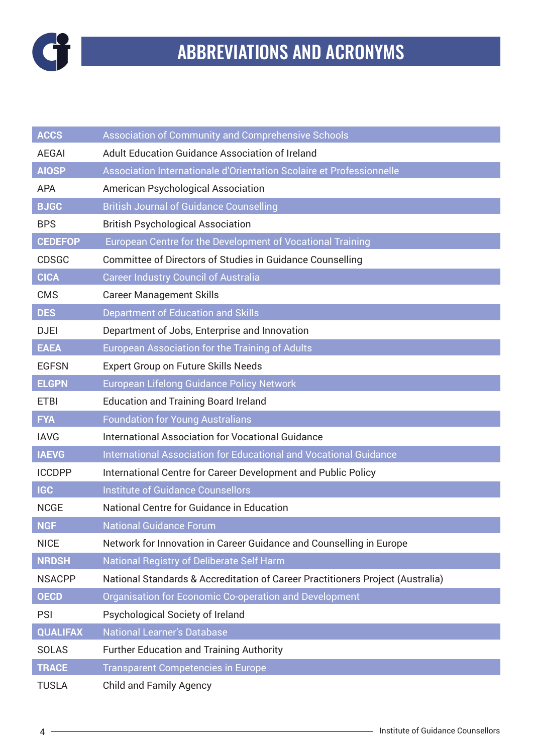# ABBREVIATIONS AND ACRONYMS

| | |
|---|---|
| ACCS | Association of Community and Comprehensive Schools |
| AEGAI | Adult Education Guidance Association of Ireland |
| AIOSP | Association Internationale d'Orientation Scolaire et Professionnelle |
| APA | American Psychological Association |
| BJGC | British Journal of Guidance Counselling |
| BPS | British Psychological Association |
| CEDEFOP | European Centre for the Development of Vocational Training |
| CDSGC | Committee of Directors of Studies in Guidance Counselling |
| CICA | Career Industry Council of Australia |
| CMS | Career Management Skills |
| DES | Department of Education and Skills |
| DJEI | Department of Jobs, Enterprise and Innovation |
| EAEA | European Association for the Training of Adults |
| EGFSN | Expert Group on Future Skills Needs |
| ELGPN | European Lifelong Guidance Policy Network |
| ETBI | Education and Training Board Ireland |
| FYA | Foundation for Young Australians |
| IAVG | International Association for Vocational Guidance |
| IAEVG | International Association for Educational and Vocational Guidance |
| ICCDPP | International Centre for Career Development and Public Policy |
| IGC | Institute of Guidance Counsellors |
| NCGE | National Centre for Guidance in Education |
| NGF | National Guidance Forum |
| NICE | Network for Innovation in Career Guidance and Counselling in Europe |
| NRDSH | National Registry of Deliberate Self Harm |
| NSACPP | National Standards & Accreditation of Career Practitioners Project (Australia) |
| OECD | Organisation for Economic Co-operation and Development |
| PSI | Psychological Society of Ireland |
| QUALIFAX | National Learner's Database |
| SOLAS | Further Education and Training Authority |
| TRACE | Transparent Competencies in Europe |
| TUSLA | Child and Family Agency |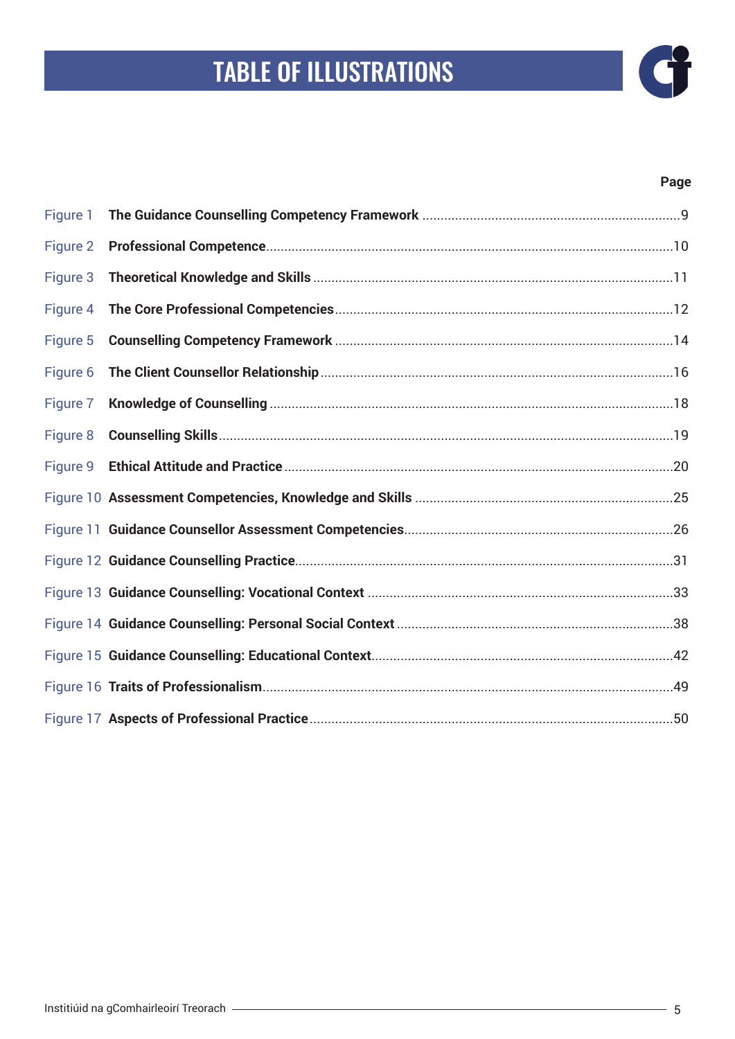# TABLE OF ILLUSTRATIONS

| | | Page |
|---|---|---|
| Figure 1 | **The Guidance Counselling Competency Framework** | 9 |
| Figure 2 | **Professional Competence** | 10 |
| Figure 3 | **Theoretical Knowledge and Skills** | 11 |
| Figure 4 | **The Core Professional Competencies** | 12 |
| Figure 5 | **Counselling Competency Framework** | 14 |
| Figure 6 | **The Client Counsellor Relationship** | 16 |
| Figure 7 | **Knowledge of Counselling** | 18 |
| Figure 8 | **Counselling Skills** | 19 |
| Figure 9 | **Ethical Attitude and Practice** | 20 |
| Figure 10 | **Assessment Competencies, Knowledge and Skills** | 25 |
| Figure 11 | **Guidance Counsellor Assessment Competencies** | 26 |
| Figure 12 | **Guidance Counselling Practice** | 31 |
| Figure 13 | **Guidance Counselling: Vocational Context** | 33 |
| Figure 14 | **Guidance Counselling: Personal Social Context** | 38 |
| Figure 15 | **Guidance Counselling: Educational Context** | 42 |
| Figure 16 | **Traits of Professionalism** | 49 |
| Figure 17 | **Aspects of Professional Practice** | 50 |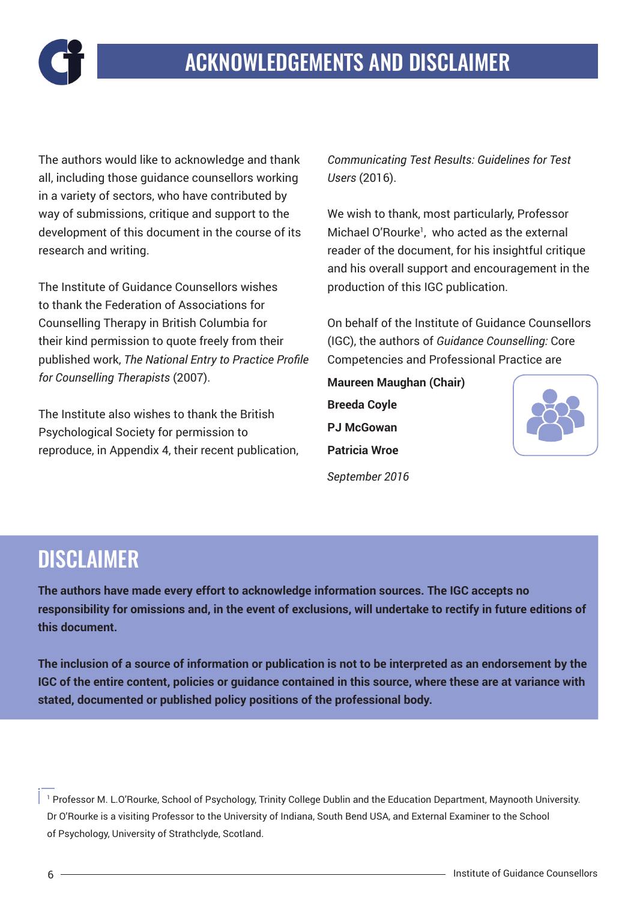# ACKNOWLEDGEMENTS AND DISCLAIMER

The authors would like to acknowledge and thank all, including those guidance counsellors working in a variety of sectors, who have contributed by way of submissions, critique and support to the development of this document in the course of its research and writing.

The Institute of Guidance Counsellors wishes to thank the Federation of Associations for Counselling Therapy in British Columbia for their kind permission to quote freely from their published work, *The National Entry to Practice Profile for Counselling Therapists* (2007).

The Institute also wishes to thank the British Psychological Society for permission to reproduce, in Appendix 4, their recent publication, *Communicating Test Results: Guidelines for Test Users* (2016).

We wish to thank, most particularly, Professor Michael O'Rourke[1], who acted as the external reader of the document, for his insightful critique and his overall support and encouragement in the production of this IGC publication.

On behalf of the Institute of Guidance Counsellors (IGC), the authors of *Guidance Counselling:* Core Competencies and Professional Practice are

**Maureen Maughan (Chair)**

**Breeda Coyle**

**PJ McGowan**

**Patricia Wroe**

*September 2016*

## DISCLAIMER

**The authors have made every effort to acknowledge information sources. The IGC accepts no responsibility for omissions and, in the event of exclusions, will undertake to rectify in future editions of this document.**

**The inclusion of a source of information or publication is not to be interpreted as an endorsement by the IGC of the entire content, policies or guidance contained in this source, where these are at variance with stated, documented or published policy positions of the professional body.**

[1] Professor M. L.O'Rourke, School of Psychology, Trinity College Dublin and the Education Department, Maynooth University. Dr O'Rourke is a visiting Professor to the University of Indiana, South Bend USA, and External Examiner to the School of Psychology, University of Strathclyde, Scotland.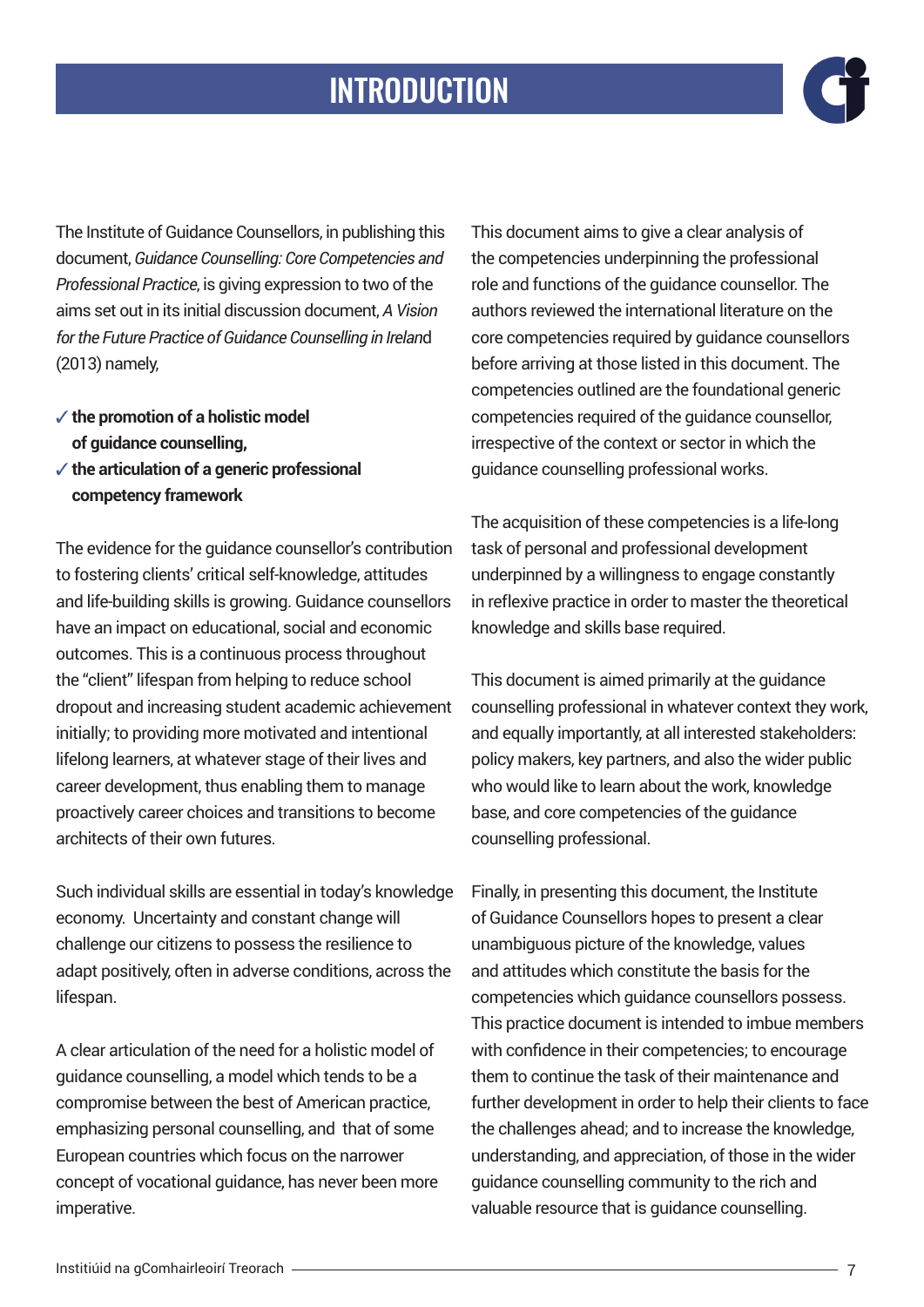# INTRODUCTION

The Institute of Guidance Counsellors, in publishing this document, *Guidance Counselling: Core Competencies and Professional Practice*, is giving expression to two of the aims set out in its initial discussion document, *A Vision for the Future Practice of Guidance Counselling in Ireland* (2013) namely,

- ✓ **the promotion of a holistic model of guidance counselling,**
- ✓ **the articulation of a generic professional competency framework**

The evidence for the guidance counsellor's contribution to fostering clients' critical self-knowledge, attitudes and life-building skills is growing. Guidance counsellors have an impact on educational, social and economic outcomes. This is a continuous process throughout the "client" lifespan from helping to reduce school dropout and increasing student academic achievement initially; to providing more motivated and intentional lifelong learners, at whatever stage of their lives and career development, thus enabling them to manage proactively career choices and transitions to become architects of their own futures.

Such individual skills are essential in today's knowledge economy. Uncertainty and constant change will challenge our citizens to possess the resilience to adapt positively, often in adverse conditions, across the lifespan.

A clear articulation of the need for a holistic model of guidance counselling, a model which tends to be a compromise between the best of American practice, emphasizing personal counselling, and that of some European countries which focus on the narrower concept of vocational guidance, has never been more imperative.

This document aims to give a clear analysis of the competencies underpinning the professional role and functions of the guidance counsellor. The authors reviewed the international literature on the core competencies required by guidance counsellors before arriving at those listed in this document. The competencies outlined are the foundational generic competencies required of the guidance counsellor, irrespective of the context or sector in which the guidance counselling professional works.

The acquisition of these competencies is a life-long task of personal and professional development underpinned by a willingness to engage constantly in reflexive practice in order to master the theoretical knowledge and skills base required.

This document is aimed primarily at the guidance counselling professional in whatever context they work, and equally importantly, at all interested stakeholders: policy makers, key partners, and also the wider public who would like to learn about the work, knowledge base, and core competencies of the guidance counselling professional.

Finally, in presenting this document, the Institute of Guidance Counsellors hopes to present a clear unambiguous picture of the knowledge, values and attitudes which constitute the basis for the competencies which guidance counsellors possess. This practice document is intended to imbue members with confidence in their competencies; to encourage them to continue the task of their maintenance and further development in order to help their clients to face the challenges ahead; and to increase the knowledge, understanding, and appreciation, of those in the wider guidance counselling community to the rich and valuable resource that is guidance counselling.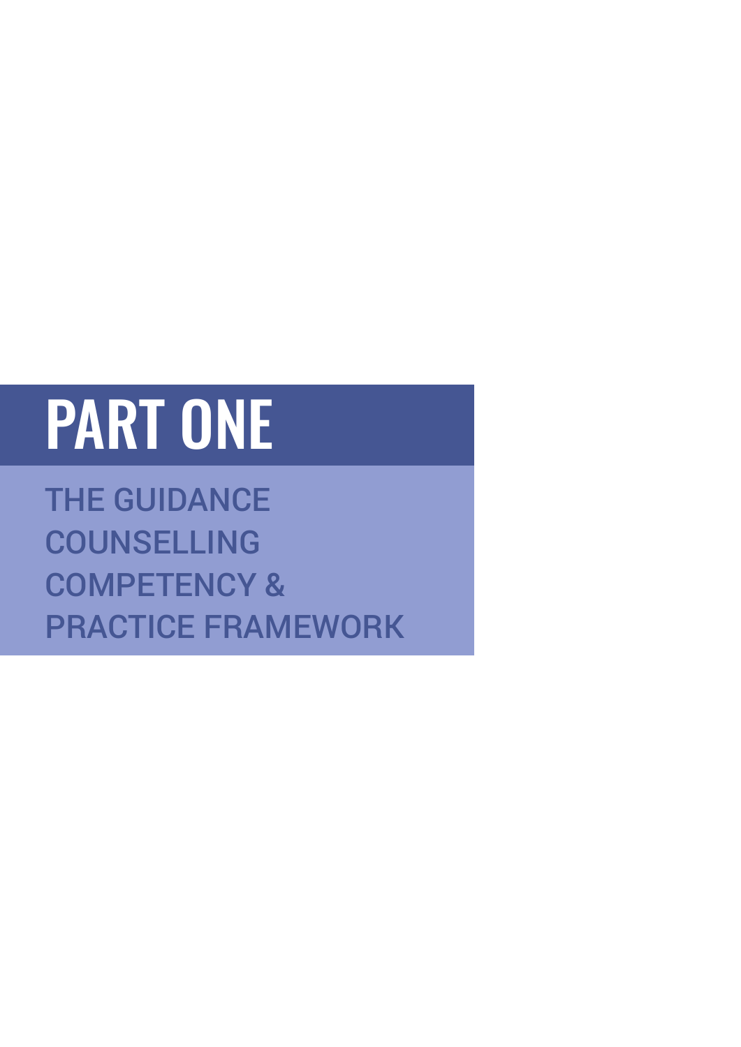# PART ONE

## THE GUIDANCE COUNSELLING COMPETENCY & PRACTICE FRAMEWORK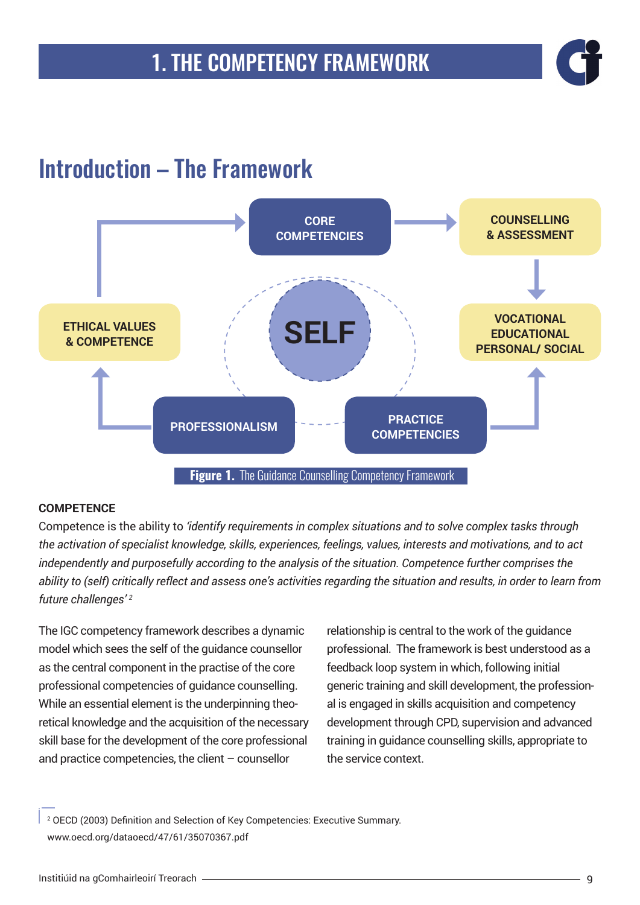# 1. THE COMPETENCY FRAMEWORK

## Introduction – The Framework

CORE COMPETENCIES

COUNSELLING & ASSESSMENT

ETHICAL VALUES & COMPETENCE

SELF

VOCATIONAL EDUCATIONAL PERSONAL/ SOCIAL

PROFESSIONALISM

PRACTICE COMPETENCIES

**Figure 1.** The Guidance Counselling Competency Framework

**COMPETENCE**

Competence is the ability to *'identify requirements in complex situations and to solve complex tasks through the activation of specialist knowledge, skills, experiences, feelings, values, interests and motivations, and to act independently and purposefully according to the analysis of the situation. Competence further comprises the ability to (self) critically reflect and assess one's activities regarding the situation and results, in order to learn from future challenges'* [2]

The IGC competency framework describes a dynamic model which sees the self of the guidance counsellor as the central component in the practise of the core professional competencies of guidance counselling. While an essential element is the underpinning theoretical knowledge and the acquisition of the necessary skill base for the development of the core professional and practice competencies, the client – counsellor relationship is central to the work of the guidance professional. The framework is best understood as a feedback loop system in which, following initial generic training and skill development, the professional is engaged in skills acquisition and competency development through CPD, supervision and advanced training in guidance counselling skills, appropriate to the service context.

[2] OECD (2003) Definition and Selection of Key Competencies: Executive Summary. www.oecd.org/dataoecd/47/61/35070367.pdf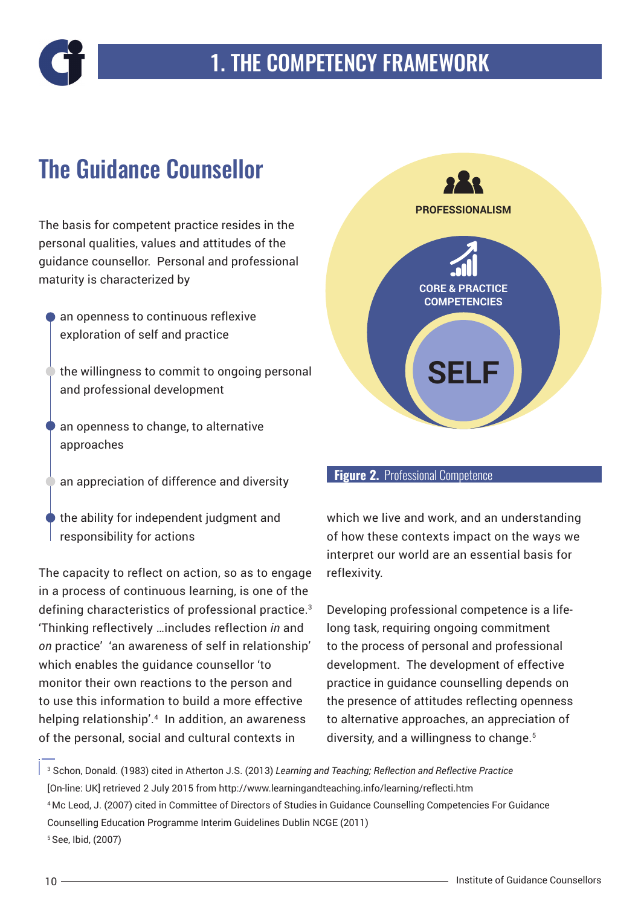# 1. THE COMPETENCY FRAMEWORK

## The Guidance Counsellor

The basis for competent practice resides in the personal qualities, values and attitudes of the guidance counsellor. Personal and professional maturity is characterized by

- an openness to continuous reflexive exploration of self and practice
- the willingness to commit to ongoing personal and professional development
- an openness to change, to alternative approaches
- an appreciation of difference and diversity
- the ability for independent judgment and responsibility for actions

The capacity to reflect on action, so as to engage in a process of continuous learning, is one of the defining characteristics of professional practice.[3] 'Thinking reflectively …includes reflection *in* and *on* practice' 'an awareness of self in relationship' which enables the guidance counsellor 'to monitor their own reactions to the person and to use this information to build a more effective helping relationship'.[4] In addition, an awareness of the personal, social and cultural contexts in which we live and work, and an understanding of how these contexts impact on the ways we interpret our world are an essential basis for reflexivity.

PROFESSIONALISM

CORE & PRACTICE COMPETENCIES

SELF

**Figure 2.** Professional Competence

Developing professional competence is a life-long task, requiring ongoing commitment to the process of personal and professional development. The development of effective practice in guidance counselling depends on the presence of attitudes reflecting openness to alternative approaches, an appreciation of diversity, and a willingness to change.[5]

---

[3] Schon, Donald. (1983) cited in Atherton J.S. (2013) *Learning and Teaching; Reflection and Reflective Practice* [On-line: UK] retrieved 2 July 2015 from http://www.learningandteaching.info/learning/reflecti.htm

[4] Mc Leod, J. (2007) cited in Committee of Directors of Studies in Guidance Counselling Competencies For Guidance Counselling Education Programme Interim Guidelines Dublin NCGE (2011)

[5] See, Ibid, (2007)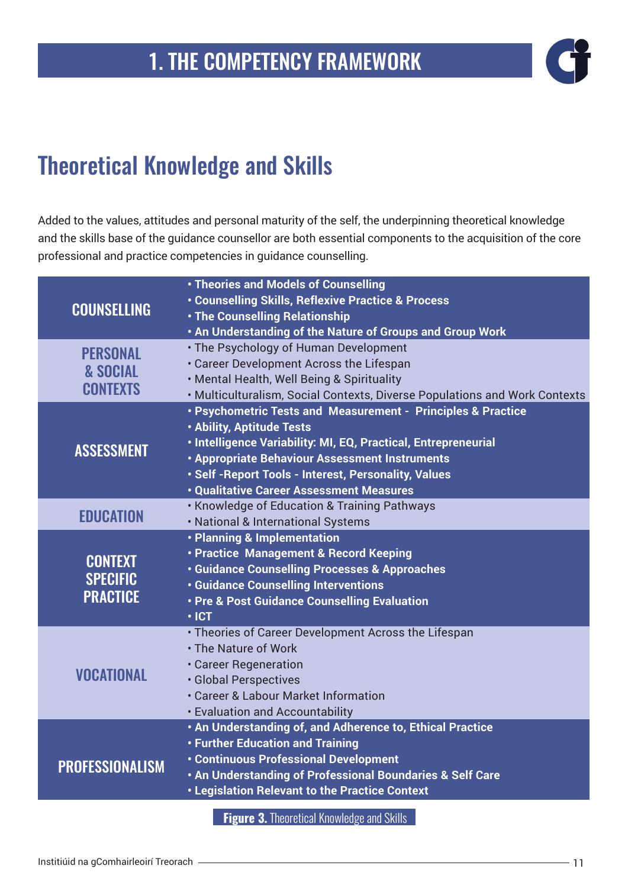# 1. THE COMPETENCY FRAMEWORK

## Theoretical Knowledge and Skills

Added to the values, attitudes and personal maturity of the self, the underpinning theoretical knowledge and the skills base of the guidance counsellor are both essential components to the acquisition of the core professional and practice competencies in guidance counselling.

| | |
|---|---|
| **COUNSELLING** | • Theories and Models of Counselling<br>• Counselling Skills, Reflexive Practice & Process<br>• The Counselling Relationship<br>• An Understanding of the Nature of Groups and Group Work |
| **PERSONAL & SOCIAL CONTEXTS** | • The Psychology of Human Development<br>• Career Development Across the Lifespan<br>• Mental Health, Well Being & Spirituality<br>• Multiculturalism, Social Contexts, Diverse Populations and Work Contexts |
| **ASSESSMENT** | • Psychometric Tests and Measurement - Principles & Practice<br>• Ability, Aptitude Tests<br>• Intelligence Variability: MI, EQ, Practical, Entrepreneurial<br>• Appropriate Behaviour Assessment Instruments<br>• Self -Report Tools - Interest, Personality, Values<br>• Qualitative Career Assessment Measures |
| **EDUCATION** | • Knowledge of Education & Training Pathways<br>• National & International Systems |
| **CONTEXT SPECIFIC PRACTICE** | • Planning & Implementation<br>• Practice Management & Record Keeping<br>• Guidance Counselling Processes & Approaches<br>• Guidance Counselling Interventions<br>• Pre & Post Guidance Counselling Evaluation<br>• ICT |
| **VOCATIONAL** | • Theories of Career Development Across the Lifespan<br>• The Nature of Work<br>• Career Regeneration<br>• Global Perspectives<br>• Career & Labour Market Information<br>• Evaluation and Accountability |
| **PROFESSIONALISM** | • An Understanding of, and Adherence to, Ethical Practice<br>• Further Education and Training<br>• Continuous Professional Development<br>• An Understanding of Professional Boundaries & Self Care<br>• Legislation Relevant to the Practice Context |

**Figure 3.** Theoretical Knowledge and Skills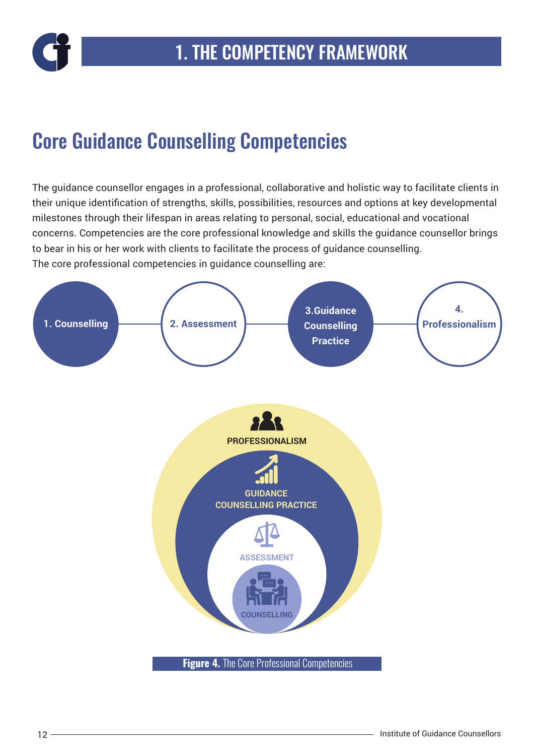# 1. THE COMPETENCY FRAMEWORK

## Core Guidance Counselling Competencies

The guidance counsellor engages in a professional, collaborative and holistic way to facilitate clients in their unique identification of strengths, skills, possibilities, resources and options at key developmental milestones through their lifespan in areas relating to personal, social, educational and vocational concerns. Competencies are the core professional knowledge and skills the guidance counsellor brings to bear in his or her work with clients to facilitate the process of guidance counselling.
The core professional competencies in guidance counselling are:

1. Counselling
2. Assessment
3. Guidance Counselling Practice
4. Professionalism

PROFESSIONALISM

GUIDANCE COUNSELLING PRACTICE

ASSESSMENT

COUNSELLING

**Figure 4.** The Core Professional Competencies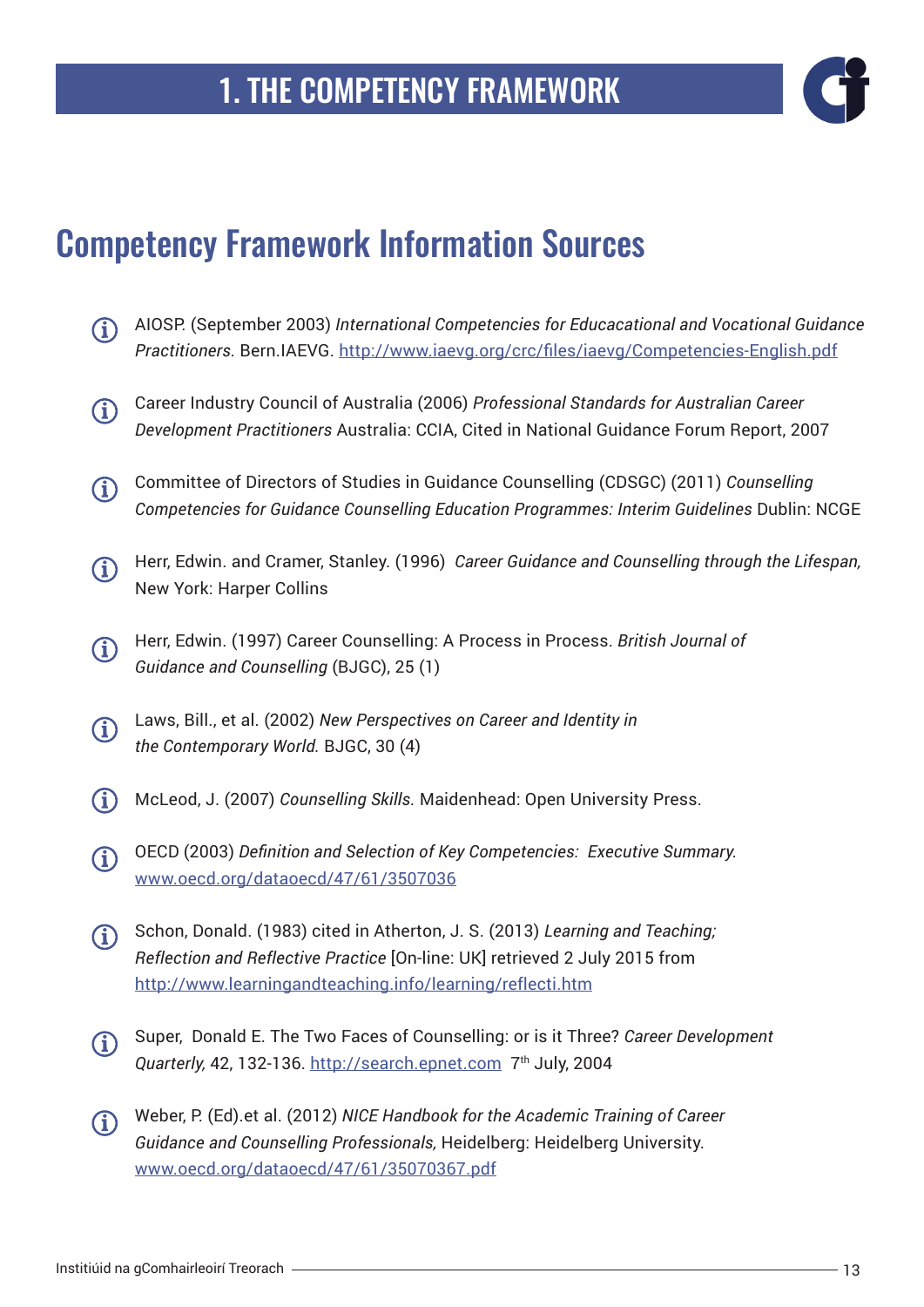# 1. THE COMPETENCY FRAMEWORK

## Competency Framework Information Sources

- AIOSP. (September 2003) *International Competencies for Educacational and Vocational Guidance Practitioners.* Bern.IAEVG. http://www.iaevg.org/crc/files/iaevg/Competencies-English.pdf

- Career Industry Council of Australia (2006) *Professional Standards for Australian Career Development Practitioners* Australia: CCIA, Cited in National Guidance Forum Report, 2007

- Committee of Directors of Studies in Guidance Counselling (CDSGC) (2011) *Counselling Competencies for Guidance Counselling Education Programmes: Interim Guidelines* Dublin: NCGE

- Herr, Edwin. and Cramer, Stanley. (1996) *Career Guidance and Counselling through the Lifespan,* New York: Harper Collins

- Herr, Edwin. (1997) Career Counselling: A Process in Process. *British Journal of Guidance and Counselling* (BJGC), 25 (1)

- Laws, Bill., et al. (2002) *New Perspectives on Career and Identity in the Contemporary World.* BJGC, 30 (4)

- McLeod, J. (2007) *Counselling Skills.* Maidenhead: Open University Press.

- OECD (2003) *Definition and Selection of Key Competencies: Executive Summary.* www.oecd.org/dataoecd/47/61/3507036

- Schon, Donald. (1983) cited in Atherton, J. S. (2013) *Learning and Teaching; Reflection and Reflective Practice* [On-line: UK] retrieved 2 July 2015 from http://www.learningandteaching.info/learning/reflecti.htm

- Super, Donald E. The Two Faces of Counselling: or is it Three? *Career Development Quarterly,* 42, 132-136. http://search.epnet.com 7th July, 2004

- Weber, P. (Ed).et al. (2012) *NICE Handbook for the Academic Training of Career Guidance and Counselling Professionals,* Heidelberg: Heidelberg University. www.oecd.org/dataoecd/47/61/35070367.pdf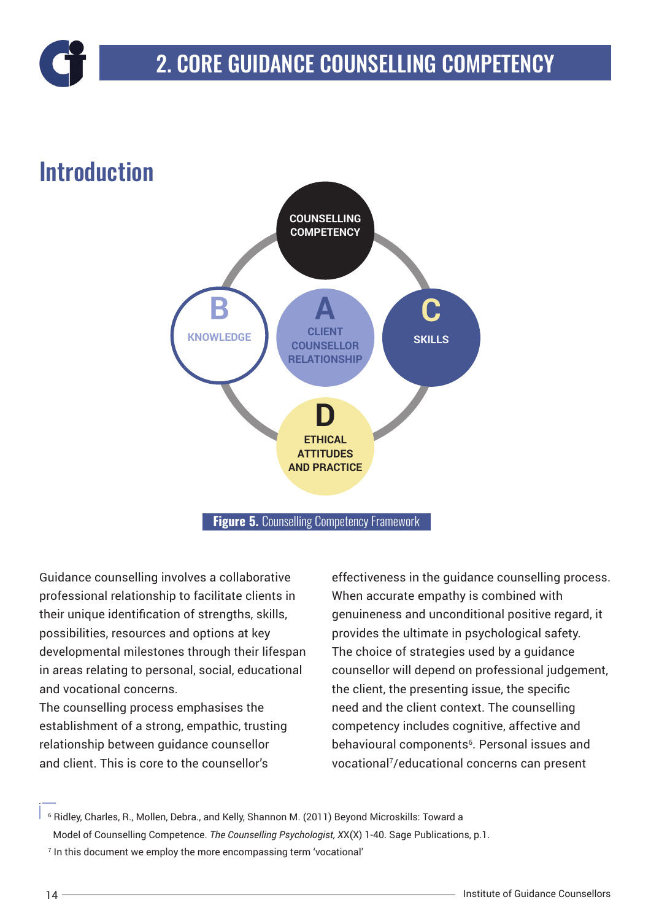# 2. CORE GUIDANCE COUNSELLING COMPETENCY

## Introduction

COUNSELLING COMPETENCY

A CLIENT COUNSELLOR RELATIONSHIP

B KNOWLEDGE

C SKILLS

D ETHICAL ATTITUDES AND PRACTICE

**Figure 5.** Counselling Competency Framework

Guidance counselling involves a collaborative professional relationship to facilitate clients in their unique identification of strengths, skills, possibilities, resources and options at key developmental milestones through their lifespan in areas relating to personal, social, educational and vocational concerns.

The counselling process emphasises the establishment of a strong, empathic, trusting relationship between guidance counsellor and client. This is core to the counsellor's effectiveness in the guidance counselling process. When accurate empathy is combined with genuineness and unconditional positive regard, it provides the ultimate in psychological safety. The choice of strategies used by a guidance counsellor will depend on professional judgement, the client, the presenting issue, the specific need and the client context. The counselling competency includes cognitive, affective and behavioural components[6]. Personal issues and vocational[7]/educational concerns can present

---

[6] Ridley, Charles, R., Mollen, Debra., and Kelly, Shannon M. (2011) Beyond Microskills: Toward a Model of Counselling Competence. *The Counselling Psychologist, X*X(X) 1-40. Sage Publications, p.1.

[7] In this document we employ the more encompassing term 'vocational'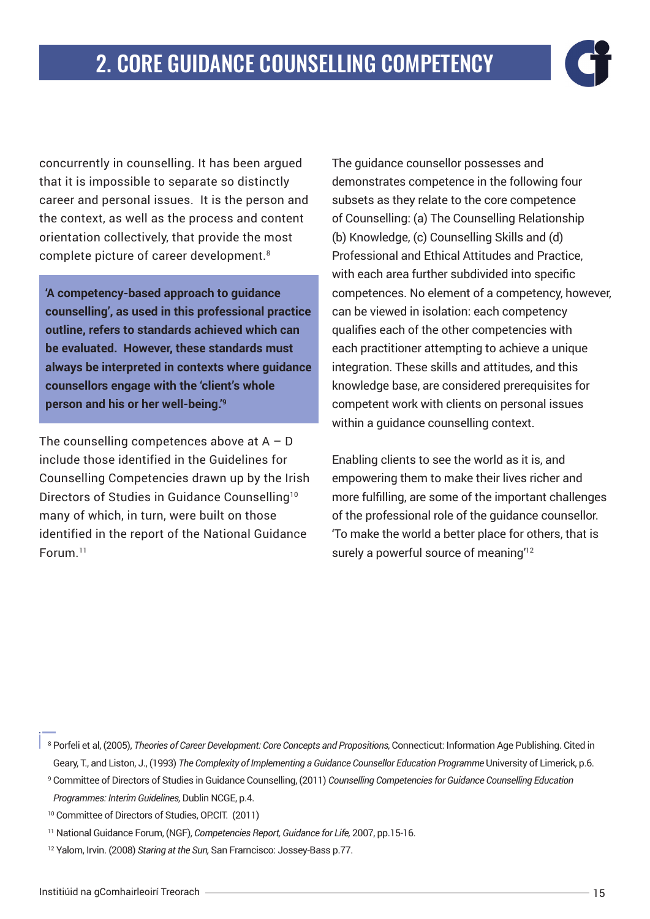concurrently in counselling. It has been argued that it is impossible to separate so distinctly career and personal issues. It is the person and the context, as well as the process and content orientation collectively, that provide the most complete picture of career development.[8]

**'A competency-based approach to guidance counselling', as used in this professional practice outline, refers to standards achieved which can be evaluated. However, these standards must always be interpreted in contexts where guidance counsellors engage with the 'client's whole person and his or her well-being.'[9]**

The counselling competences above at A – D include those identified in the Guidelines for Counselling Competencies drawn up by the Irish Directors of Studies in Guidance Counselling[10] many of which, in turn, were built on those identified in the report of the National Guidance Forum.[11]

The guidance counsellor possesses and demonstrates competence in the following four subsets as they relate to the core competence of Counselling: (a) The Counselling Relationship (b) Knowledge, (c) Counselling Skills and (d) Professional and Ethical Attitudes and Practice, with each area further subdivided into specific competences. No element of a competency, however, can be viewed in isolation: each competency qualifies each of the other competencies with each practitioner attempting to achieve a unique integration. These skills and attitudes, and this knowledge base, are considered prerequisites for competent work with clients on personal issues within a guidance counselling context.

Enabling clients to see the world as it is, and empowering them to make their lives richer and more fulfilling, are some of the important challenges of the professional role of the guidance counsellor. 'To make the world a better place for others, that is surely a powerful source of meaning'[12]

---

[8] Porfeli et al, (2005), *Theories of Career Development: Core Concepts and Propositions,* Connecticut: Information Age Publishing. Cited in Geary, T., and Liston, J., (1993) *The Complexity of Implementing a Guidance Counsellor Education Programme* University of Limerick, p.6.

[9] Committee of Directors of Studies in Guidance Counselling, (2011) *Counselling Competencies for Guidance Counselling Education Programmes: Interim Guidelines,* Dublin NCGE, p.4.

[10] Committee of Directors of Studies, OP.CIT. (2011)

[11] National Guidance Forum, (NGF), *Competencies Report, Guidance for Life,* 2007, pp.15-16.

[12] Yalom, Irvin. (2008) *Staring at the Sun,* San Frarncisco: Jossey-Bass p.77.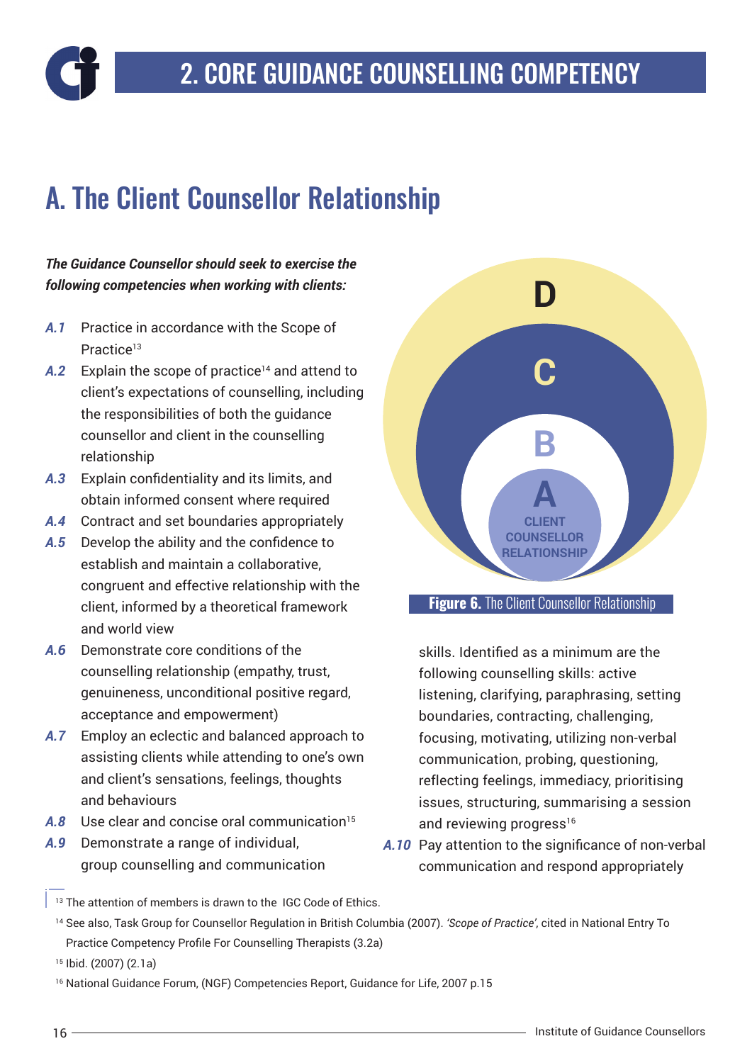# 2. CORE GUIDANCE COUNSELLING COMPETENCY

## A. The Client Counsellor Relationship

***The Guidance Counsellor should seek to exercise the following competencies when working with clients:***

- ***A.1*** Practice in accordance with the Scope of Practice[13]
- ***A.2*** Explain the scope of practice[14] and attend to client's expectations of counselling, including the responsibilities of both the guidance counsellor and client in the counselling relationship
- ***A.3*** Explain confidentiality and its limits, and obtain informed consent where required
- ***A.4*** Contract and set boundaries appropriately
- ***A.5*** Develop the ability and the confidence to establish and maintain a collaborative, congruent and effective relationship with the client, informed by a theoretical framework and world view
- ***A.6*** Demonstrate core conditions of the counselling relationship (empathy, trust, genuineness, unconditional positive regard, acceptance and empowerment)
- ***A.7*** Employ an eclectic and balanced approach to assisting clients while attending to one's own and client's sensations, feelings, thoughts and behaviours
- ***A.8*** Use clear and concise oral communication[15]
- ***A.9*** Demonstrate a range of individual, group counselling and communication skills. Identified as a minimum are the following counselling skills: active listening, clarifying, paraphrasing, setting boundaries, contracting, challenging, focusing, motivating, utilizing non-verbal communication, probing, questioning, reflecting feelings, immediacy, prioritising issues, structuring, summarising a session and reviewing progress[16]
- ***A.10*** Pay attention to the significance of non-verbal communication and respond appropriately

D

C

B

A
CLIENT COUNSELLOR RELATIONSHIP

**Figure 6.** The Client Counsellor Relationship

---

[13] The attention of members is drawn to the IGC Code of Ethics.

[14] See also, Task Group for Counsellor Regulation in British Columbia (2007). *'Scope of Practice'*, cited in National Entry To Practice Competency Profile For Counselling Therapists (3.2a)

[15] Ibid. (2007) (2.1a)

[16] National Guidance Forum, (NGF) Competencies Report, Guidance for Life, 2007 p.15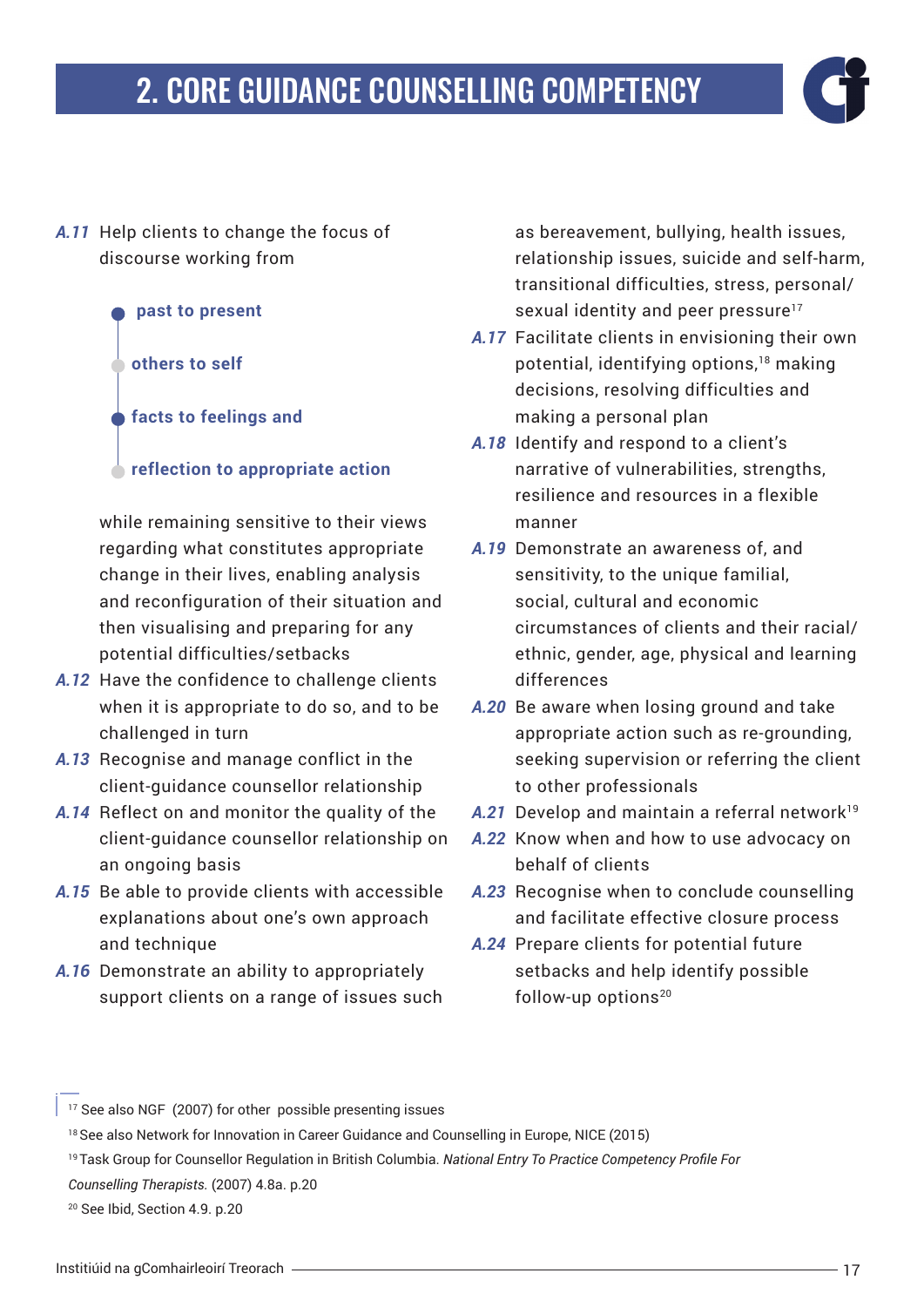## 2. CORE GUIDANCE COUNSELLING COMPETENCY

***A.11*** Help clients to change the focus of discourse working from

- **past to present**
- **others to self**
- **facts to feelings and**
- **reflection to appropriate action**

while remaining sensitive to their views regarding what constitutes appropriate change in their lives, enabling analysis and reconfiguration of their situation and then visualising and preparing for any potential difficulties/setbacks

***A.12*** Have the confidence to challenge clients when it is appropriate to do so, and to be challenged in turn

***A.13*** Recognise and manage conflict in the client-guidance counsellor relationship

***A.14*** Reflect on and monitor the quality of the client-guidance counsellor relationship on an ongoing basis

***A.15*** Be able to provide clients with accessible explanations about one's own approach and technique

***A.16*** Demonstrate an ability to appropriately support clients on a range of issues such as bereavement, bullying, health issues, relationship issues, suicide and self-harm, transitional difficulties, stress, personal/sexual identity and peer pressure[17]

***A.17*** Facilitate clients in envisioning their own potential, identifying options,[18] making decisions, resolving difficulties and making a personal plan

***A.18*** Identify and respond to a client's narrative of vulnerabilities, strengths, resilience and resources in a flexible manner

***A.19*** Demonstrate an awareness of, and sensitivity, to the unique familial, social, cultural and economic circumstances of clients and their racial/ethnic, gender, age, physical and learning differences

***A.20*** Be aware when losing ground and take appropriate action such as re-grounding, seeking supervision or referring the client to other professionals

***A.21*** Develop and maintain a referral network[19]

***A.22*** Know when and how to use advocacy on behalf of clients

***A.23*** Recognise when to conclude counselling and facilitate effective closure process

***A.24*** Prepare clients for potential future setbacks and help identify possible follow-up options[20]

---

[17] See also NGF (2007) for other possible presenting issues

[18] See also Network for Innovation in Career Guidance and Counselling in Europe, NICE (2015)

[19] Task Group for Counsellor Regulation in British Columbia. *National Entry To Practice Competency Profile For Counselling Therapists.* (2007) 4.8a. p.20

[20] See Ibid, Section 4.9. p.20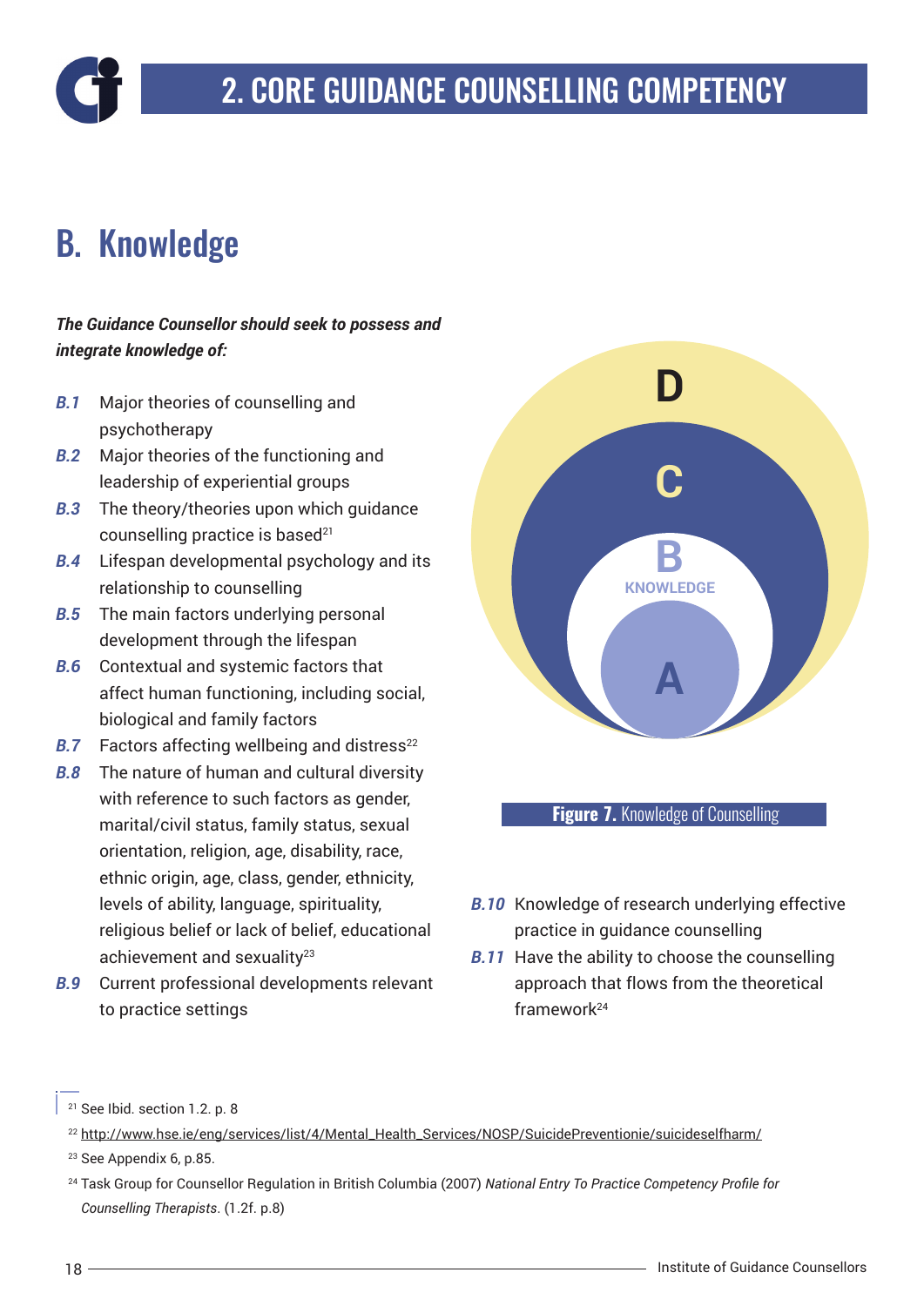# 2. CORE GUIDANCE COUNSELLING COMPETENCY

## B. Knowledge

***The Guidance Counsellor should seek to possess and integrate knowledge of:***

- ***B.1*** Major theories of counselling and psychotherapy
- ***B.2*** Major theories of the functioning and leadership of experiential groups
- ***B.3*** The theory/theories upon which guidance counselling practice is based[21]
- ***B.4*** Lifespan developmental psychology and its relationship to counselling
- ***B.5*** The main factors underlying personal development through the lifespan
- ***B.6*** Contextual and systemic factors that affect human functioning, including social, biological and family factors
- ***B.7*** Factors affecting wellbeing and distress[22]
- ***B.8*** The nature of human and cultural diversity with reference to such factors as gender, marital/civil status, family status, sexual orientation, religion, age, disability, race, ethnic origin, age, class, gender, ethnicity, levels of ability, language, spirituality, religious belief or lack of belief, educational achievement and sexuality[23]
- ***B.9*** Current professional developments relevant to practice settings
- ***B.10*** Knowledge of research underlying effective practice in guidance counselling
- ***B.11*** Have the ability to choose the counselling approach that flows from the theoretical framework[24]

D

C

B
KNOWLEDGE

A

**Figure 7.** Knowledge of Counselling

[21] See Ibid. section 1.2. p. 8

[22] http://www.hse.ie/eng/services/list/4/Mental_Health_Services/NOSP/SuicidePreventionie/suicideselfharm/

[23] See Appendix 6, p.85.

[24] Task Group for Counsellor Regulation in British Columbia (2007) *National Entry To Practice Competency Profile for Counselling Therapists*. (1.2f. p.8)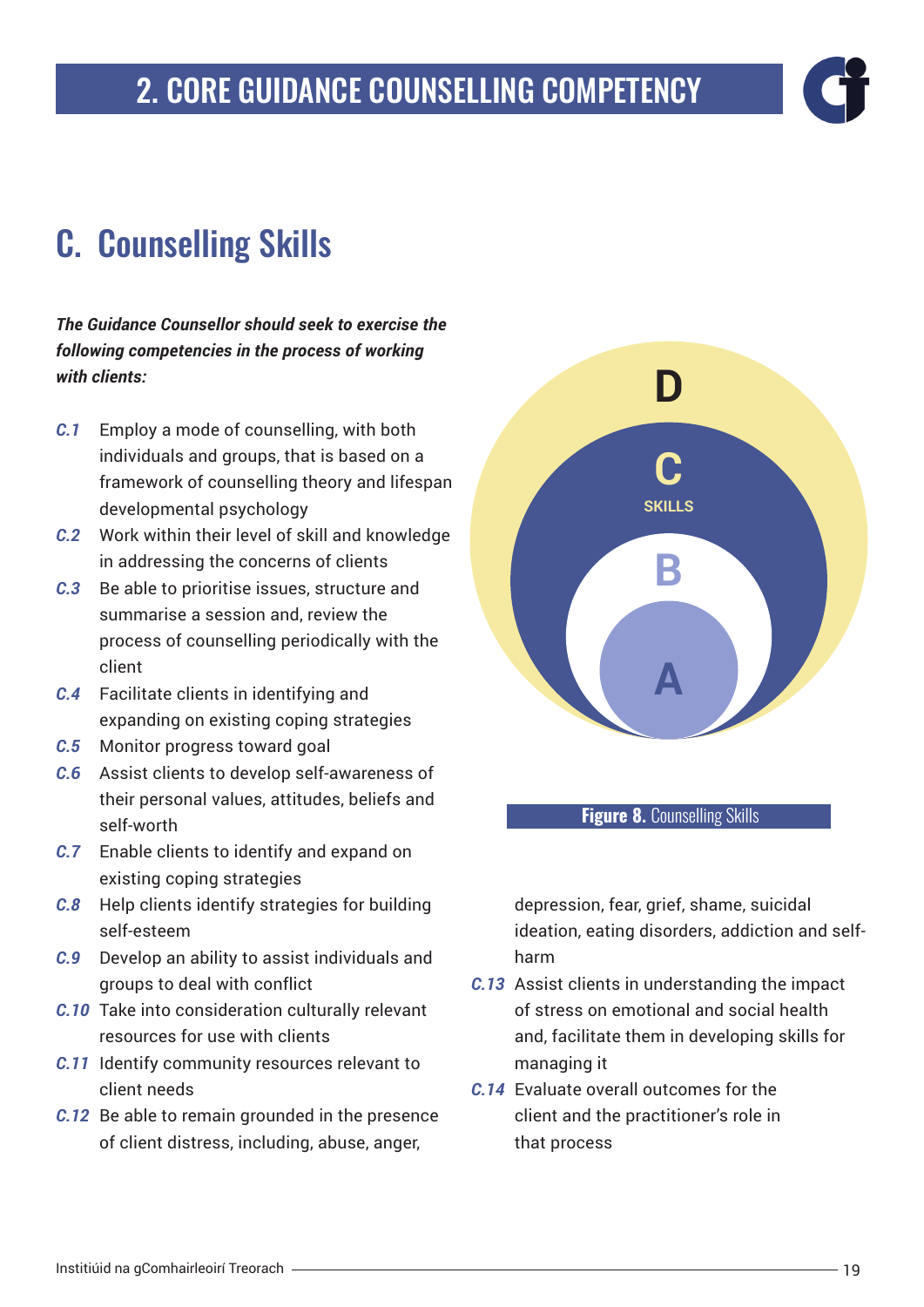# 2. CORE GUIDANCE COUNSELLING COMPETENCY

## C. Counselling Skills

***The Guidance Counsellor should seek to exercise the following competencies in the process of working with clients:***

- ***C.1*** Employ a mode of counselling, with both individuals and groups, that is based on a framework of counselling theory and lifespan developmental psychology
- ***C.2*** Work within their level of skill and knowledge in addressing the concerns of clients
- ***C.3*** Be able to prioritise issues, structure and summarise a session and, review the process of counselling periodically with the client
- ***C.4*** Facilitate clients in identifying and expanding on existing coping strategies
- ***C.5*** Monitor progress toward goal
- ***C.6*** Assist clients to develop self-awareness of their personal values, attitudes, beliefs and self-worth
- ***C.7*** Enable clients to identify and expand on existing coping strategies
- ***C.8*** Help clients identify strategies for building self-esteem
- ***C.9*** Develop an ability to assist individuals and groups to deal with conflict
- ***C.10*** Take into consideration culturally relevant resources for use with clients
- ***C.11*** Identify community resources relevant to client needs
- ***C.12*** Be able to remain grounded in the presence of client distress, including, abuse, anger, depression, fear, grief, shame, suicidal ideation, eating disorders, addiction and self-harm
- ***C.13*** Assist clients in understanding the impact of stress on emotional and social health and, facilitate them in developing skills for managing it
- ***C.14*** Evaluate overall outcomes for the client and the practitioner's role in that process

D

C

SKILLS

B

A

**Figure 8.** Counselling Skills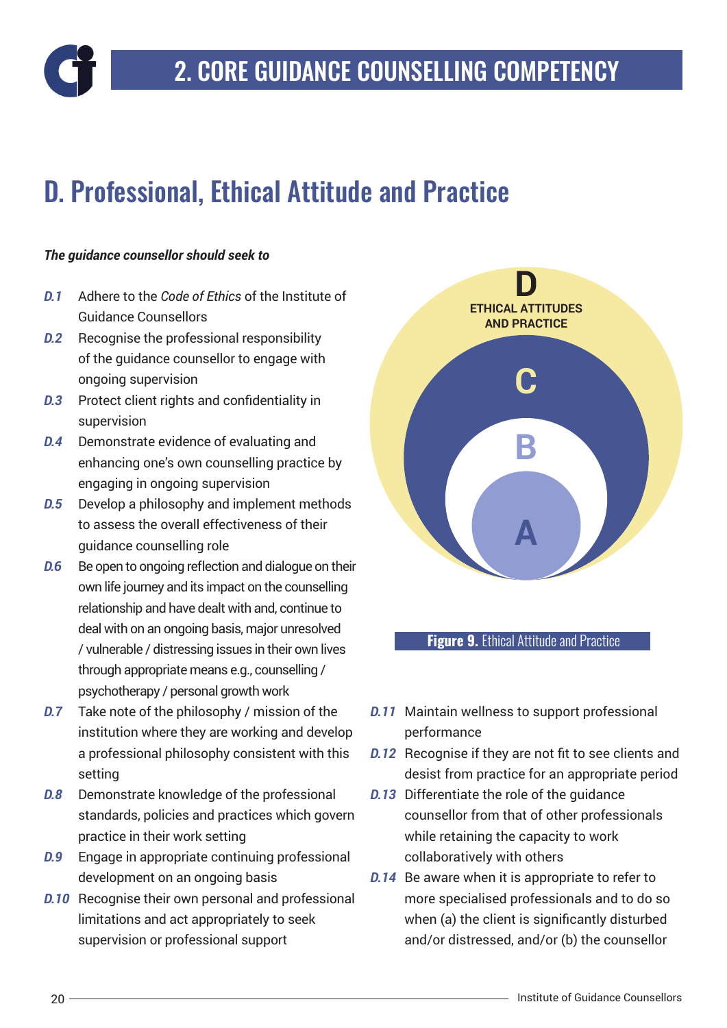# 2. CORE GUIDANCE COUNSELLING COMPETENCY

## D. Professional, Ethical Attitude and Practice

***The guidance counsellor should seek to***

- ***D.1*** Adhere to the *Code of Ethics* of the Institute of Guidance Counsellors
- ***D.2*** Recognise the professional responsibility of the guidance counsellor to engage with ongoing supervision
- ***D.3*** Protect client rights and confidentiality in supervision
- ***D.4*** Demonstrate evidence of evaluating and enhancing one's own counselling practice by engaging in ongoing supervision
- ***D.5*** Develop a philosophy and implement methods to assess the overall effectiveness of their guidance counselling role
- ***D.6*** Be open to ongoing reflection and dialogue on their own life journey and its impact on the counselling relationship and have dealt with and, continue to deal with on an ongoing basis, major unresolved / vulnerable / distressing issues in their own lives through appropriate means e.g., counselling / psychotherapy / personal growth work
- ***D.7*** Take note of the philosophy / mission of the institution where they are working and develop a professional philosophy consistent with this setting
- ***D.8*** Demonstrate knowledge of the professional standards, policies and practices which govern practice in their work setting
- ***D.9*** Engage in appropriate continuing professional development on an ongoing basis
- ***D.10*** Recognise their own personal and professional limitations and act appropriately to seek supervision or professional support

D
ETHICAL ATTITUDES AND PRACTICE
C
B
A

**Figure 9.** Ethical Attitude and Practice

- ***D.11*** Maintain wellness to support professional performance
- ***D.12*** Recognise if they are not fit to see clients and desist from practice for an appropriate period
- ***D.13*** Differentiate the role of the guidance counsellor from that of other professionals while retaining the capacity to work collaboratively with others
- ***D.14*** Be aware when it is appropriate to refer to more specialised professionals and to do so when (a) the client is significantly disturbed and/or distressed, and/or (b) the counsellor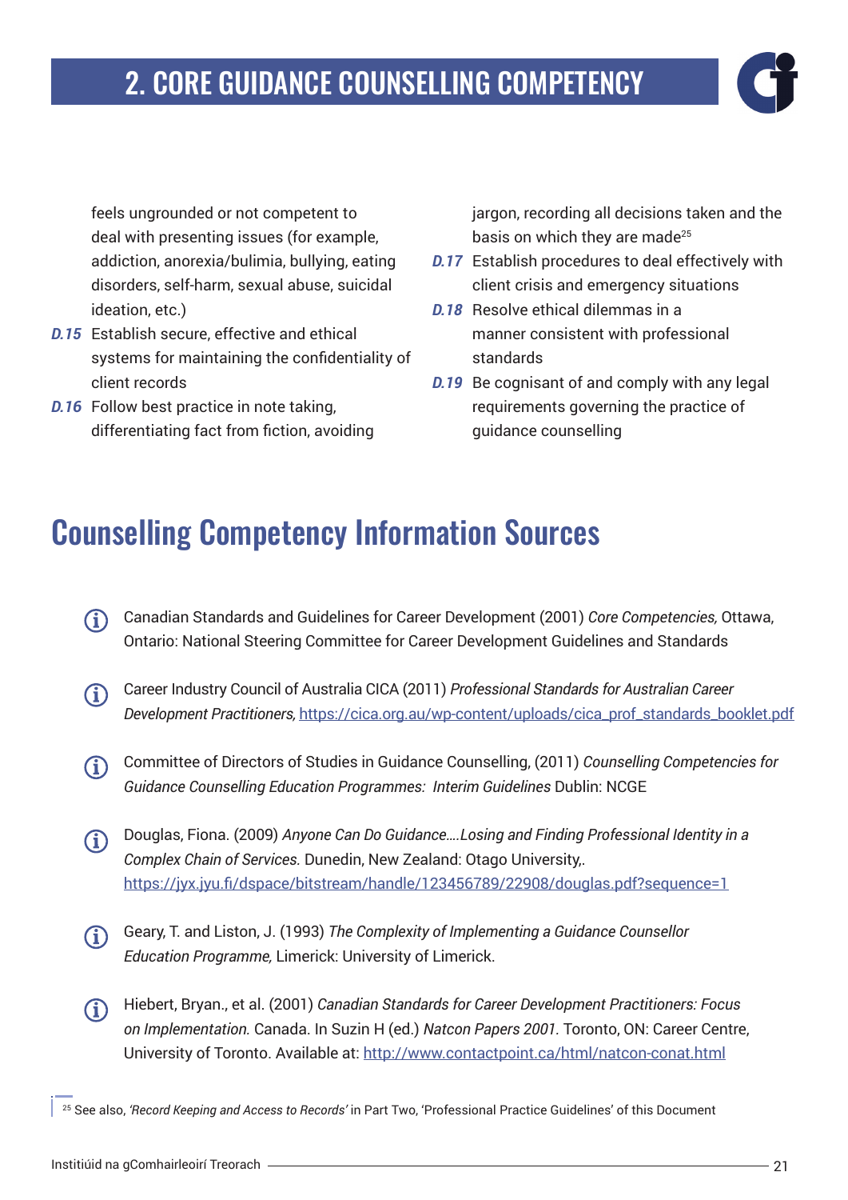feels ungrounded or not competent to deal with presenting issues (for example, addiction, anorexia/bulimia, bullying, eating disorders, self-harm, sexual abuse, suicidal ideation, etc.)

***D.15*** Establish secure, effective and ethical systems for maintaining the confidentiality of client records

***D.16*** Follow best practice in note taking, differentiating fact from fiction, avoiding jargon, recording all decisions taken and the basis on which they are made[25]

***D.17*** Establish procedures to deal effectively with client crisis and emergency situations

***D.18*** Resolve ethical dilemmas in a manner consistent with professional standards

***D.19*** Be cognisant of and comply with any legal requirements governing the practice of guidance counselling

## Counselling Competency Information Sources

- Canadian Standards and Guidelines for Career Development (2001) *Core Competencies,* Ottawa, Ontario: National Steering Committee for Career Development Guidelines and Standards

- Career Industry Council of Australia CICA (2011) *Professional Standards for Australian Career Development Practitioners,* https://cica.org.au/wp-content/uploads/cica_prof_standards_booklet.pdf

- Committee of Directors of Studies in Guidance Counselling, (2011) *Counselling Competencies for Guidance Counselling Education Programmes: Interim Guidelines* Dublin: NCGE

- Douglas, Fiona. (2009) *Anyone Can Do Guidance….Losing and Finding Professional Identity in a Complex Chain of Services.* Dunedin, New Zealand: Otago University,. https://jyx.jyu.fi/dspace/bitstream/handle/123456789/22908/douglas.pdf?sequence=1

- Geary, T. and Liston, J. (1993) *The Complexity of Implementing a Guidance Counsellor Education Programme,* Limerick: University of Limerick.

- Hiebert, Bryan., et al. (2001) *Canadian Standards for Career Development Practitioners: Focus on Implementation.* Canada. In Suzin H (ed.) *Natcon Papers 2001.* Toronto, ON: Career Centre, University of Toronto. Available at: http://www.contactpoint.ca/html/natcon-conat.html

[25] See also, *'Record Keeping and Access to Records'* in Part Two, 'Professional Practice Guidelines' of this Document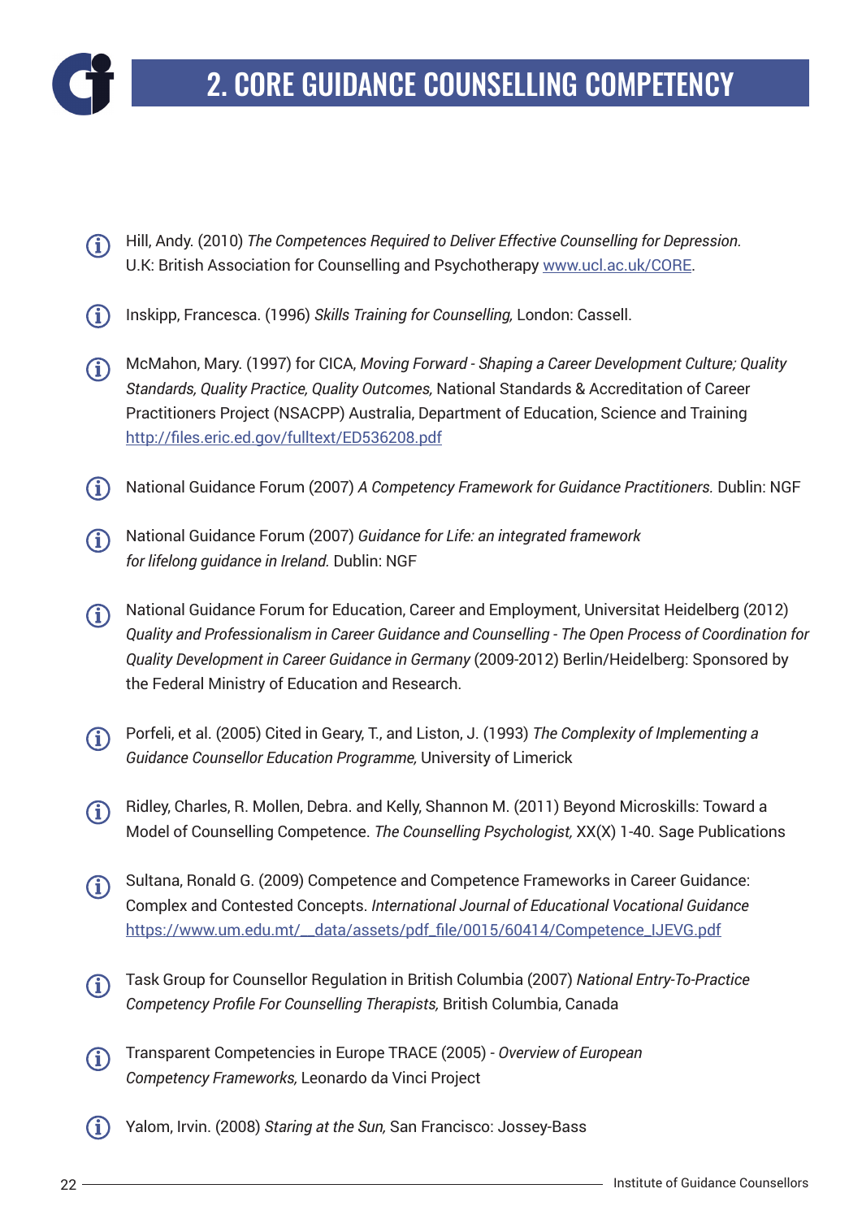# 2. CORE GUIDANCE COUNSELLING COMPETENCY

- Hill, Andy. (2010) *The Competences Required to Deliver Effective Counselling for Depression.* U.K: British Association for Counselling and Psychotherapy www.ucl.ac.uk/CORE.

- Inskipp, Francesca. (1996) *Skills Training for Counselling,* London: Cassell.

- McMahon, Mary. (1997) for CICA, *Moving Forward - Shaping a Career Development Culture; Quality Standards, Quality Practice, Quality Outcomes,* National Standards & Accreditation of Career Practitioners Project (NSACPP) Australia, Department of Education, Science and Training http://files.eric.ed.gov/fulltext/ED536208.pdf

- National Guidance Forum (2007) *A Competency Framework for Guidance Practitioners.* Dublin: NGF

- National Guidance Forum (2007) *Guidance for Life: an integrated framework for lifelong guidance in Ireland.* Dublin: NGF

- National Guidance Forum for Education, Career and Employment, Universitat Heidelberg (2012) *Quality and Professionalism in Career Guidance and Counselling - The Open Process of Coordination for Quality Development in Career Guidance in Germany* (2009-2012) Berlin/Heidelberg: Sponsored by the Federal Ministry of Education and Research.

- Porfeli, et al. (2005) Cited in Geary, T., and Liston, J. (1993) *The Complexity of Implementing a Guidance Counsellor Education Programme,* University of Limerick

- Ridley, Charles, R. Mollen, Debra. and Kelly, Shannon M. (2011) Beyond Microskills: Toward a Model of Counselling Competence. *The Counselling Psychologist,* XX(X) 1-40. Sage Publications

- Sultana, Ronald G. (2009) Competence and Competence Frameworks in Career Guidance: Complex and Contested Concepts. *International Journal of Educational Vocational Guidance* https://www.um.edu.mt/__data/assets/pdf_file/0015/60414/Competence_IJEVG.pdf

- Task Group for Counsellor Regulation in British Columbia (2007) *National Entry-To-Practice Competency Profile For Counselling Therapists,* British Columbia, Canada

- Transparent Competencies in Europe TRACE (2005) - *Overview of European Competency Frameworks,* Leonardo da Vinci Project

- Yalom, Irvin. (2008) *Staring at the Sun,* San Francisco: Jossey-Bass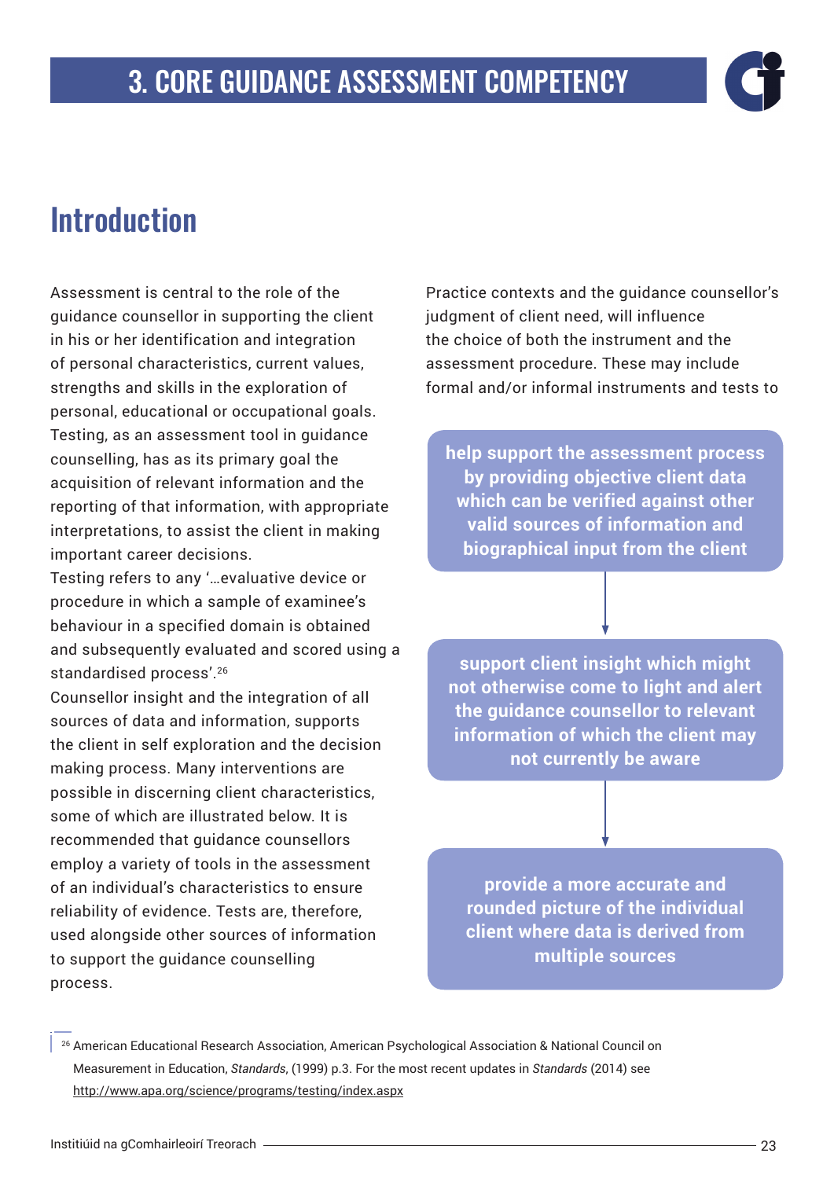# 3. CORE GUIDANCE ASSESSMENT COMPETENCY

## Introduction

Assessment is central to the role of the guidance counsellor in supporting the client in his or her identification and integration of personal characteristics, current values, strengths and skills in the exploration of personal, educational or occupational goals. Testing, as an assessment tool in guidance counselling, has as its primary goal the acquisition of relevant information and the reporting of that information, with appropriate interpretations, to assist the client in making important career decisions.

Testing refers to any '…evaluative device or procedure in which a sample of examinee's behaviour in a specified domain is obtained and subsequently evaluated and scored using a standardised process'.[26]

Counsellor insight and the integration of all sources of data and information, supports the client in self exploration and the decision making process. Many interventions are possible in discerning client characteristics, some of which are illustrated below. It is recommended that guidance counsellors employ a variety of tools in the assessment of an individual's characteristics to ensure reliability of evidence. Tests are, therefore, used alongside other sources of information to support the guidance counselling process.

Practice contexts and the guidance counsellor's judgment of client need, will influence the choice of both the instrument and the assessment procedure. These may include formal and/or informal instruments and tests to

**help support the assessment process by providing objective client data which can be verified against other valid sources of information and biographical input from the client**

↓

**support client insight which might not otherwise come to light and alert the guidance counsellor to relevant information of which the client may not currently be aware**

↓

**provide a more accurate and rounded picture of the individual client where data is derived from multiple sources**

[26] American Educational Research Association, American Psychological Association & National Council on Measurement in Education, *Standards*, (1999) p.3. For the most recent updates in *Standards* (2014) see http://www.apa.org/science/programs/testing/index.aspx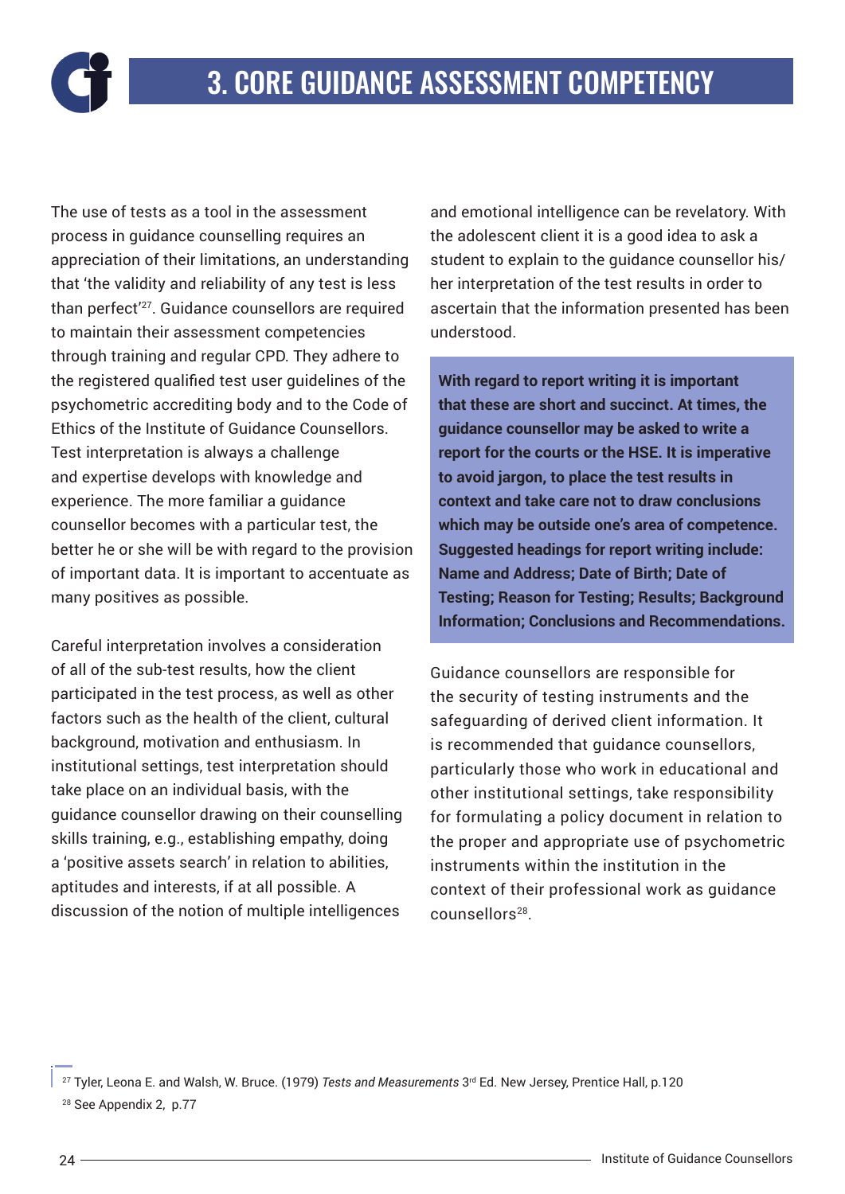# 3. CORE GUIDANCE ASSESSMENT COMPETENCY

The use of tests as a tool in the assessment process in guidance counselling requires an appreciation of their limitations, an understanding that 'the validity and reliability of any test is less than perfect'[27]. Guidance counsellors are required to maintain their assessment competencies through training and regular CPD. They adhere to the registered qualified test user guidelines of the psychometric accrediting body and to the Code of Ethics of the Institute of Guidance Counsellors. Test interpretation is always a challenge and expertise develops with knowledge and experience. The more familiar a guidance counsellor becomes with a particular test, the better he or she will be with regard to the provision of important data. It is important to accentuate as many positives as possible.

Careful interpretation involves a consideration of all of the sub-test results, how the client participated in the test process, as well as other factors such as the health of the client, cultural background, motivation and enthusiasm. In institutional settings, test interpretation should take place on an individual basis, with the guidance counsellor drawing on their counselling skills training, e.g., establishing empathy, doing a 'positive assets search' in relation to abilities, aptitudes and interests, if at all possible. A discussion of the notion of multiple intelligences and emotional intelligence can be revelatory. With the adolescent client it is a good idea to ask a student to explain to the guidance counsellor his/her interpretation of the test results in order to ascertain that the information presented has been understood.

**With regard to report writing it is important that these are short and succinct. At times, the guidance counsellor may be asked to write a report for the courts or the HSE. It is imperative to avoid jargon, to place the test results in context and take care not to draw conclusions which may be outside one's area of competence. Suggested headings for report writing include: Name and Address; Date of Birth; Date of Testing; Reason for Testing; Results; Background Information; Conclusions and Recommendations.**

Guidance counsellors are responsible for the security of testing instruments and the safeguarding of derived client information. It is recommended that guidance counsellors, particularly those who work in educational and other institutional settings, take responsibility for formulating a policy document in relation to the proper and appropriate use of psychometric instruments within the institution in the context of their professional work as guidance counsellors[28].

[27] Tyler, Leona E. and Walsh, W. Bruce. (1979) *Tests and Measurements* 3rd Ed. New Jersey, Prentice Hall, p.120

[28] See Appendix 2, p.77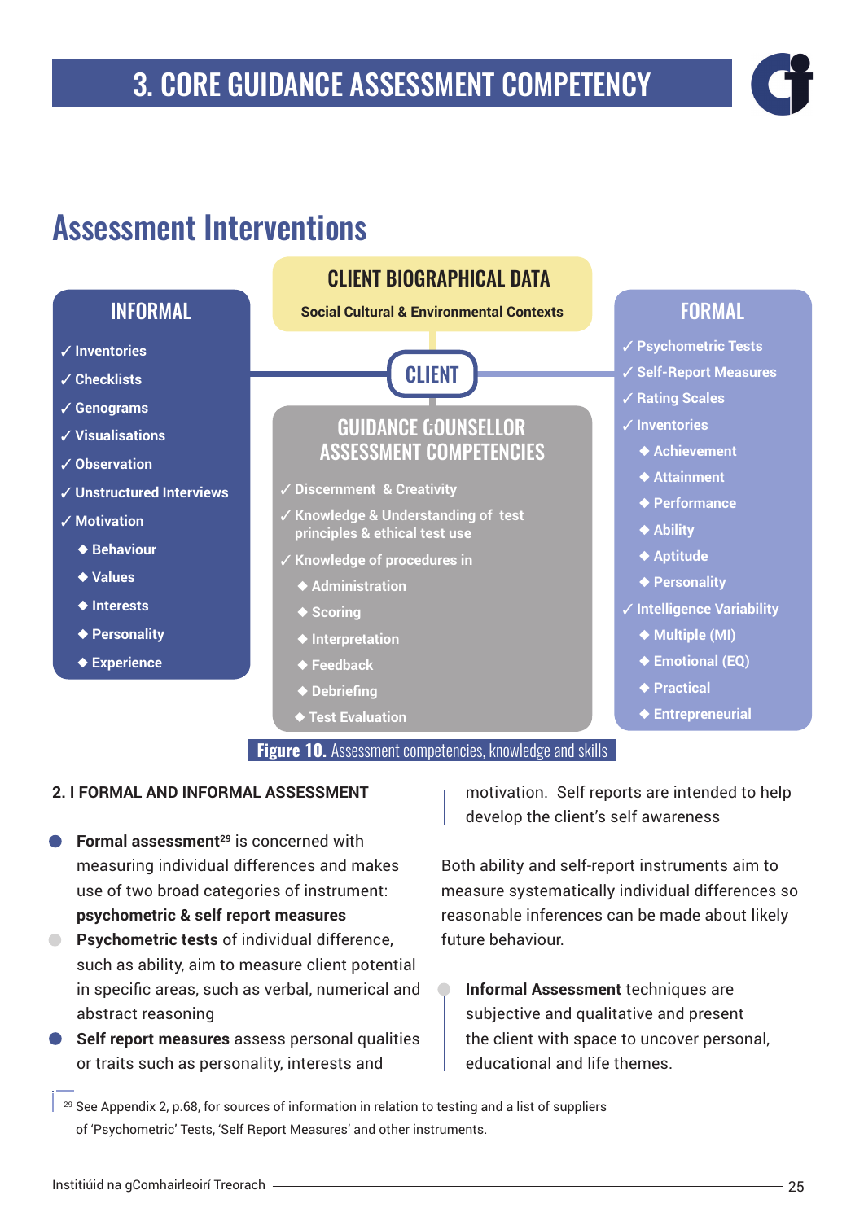# 3. CORE GUIDANCE ASSESSMENT COMPETENCY

## Assessment Interventions

**CLIENT BIOGRAPHICAL DATA**

Social Cultural & Environmental Contexts

**CLIENT**

**INFORMAL**

- ✓ Inventories
- ✓ Checklists
- ✓ Genograms
- ✓ Visualisations
- ✓ Observation
- ✓ Unstructured Interviews
- ✓ Motivation
  - ◆ Behaviour
  - ◆ Values
  - ◆ Interests
  - ◆ Personality
  - ◆ Experience

**GUIDANCE COUNSELLOR ASSESSMENT COMPETENCIES**

- ✓ Discernment & Creativity
- ✓ Knowledge & Understanding of test principles & ethical test use
- ✓ Knowledge of procedures in
  - ◆ Administration
  - ◆ Scoring
  - ◆ Interpretation
  - ◆ Feedback
  - ◆ Debriefing
  - ◆ Test Evaluation

**FORMAL**

- ✓ Psychometric Tests
- ✓ Self-Report Measures
- ✓ Rating Scales
- ✓ Inventories
  - ◆ Achievement
  - ◆ Attainment
  - ◆ Performance
  - ◆ Ability
  - ◆ Aptitude
  - ◆ Personality
- ✓ Intelligence Variability
  - ◆ Multiple (MI)
  - ◆ Emotional (EQ)
  - ◆ Practical
  - ◆ Entrepreneurial

**Figure 10.** Assessment competencies, knowledge and skills

**2. I FORMAL AND INFORMAL ASSESSMENT**

- **Formal assessment**[29] is concerned with measuring individual differences and makes use of two broad categories of instrument: **psychometric & self report measures**
- **Psychometric tests** of individual difference, such as ability, aim to measure client potential in specific areas, such as verbal, numerical and abstract reasoning
- **Self report measures** assess personal qualities or traits such as personality, interests and motivation. Self reports are intended to help develop the client's self awareness

Both ability and self-report instruments aim to measure systematically individual differences so reasonable inferences can be made about likely future behaviour.

- **Informal Assessment** techniques are subjective and qualitative and present the client with space to uncover personal, educational and life themes.

[29] See Appendix 2, p.68, for sources of information in relation to testing and a list of suppliers of 'Psychometric' Tests, 'Self Report Measures' and other instruments.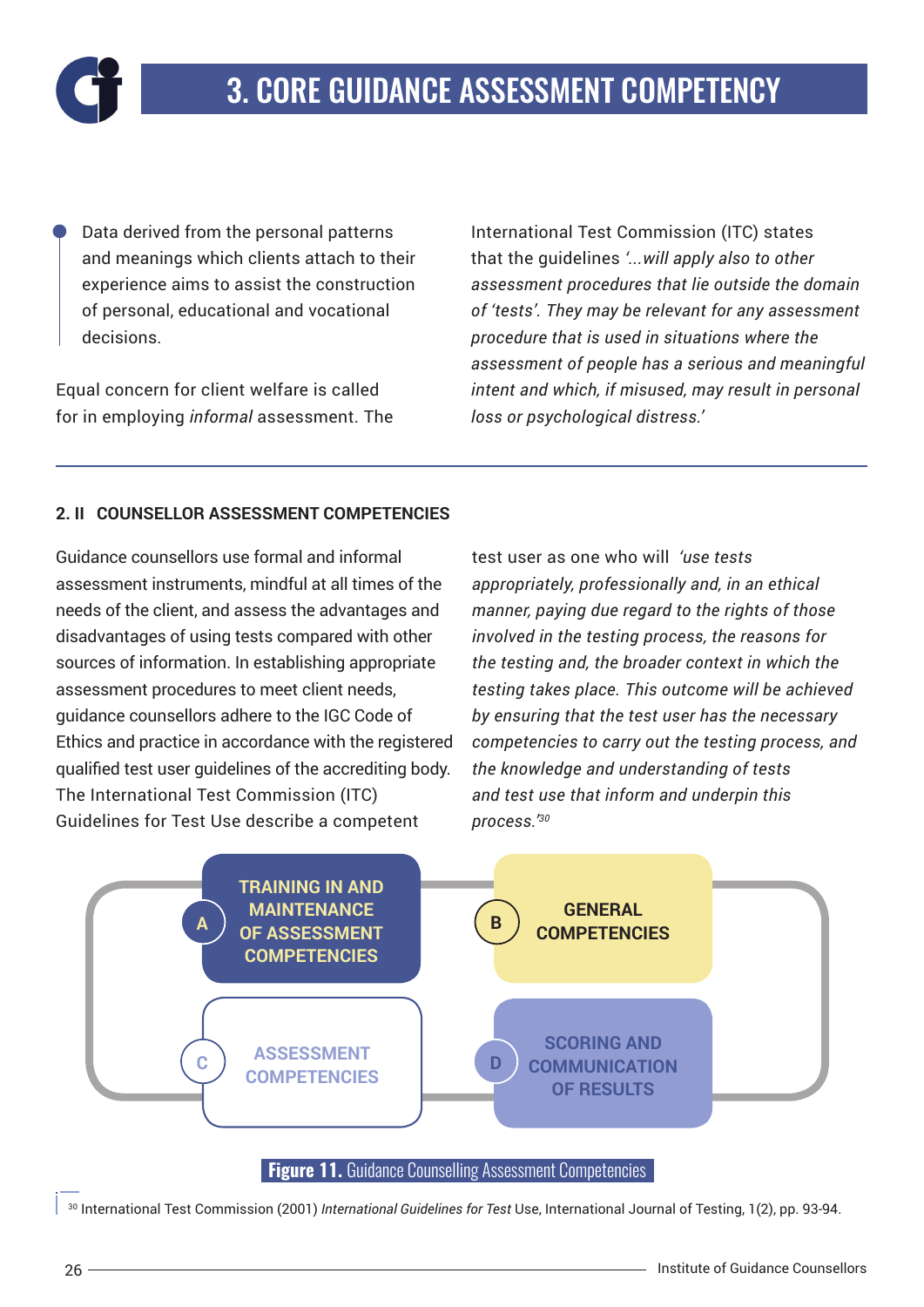# 3. CORE GUIDANCE ASSESSMENT COMPETENCY

- Data derived from the personal patterns and meanings which clients attach to their experience aims to assist the construction of personal, educational and vocational decisions.

Equal concern for client welfare is called for in employing *informal* assessment. The International Test Commission (ITC) states that the guidelines *'...will apply also to other assessment procedures that lie outside the domain of 'tests'. They may be relevant for any assessment procedure that is used in situations where the assessment of people has a serious and meaningful intent and which, if misused, may result in personal loss or psychological distress.'*

### 2. II COUNSELLOR ASSESSMENT COMPETENCIES

Guidance counsellors use formal and informal assessment instruments, mindful at all times of the needs of the client, and assess the advantages and disadvantages of using tests compared with other sources of information. In establishing appropriate assessment procedures to meet client needs, guidance counsellors adhere to the IGC Code of Ethics and practice in accordance with the registered qualified test user guidelines of the accrediting body. The International Test Commission (ITC) Guidelines for Test Use describe a competent test user as one who will *'use tests appropriately, professionally and, in an ethical manner, paying due regard to the rights of those involved in the testing process, the reasons for the testing and, the broader context in which the testing takes place. This outcome will be achieved by ensuring that the test user has the necessary competencies to carry out the testing process, and the knowledge and understanding of tests and test use that inform and underpin this process.'*[30]

A — TRAINING IN AND MAINTENANCE OF ASSESSMENT COMPETENCIES

B — GENERAL COMPETENCIES

C — ASSESSMENT COMPETENCIES

D — SCORING AND COMMUNICATION OF RESULTS

**Figure 11.** Guidance Counselling Assessment Competencies

[30] International Test Commission (2001) *International Guidelines for Test* Use, International Journal of Testing, 1(2), pp. 93-94.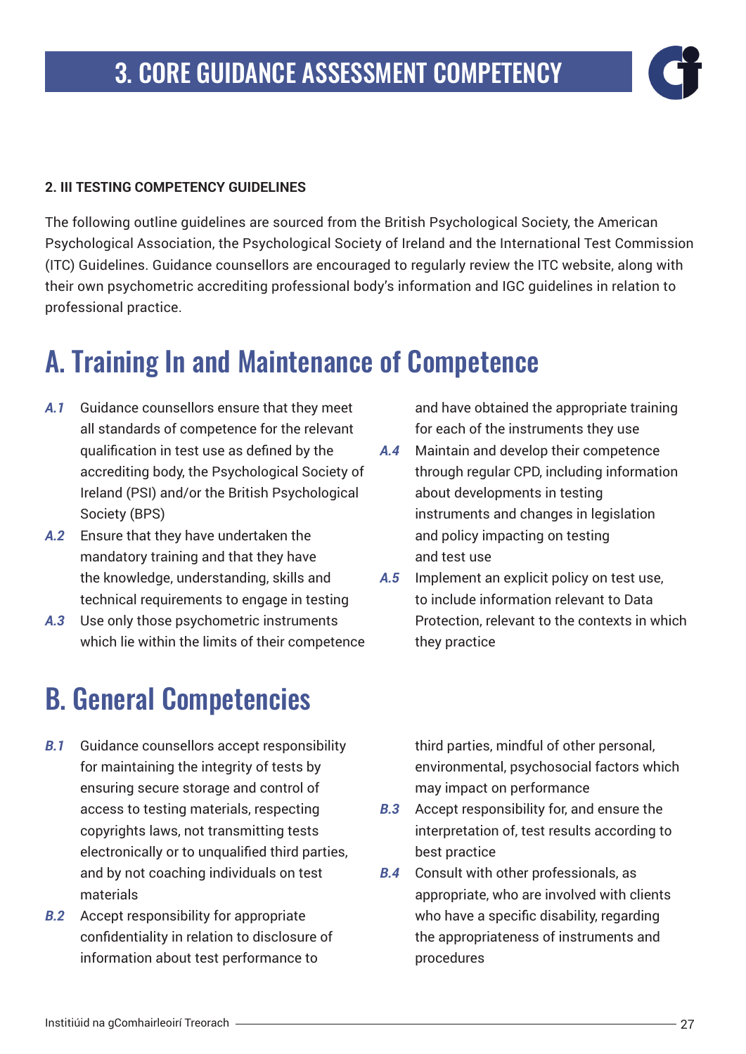# 3. CORE GUIDANCE ASSESSMENT COMPETENCY

**2. III TESTING COMPETENCY GUIDELINES**

The following outline guidelines are sourced from the British Psychological Society, the American Psychological Association, the Psychological Society of Ireland and the International Test Commission (ITC) Guidelines. Guidance counsellors are encouraged to regularly review the ITC website, along with their own psychometric accrediting professional body's information and IGC guidelines in relation to professional practice.

## A. Training In and Maintenance of Competence

*A.1* Guidance counsellors ensure that they meet all standards of competence for the relevant qualification in test use as defined by the accrediting body, the Psychological Society of Ireland (PSI) and/or the British Psychological Society (BPS)

*A.2* Ensure that they have undertaken the mandatory training and that they have the knowledge, understanding, skills and technical requirements to engage in testing

*A.3* Use only those psychometric instruments which lie within the limits of their competence and have obtained the appropriate training for each of the instruments they use

*A.4* Maintain and develop their competence through regular CPD, including information about developments in testing instruments and changes in legislation and policy impacting on testing and test use

*A.5* Implement an explicit policy on test use, to include information relevant to Data Protection, relevant to the contexts in which they practice

## B. General Competencies

*B.1* Guidance counsellors accept responsibility for maintaining the integrity of tests by ensuring secure storage and control of access to testing materials, respecting copyrights laws, not transmitting tests electronically or to unqualified third parties, and by not coaching individuals on test materials

*B.2* Accept responsibility for appropriate confidentiality in relation to disclosure of information about test performance to third parties, mindful of other personal, environmental, psychosocial factors which may impact on performance

*B.3* Accept responsibility for, and ensure the interpretation of, test results according to best practice

*B.4* Consult with other professionals, as appropriate, who are involved with clients who have a specific disability, regarding the appropriateness of instruments and procedures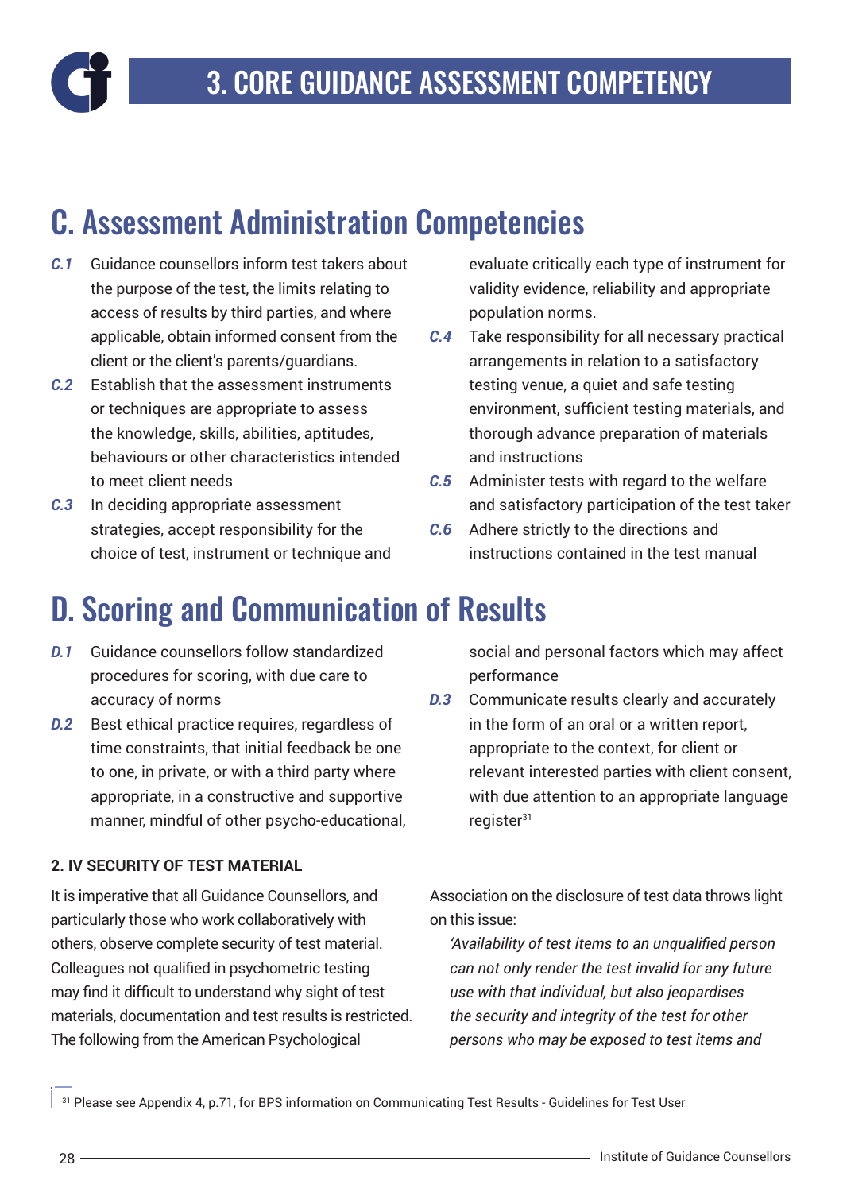# 3. CORE GUIDANCE ASSESSMENT COMPETENCY

## C. Assessment Administration Competencies

*C.1* Guidance counsellors inform test takers about the purpose of the test, the limits relating to access of results by third parties, and where applicable, obtain informed consent from the client or the client's parents/guardians.

*C.2* Establish that the assessment instruments or techniques are appropriate to assess the knowledge, skills, abilities, aptitudes, behaviours or other characteristics intended to meet client needs

*C.3* In deciding appropriate assessment strategies, accept responsibility for the choice of test, instrument or technique and evaluate critically each type of instrument for validity evidence, reliability and appropriate population norms.

*C.4* Take responsibility for all necessary practical arrangements in relation to a satisfactory testing venue, a quiet and safe testing environment, sufficient testing materials, and thorough advance preparation of materials and instructions

*C.5* Administer tests with regard to the welfare and satisfactory participation of the test taker

*C.6* Adhere strictly to the directions and instructions contained in the test manual

## D. Scoring and Communication of Results

*D.1* Guidance counsellors follow standardized procedures for scoring, with due care to accuracy of norms

*D.2* Best ethical practice requires, regardless of time constraints, that initial feedback be one to one, in private, or with a third party where appropriate, in a constructive and supportive manner, mindful of other psycho-educational, social and personal factors which may affect performance

*D.3* Communicate results clearly and accurately in the form of an oral or a written report, appropriate to the context, for client or relevant interested parties with client consent, with due attention to an appropriate language register[31]

### 2. IV SECURITY OF TEST MATERIAL

It is imperative that all Guidance Counsellors, and particularly those who work collaboratively with others, observe complete security of test material. Colleagues not qualified in psychometric testing may find it difficult to understand why sight of test materials, documentation and test results is restricted. The following from the American Psychological Association on the disclosure of test data throws light on this issue:

> *'Availability of test items to an unqualified person can not only render the test invalid for any future use with that individual, but also jeopardises the security and integrity of the test for other persons who may be exposed to test items and*

[31] Please see Appendix 4, p.71, for BPS information on Communicating Test Results - Guidelines for Test User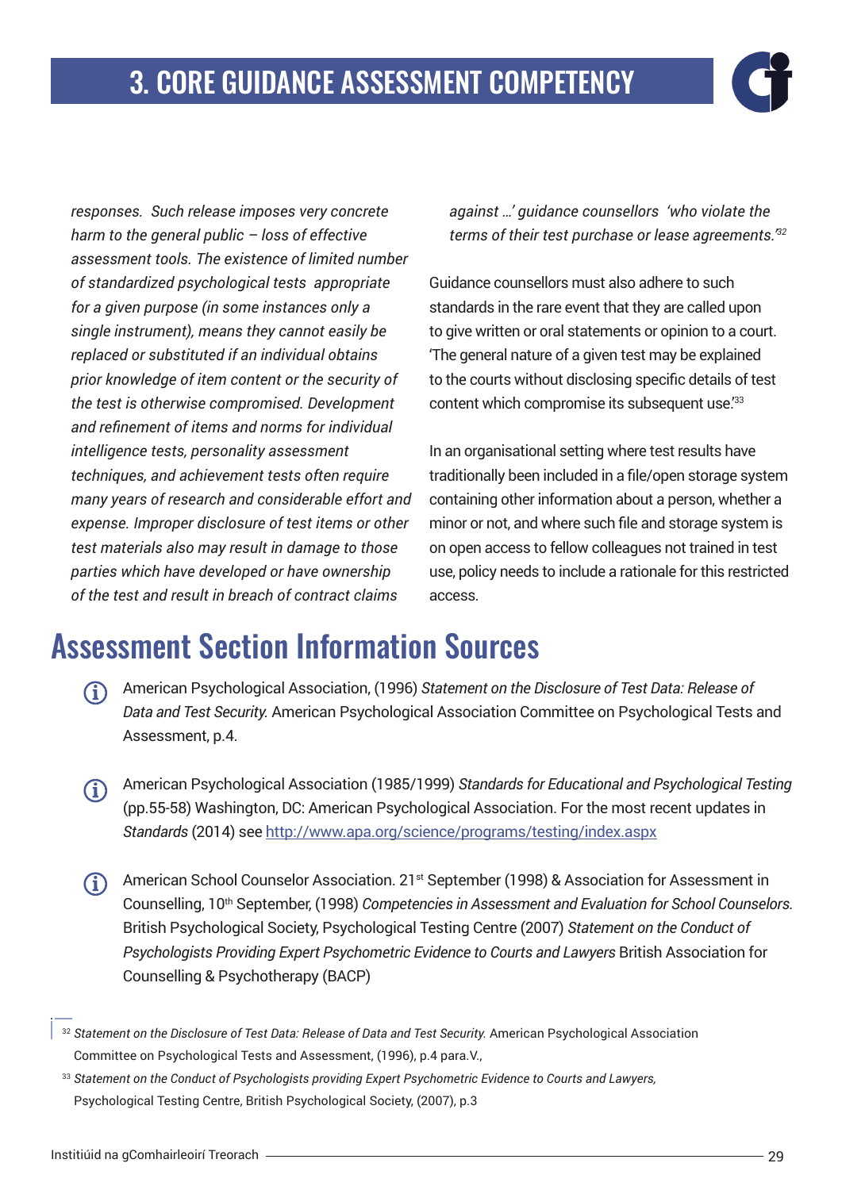*responses. Such release imposes very concrete harm to the general public – loss of effective assessment tools. The existence of limited number of standardized psychological tests appropriate for a given purpose (in some instances only a single instrument), means they cannot easily be replaced or substituted if an individual obtains prior knowledge of item content or the security of the test is otherwise compromised. Development and refinement of items and norms for individual intelligence tests, personality assessment techniques, and achievement tests often require many years of research and considerable effort and expense. Improper disclosure of test items or other test materials also may result in damage to those parties which have developed or have ownership of the test and result in breach of contract claims against …' guidance counsellors 'who violate the terms of their test purchase or lease agreements.'*[32]

Guidance counsellors must also adhere to such standards in the rare event that they are called upon to give written or oral statements or opinion to a court. 'The general nature of a given test may be explained to the courts without disclosing specific details of test content which compromise its subsequent use.'[33]

In an organisational setting where test results have traditionally been included in a file/open storage system containing other information about a person, whether a minor or not, and where such file and storage system is on open access to fellow colleagues not trained in test use, policy needs to include a rationale for this restricted access.

## Assessment Section Information Sources

- American Psychological Association, (1996) *Statement on the Disclosure of Test Data: Release of Data and Test Security.* American Psychological Association Committee on Psychological Tests and Assessment, p.4.

- American Psychological Association (1985/1999) *Standards for Educational and Psychological Testing* (pp.55-58) Washington, DC: American Psychological Association. For the most recent updates in *Standards* (2014) see http://www.apa.org/science/programs/testing/index.aspx

- American School Counselor Association. 21st September (1998) & Association for Assessment in Counselling, 10th September, (1998) *Competencies in Assessment and Evaluation for School Counselors.* British Psychological Society, Psychological Testing Centre (2007) *Statement on the Conduct of Psychologists Providing Expert Psychometric Evidence to Courts and Lawyers* British Association for Counselling & Psychotherapy (BACP)

---

[32] *Statement on the Disclosure of Test Data: Release of Data and Test Security.* American Psychological Association Committee on Psychological Tests and Assessment, (1996), p.4 para.V.,

[33] *Statement on the Conduct of Psychologists providing Expert Psychometric Evidence to Courts and Lawyers,* Psychological Testing Centre, British Psychological Society, (2007), p.3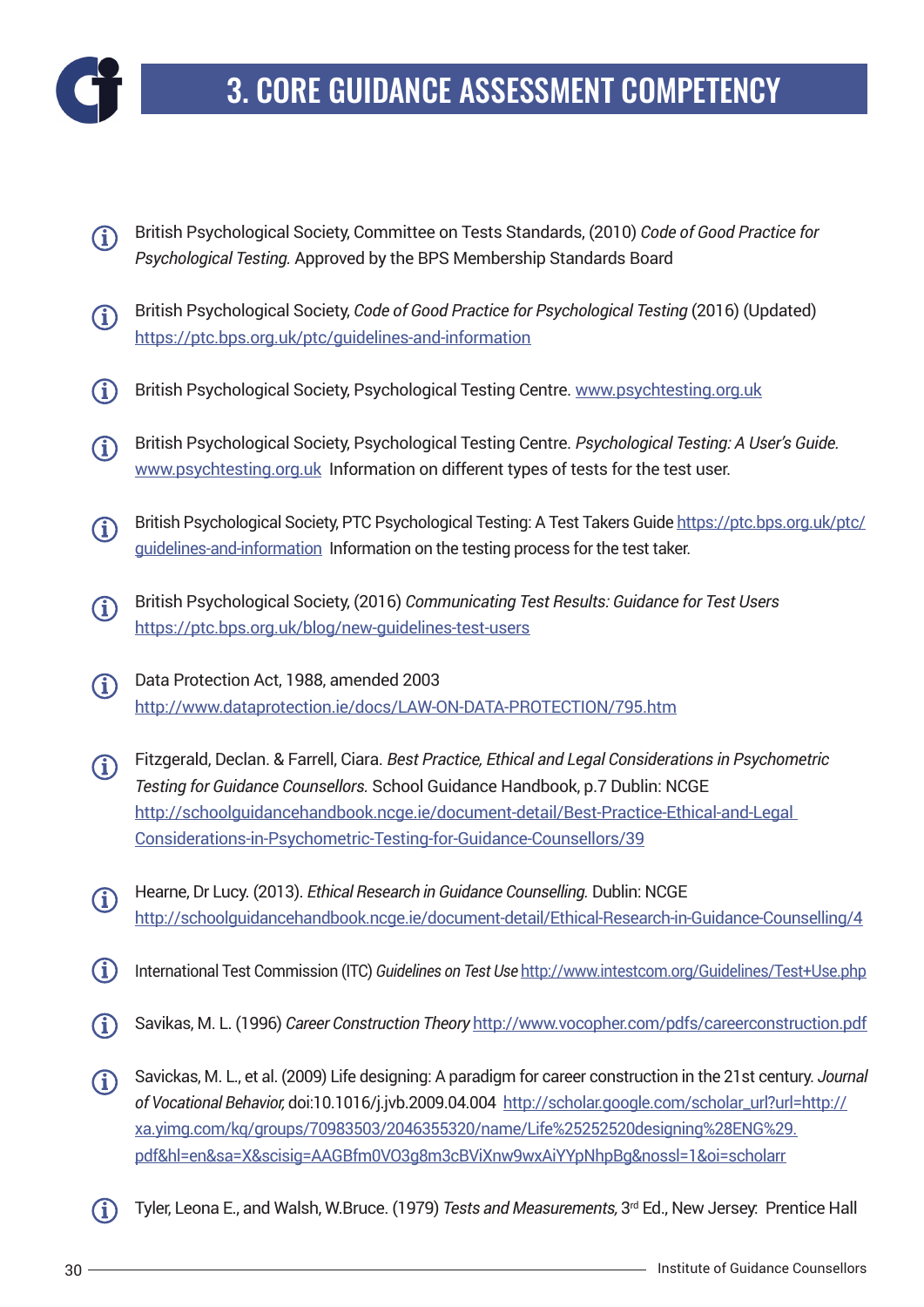# 3. CORE GUIDANCE ASSESSMENT COMPETENCY

- British Psychological Society, Committee on Tests Standards, (2010) *Code of Good Practice for Psychological Testing.* Approved by the BPS Membership Standards Board

- British Psychological Society, *Code of Good Practice for Psychological Testing* (2016) (Updated) https://ptc.bps.org.uk/ptc/guidelines-and-information

- British Psychological Society, Psychological Testing Centre. www.psychtesting.org.uk

- British Psychological Society, Psychological Testing Centre. *Psychological Testing: A User's Guide.* www.psychtesting.org.uk Information on different types of tests for the test user.

- British Psychological Society, PTC Psychological Testing: A Test Takers Guide https://ptc.bps.org.uk/ptc/guidelines-and-information Information on the testing process for the test taker.

- British Psychological Society, (2016) *Communicating Test Results: Guidance for Test Users* https://ptc.bps.org.uk/blog/new-guidelines-test-users

- Data Protection Act, 1988, amended 2003 http://www.dataprotection.ie/docs/LAW-ON-DATA-PROTECTION/795.htm

- Fitzgerald, Declan. & Farrell, Ciara. *Best Practice, Ethical and Legal Considerations in Psychometric Testing for Guidance Counsellors.* School Guidance Handbook, p.7 Dublin: NCGE http://schoolguidancehandbook.ncge.ie/document-detail/Best-Practice-Ethical-and-Legal Considerations-in-Psychometric-Testing-for-Guidance-Counsellors/39

- Hearne, Dr Lucy. (2013). *Ethical Research in Guidance Counselling.* Dublin: NCGE http://schoolguidancehandbook.ncge.ie/document-detail/Ethical-Research-in-Guidance-Counselling/4

- International Test Commission (ITC) *Guidelines on Test Use* http://www.intestcom.org/Guidelines/Test+Use.php

- Savikas, M. L. (1996) *Career Construction Theory* http://www.vocopher.com/pdfs/careerconstruction.pdf

- Savickas, M. L., et al. (2009) Life designing: A paradigm for career construction in the 21st century. *Journal of Vocational Behavior,* doi:10.1016/j.jvb.2009.04.004 http://scholar.google.com/scholar_url?url=http://xa.yimg.com/kq/groups/70983503/2046355320/name/Life%25252520designing%28ENG%29.pdf&hl=en&sa=X&scisig=AAGBfm0VO3g8m3cBViXnw9wxAiYYpNhpBg&nossl=1&oi=scholarr

- Tyler, Leona E., and Walsh, W.Bruce. (1979) *Tests and Measurements,* 3rd Ed., New Jersey: Prentice Hall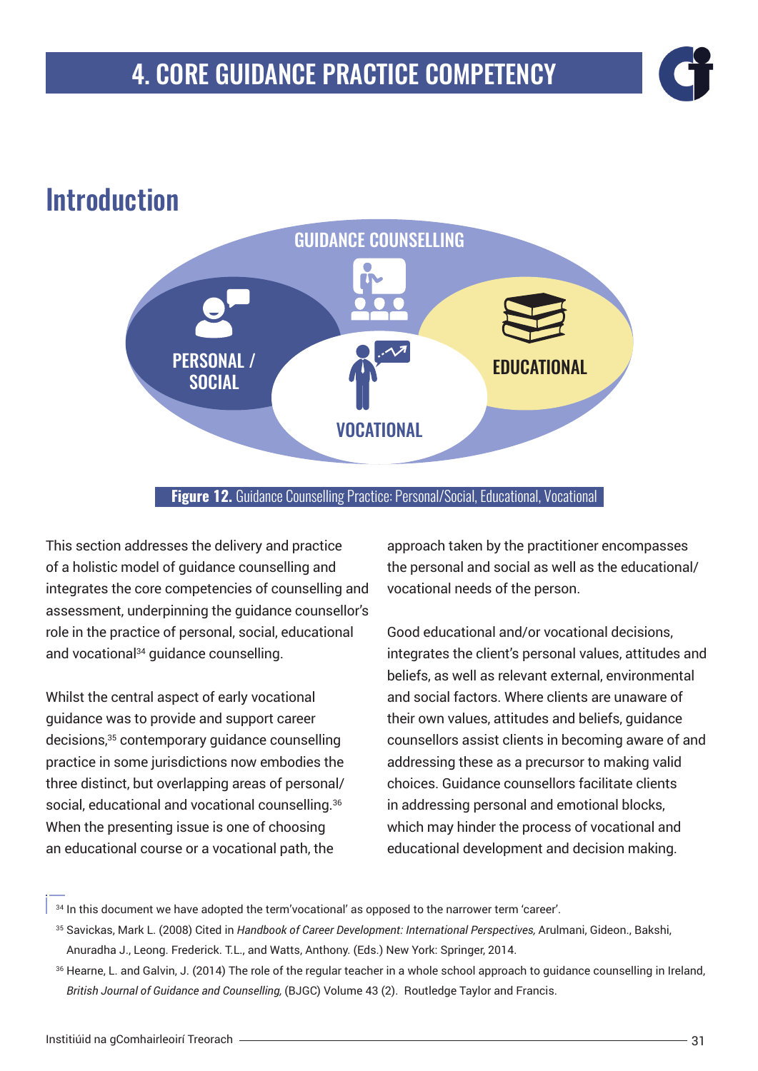# 4. CORE GUIDANCE PRACTICE COMPETENCY

## Introduction

GUIDANCE COUNSELLING

PERSONAL / SOCIAL

EDUCATIONAL

VOCATIONAL

**Figure 12.** Guidance Counselling Practice: Personal/Social, Educational, Vocational

This section addresses the delivery and practice of a holistic model of guidance counselling and integrates the core competencies of counselling and assessment, underpinning the guidance counsellor's role in the practice of personal, social, educational and vocational[34] guidance counselling.

Whilst the central aspect of early vocational guidance was to provide and support career decisions,[35] contemporary guidance counselling practice in some jurisdictions now embodies the three distinct, but overlapping areas of personal/ social, educational and vocational counselling.[36] When the presenting issue is one of choosing an educational course or a vocational path, the approach taken by the practitioner encompasses the personal and social as well as the educational/ vocational needs of the person.

Good educational and/or vocational decisions, integrates the client's personal values, attitudes and beliefs, as well as relevant external, environmental and social factors. Where clients are unaware of their own values, attitudes and beliefs, guidance counsellors assist clients in becoming aware of and addressing these as a precursor to making valid choices. Guidance counsellors facilitate clients in addressing personal and emotional blocks, which may hinder the process of vocational and educational development and decision making.

[34] In this document we have adopted the term'vocational' as opposed to the narrower term 'career'.

[35] Savickas, Mark L. (2008) Cited in *Handbook of Career Development: International Perspectives,* Arulmani, Gideon., Bakshi, Anuradha J., Leong. Frederick. T.L., and Watts, Anthony. (Eds.) New York: Springer, 2014.

[36] Hearne, L. and Galvin, J. (2014) The role of the regular teacher in a whole school approach to guidance counselling in Ireland, *British Journal of Guidance and Counselling,* (BJGC) Volume 43 (2). Routledge Taylor and Francis.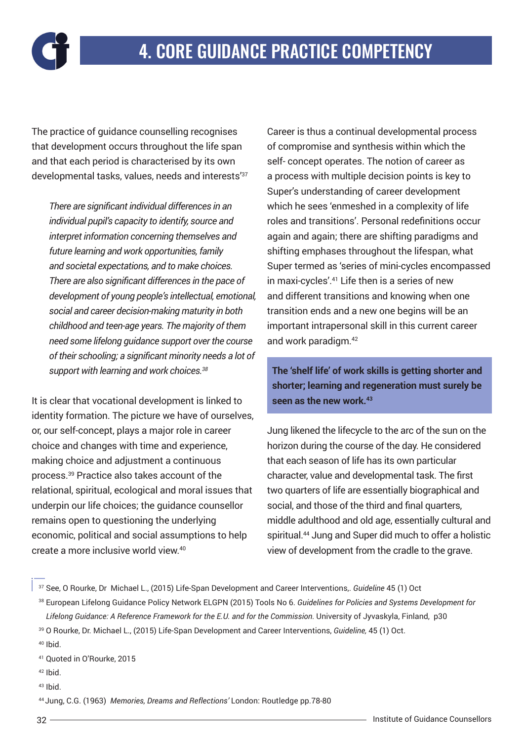# 4. CORE GUIDANCE PRACTICE COMPETENCY

The practice of guidance counselling recognises that development occurs throughout the life span and that each period is characterised by its own developmental tasks, values, needs and interests'[37]

> *There are significant individual differences in an individual pupil's capacity to identify, source and interpret information concerning themselves and future learning and work opportunities, family and societal expectations, and to make choices. There are also significant differences in the pace of development of young people's intellectual, emotional, social and career decision-making maturity in both childhood and teen-age years. The majority of them need some lifelong guidance support over the course of their schooling; a significant minority needs a lot of support with learning and work choices.[38]*

It is clear that vocational development is linked to identity formation. The picture we have of ourselves, or, our self-concept, plays a major role in career choice and changes with time and experience, making choice and adjustment a continuous process.[39] Practice also takes account of the relational, spiritual, ecological and moral issues that underpin our life choices; the guidance counsellor remains open to questioning the underlying economic, political and social assumptions to help create a more inclusive world view.[40]

Career is thus a continual developmental process of compromise and synthesis within which the self- concept operates. The notion of career as a process with multiple decision points is key to Super's understanding of career development which he sees 'enmeshed in a complexity of life roles and transitions'. Personal redefinitions occur again and again; there are shifting paradigms and shifting emphases throughout the lifespan, what Super termed as 'series of mini-cycles encompassed in maxi-cycles'.[41] Life then is a series of new and different transitions and knowing when one transition ends and a new one begins will be an important intrapersonal skill in this current career and work paradigm.[42]

**The 'shelf life' of work skills is getting shorter and shorter; learning and regeneration must surely be seen as the new work.[43]**

Jung likened the lifecycle to the arc of the sun on the horizon during the course of the day. He considered that each season of life has its own particular character, value and developmental task. The first two quarters of life are essentially biographical and social, and those of the third and final quarters, middle adulthood and old age, essentially cultural and spiritual.[44] Jung and Super did much to offer a holistic view of development from the cradle to the grave.

---

[37] See, O Rourke, Dr Michael L., (2015) Life-Span Development and Career Interventions,. *Guideline* 45 (1) Oct

[38] European Lifelong Guidance Policy Network ELGPN (2015) Tools No 6. *Guidelines for Policies and Systems Development for Lifelong Guidance: A Reference Framework for the E.U. and for the Commission.* University of Jyvaskyla, Finland, p30

[39] O Rourke, Dr. Michael L., (2015) Life-Span Development and Career Interventions, *Guideline,* 45 (1) Oct.

[40] Ibid.

[41] Quoted in O'Rourke, 2015

[42] Ibid.

[43] Ibid.

[44] Jung, C.G. (1963) *Memories, Dreams and Reflections'* London: Routledge pp.78-80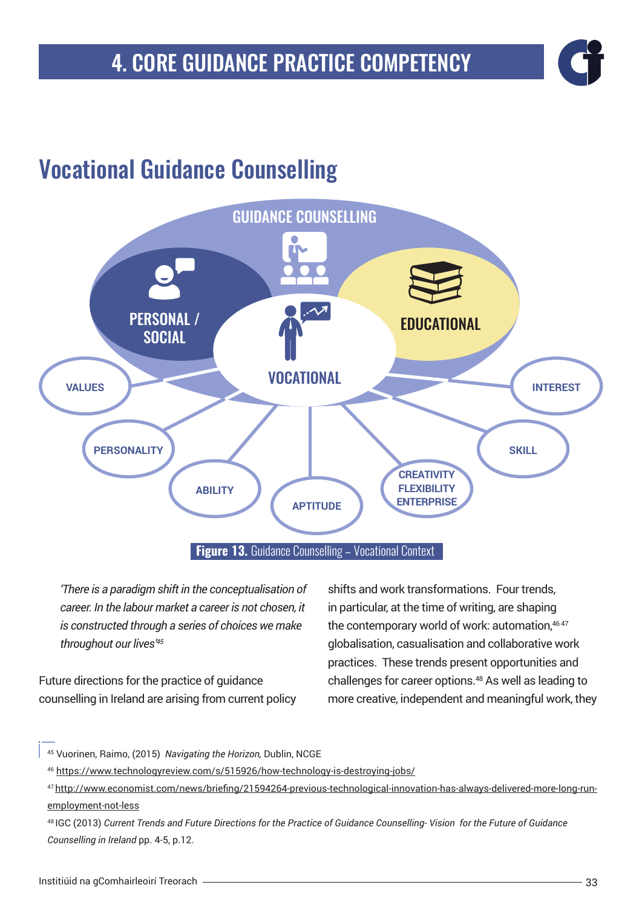# 4. CORE GUIDANCE PRACTICE COMPETENCY

## Vocational Guidance Counselling

GUIDANCE COUNSELLING

PERSONAL / SOCIAL

EDUCATIONAL

VOCATIONAL

VALUES

INTEREST

PERSONALITY

SKILL

ABILITY

APTITUDE

CREATIVITY FLEXIBILITY ENTERPRISE

**Figure 13.** Guidance Counselling – Vocational Context

*'There is a paradigm shift in the conceptualisation of career. In the labour market a career is not chosen, it is constructed through a series of choices we make throughout our lives'*[45]

Future directions for the practice of guidance counselling in Ireland are arising from current policy shifts and work transformations. Four trends, in particular, at the time of writing, are shaping the contemporary world of work: automation,[46 47] globalisation, casualisation and collaborative work practices. These trends present opportunities and challenges for career options.[48] As well as leading to more creative, independent and meaningful work, they

---

[45] Vuorinen, Raimo, (2015) *Navigating the Horizon,* Dublin, NCGE

[46] https://www.technologyreview.com/s/515926/how-technology-is-destroying-jobs/

[47] http://www.economist.com/news/briefing/21594264-previous-technological-innovation-has-always-delivered-more-long-run-employment-not-less

[48] IGC (2013) *Current Trends and Future Directions for the Practice of Guidance Counselling- Vision for the Future of Guidance Counselling in Ireland* pp. 4-5, p.12.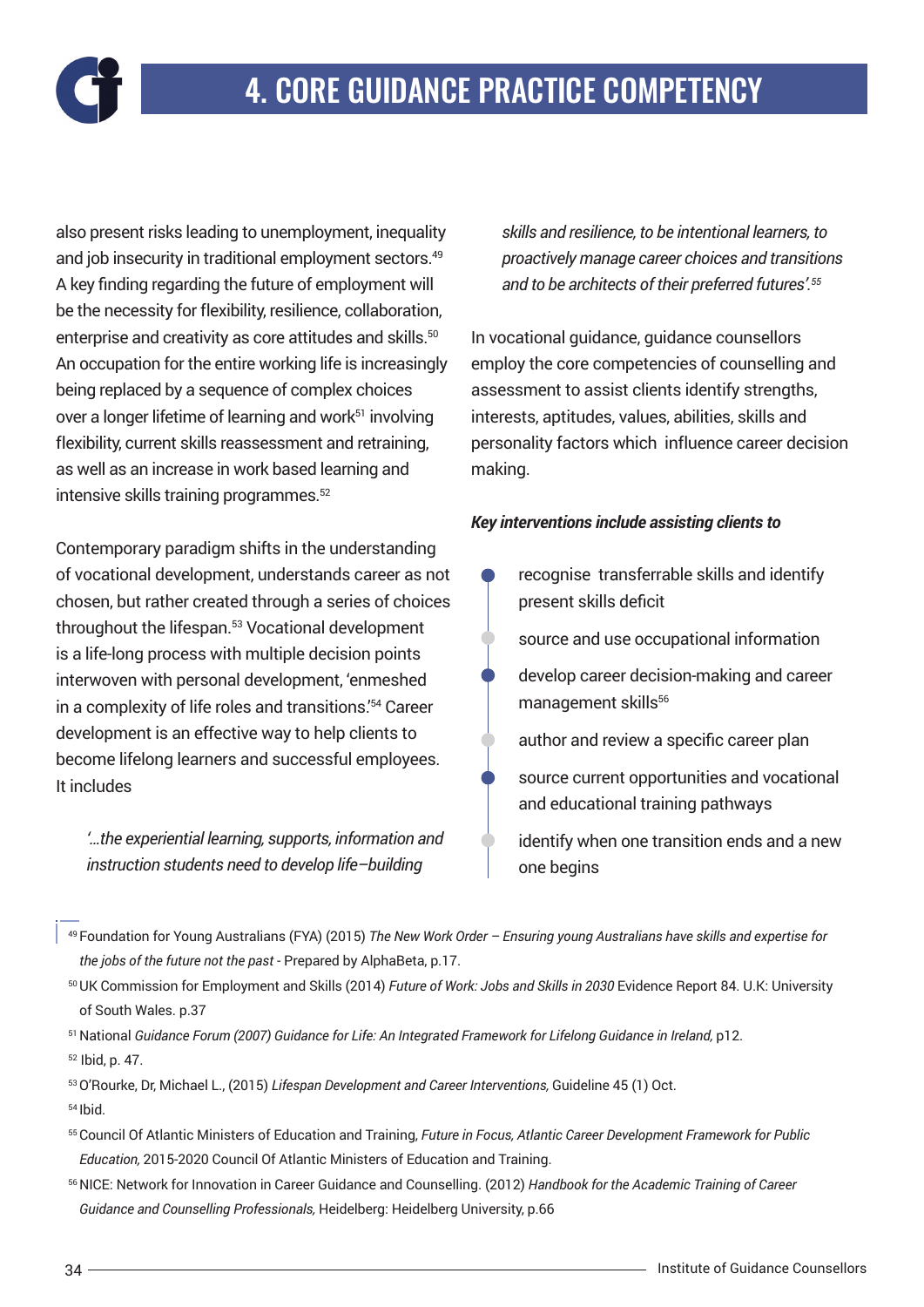# 4. CORE GUIDANCE PRACTICE COMPETENCY

also present risks leading to unemployment, inequality and job insecurity in traditional employment sectors.[49] A key finding regarding the future of employment will be the necessity for flexibility, resilience, collaboration, enterprise and creativity as core attitudes and skills.[50] An occupation for the entire working life is increasingly being replaced by a sequence of complex choices over a longer lifetime of learning and work[51] involving flexibility, current skills reassessment and retraining, as well as an increase in work based learning and intensive skills training programmes.[52]

Contemporary paradigm shifts in the understanding of vocational development, understands career as not chosen, but rather created through a series of choices throughout the lifespan.[53] Vocational development is a life-long process with multiple decision points interwoven with personal development, 'enmeshed in a complexity of life roles and transitions.'[54] Career development is an effective way to help clients to become lifelong learners and successful employees. It includes

> *'...the experiential learning, supports, information and instruction students need to develop life–building skills and resilience, to be intentional learners, to proactively manage career choices and transitions and to be architects of their preferred futures'.*[55]

In vocational guidance, guidance counsellors employ the core competencies of counselling and assessment to assist clients identify strengths, interests, aptitudes, values, abilities, skills and personality factors which influence career decision making.

***Key interventions include assisting clients to***

- recognise transferrable skills and identify present skills deficit
- source and use occupational information
- develop career decision-making and career management skills[56]
- author and review a specific career plan
- source current opportunities and vocational and educational training pathways
- identify when one transition ends and a new one begins

---

[49] Foundation for Young Australians (FYA) (2015) *The New Work Order – Ensuring young Australians have skills and expertise for the jobs of the future not the past* - Prepared by AlphaBeta, p.17.

[50] UK Commission for Employment and Skills (2014) *Future of Work: Jobs and Skills in 2030* Evidence Report 84. U.K: University of South Wales. p.37

[51] National *Guidance Forum (2007) Guidance for Life: An Integrated Framework for Lifelong Guidance in Ireland,* p12.

[52] Ibid, p. 47.

[53] O'Rourke, Dr, Michael L., (2015) *Lifespan Development and Career Interventions,* Guideline 45 (1) Oct.

[54] Ibid.

[55] Council Of Atlantic Ministers of Education and Training, *Future in Focus, Atlantic Career Development Framework for Public Education,* 2015-2020 Council Of Atlantic Ministers of Education and Training.

[56] NICE: Network for Innovation in Career Guidance and Counselling. (2012) *Handbook for the Academic Training of Career Guidance and Counselling Professionals,* Heidelberg: Heidelberg University, p.66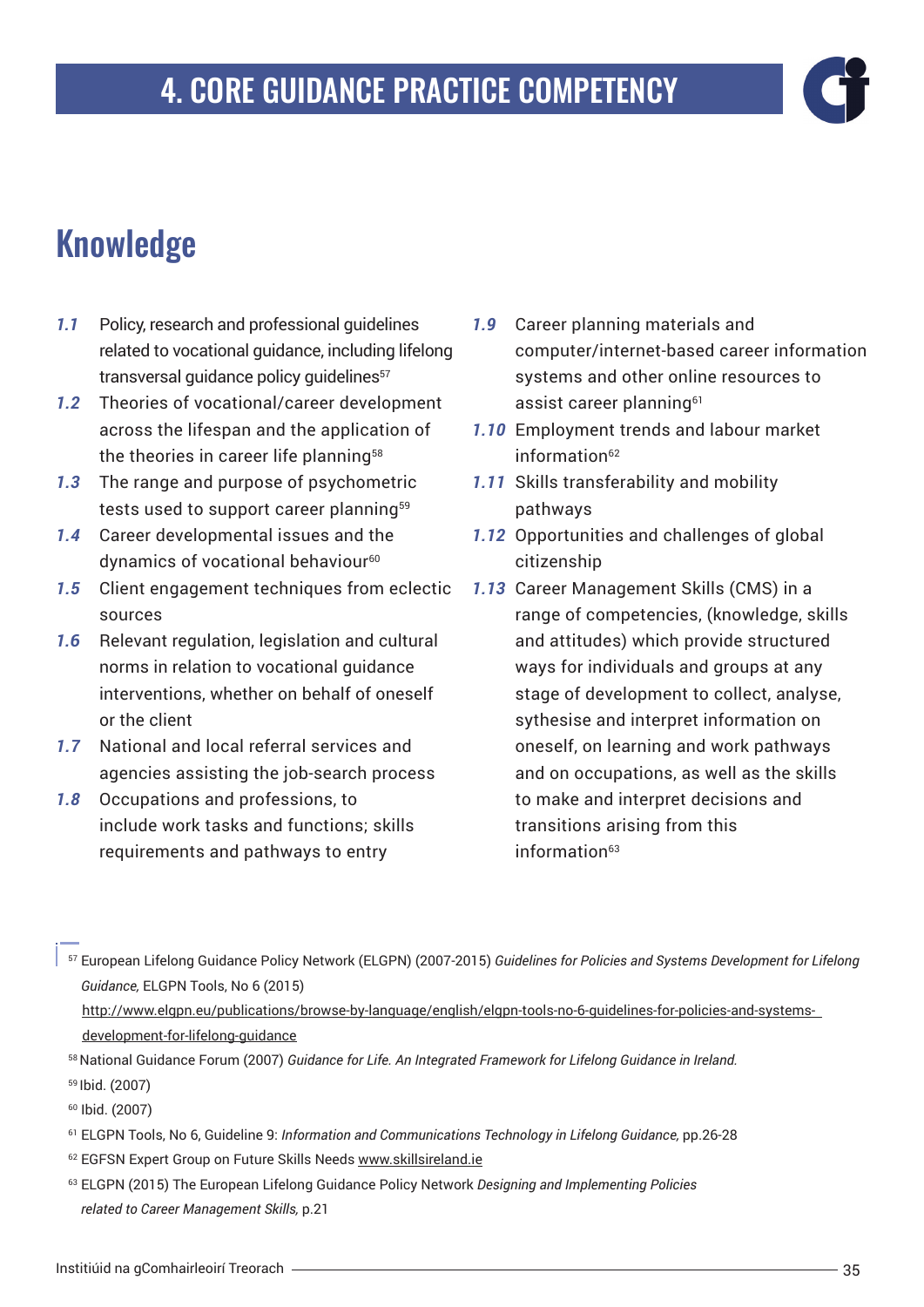# 4. CORE GUIDANCE PRACTICE COMPETENCY

## Knowledge

- ***1.1*** Policy, research and professional guidelines related to vocational guidance, including lifelong transversal guidance policy guidelines[57]
- ***1.2*** Theories of vocational/career development across the lifespan and the application of the theories in career life planning[58]
- ***1.3*** The range and purpose of psychometric tests used to support career planning[59]
- ***1.4*** Career developmental issues and the dynamics of vocational behaviour[60]
- ***1.5*** Client engagement techniques from eclectic sources
- ***1.6*** Relevant regulation, legislation and cultural norms in relation to vocational guidance interventions, whether on behalf of oneself or the client
- ***1.7*** National and local referral services and agencies assisting the job-search process
- ***1.8*** Occupations and professions, to include work tasks and functions; skills requirements and pathways to entry
- ***1.9*** Career planning materials and computer/internet-based career information systems and other online resources to assist career planning[61]
- ***1.10*** Employment trends and labour market information[62]
- ***1.11*** Skills transferability and mobility pathways
- ***1.12*** Opportunities and challenges of global citizenship
- ***1.13*** Career Management Skills (CMS) in a range of competencies, (knowledge, skills and attitudes) which provide structured ways for individuals and groups at any stage of development to collect, analyse, sythesise and interpret information on oneself, on learning and work pathways and on occupations, as well as the skills to make and interpret decisions and transitions arising from this information[63]

---

[57] European Lifelong Guidance Policy Network (ELGPN) (2007-2015) *Guidelines for Policies and Systems Development for Lifelong Guidance,* ELGPN Tools, No 6 (2015) http://www.elgpn.eu/publications/browse-by-language/english/elgpn-tools-no-6-guidelines-for-policies-and-systems-development-for-lifelong-guidance

[58] National Guidance Forum (2007) *Guidance for Life. An Integrated Framework for Lifelong Guidance in Ireland.*

[59] Ibid. (2007)

[60] Ibid. (2007)

[61] ELGPN Tools, No 6, Guideline 9: *Information and Communications Technology in Lifelong Guidance,* pp.26-28

[62] EGFSN Expert Group on Future Skills Needs www.skillsireland.ie

[63] ELGPN (2015) The European Lifelong Guidance Policy Network *Designing and Implementing Policies related to Career Management Skills,* p.21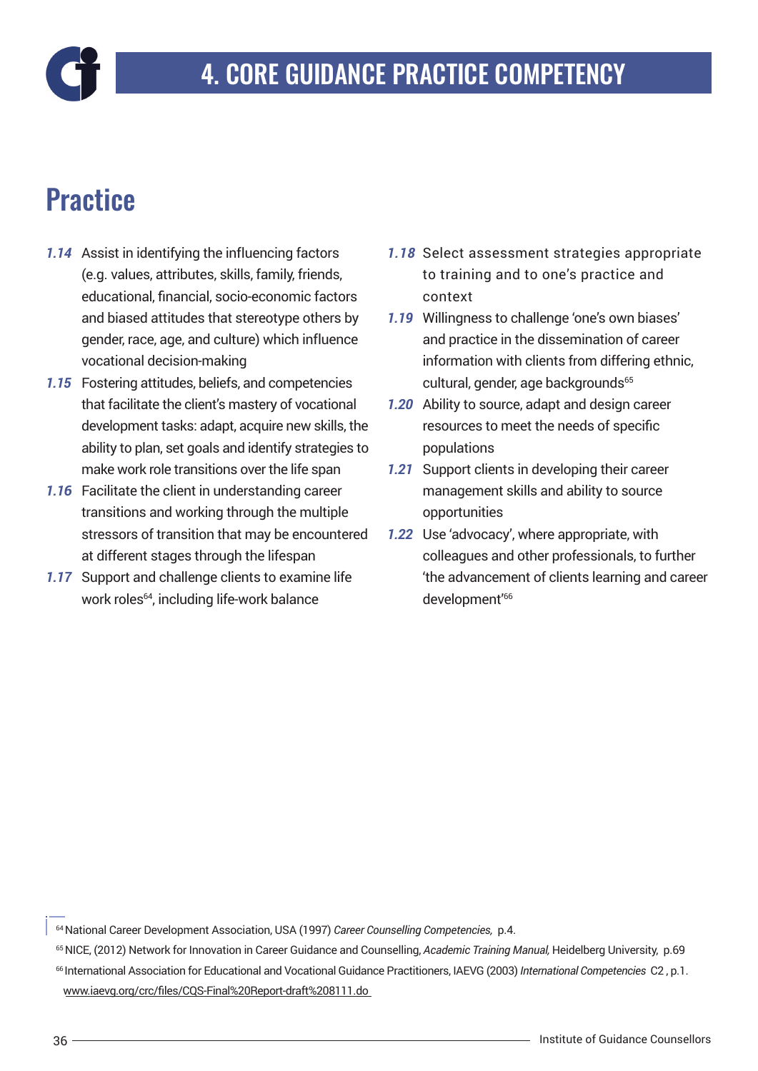# 4. CORE GUIDANCE PRACTICE COMPETENCY

## Practice

**1.14** Assist in identifying the influencing factors (e.g. values, attributes, skills, family, friends, educational, financial, socio-economic factors and biased attitudes that stereotype others by gender, race, age, and culture) which influence vocational decision-making

**1.15** Fostering attitudes, beliefs, and competencies that facilitate the client's mastery of vocational development tasks: adapt, acquire new skills, the ability to plan, set goals and identify strategies to make work role transitions over the life span

**1.16** Facilitate the client in understanding career transitions and working through the multiple stressors of transition that may be encountered at different stages through the lifespan

**1.17** Support and challenge clients to examine life work roles[64], including life-work balance

**1.18** Select assessment strategies appropriate to training and to one's practice and context

**1.19** Willingness to challenge 'one's own biases' and practice in the dissemination of career information with clients from differing ethnic, cultural, gender, age backgrounds[65]

**1.20** Ability to source, adapt and design career resources to meet the needs of specific populations

**1.21** Support clients in developing their career management skills and ability to source opportunities

**1.22** Use 'advocacy', where appropriate, with colleagues and other professionals, to further 'the advancement of clients learning and career development'[66]

---

[64] National Career Development Association, USA (1997) *Career Counselling Competencies,* p.4.

[65] NICE, (2012) Network for Innovation in Career Guidance and Counselling, *Academic Training Manual,* Heidelberg University, p.69

[66] International Association for Educational and Vocational Guidance Practitioners, IAEVG (2003) *International Competencies* C2 , p.1. www.iaevg.org/crc/files/CQS-Final%20Report-draft%208111.do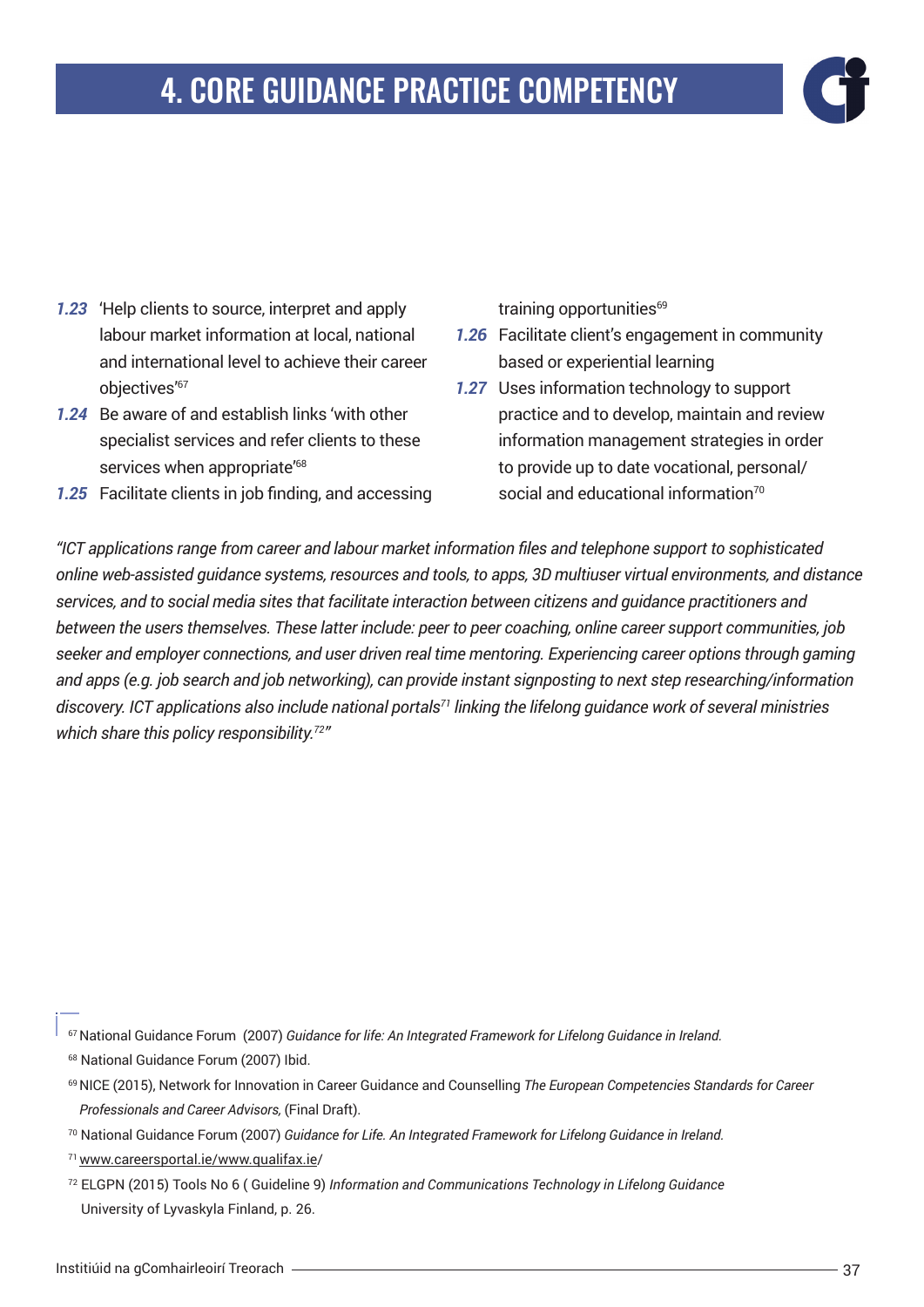# 4. CORE GUIDANCE PRACTICE COMPETENCY

***1.23*** 'Help clients to source, interpret and apply labour market information at local, national and international level to achieve their career objectives'[67]

***1.24*** Be aware of and establish links 'with other specialist services and refer clients to these services when appropriate'[68]

***1.25*** Facilitate clients in job finding, and accessing training opportunities[69]

***1.26*** Facilitate client's engagement in community based or experiential learning

***1.27*** Uses information technology to support practice and to develop, maintain and review information management strategies in order to provide up to date vocational, personal/ social and educational information[70]

*"ICT applications range from career and labour market information files and telephone support to sophisticated online web-assisted guidance systems, resources and tools, to apps, 3D multiuser virtual environments, and distance services, and to social media sites that facilitate interaction between citizens and guidance practitioners and between the users themselves. These latter include: peer to peer coaching, online career support communities, job seeker and employer connections, and user driven real time mentoring. Experiencing career options through gaming and apps (e.g. job search and job networking), can provide instant signposting to next step researching/information discovery. ICT applications also include national portals[71] linking the lifelong guidance work of several ministries which share this policy responsibility.[72]"*

---

[67] National Guidance Forum (2007) *Guidance for life: An Integrated Framework for Lifelong Guidance in Ireland.*

[68] National Guidance Forum (2007) Ibid.

[69] NICE (2015), Network for Innovation in Career Guidance and Counselling *The European Competencies Standards for Career Professionals and Career Advisors,* (Final Draft).

[70] National Guidance Forum (2007) *Guidance for Life. An Integrated Framework for Lifelong Guidance in Ireland.*

[71] www.careersportal.ie/www.qualifax.ie/

[72] ELGPN (2015) Tools No 6 ( Guideline 9) *Information and Communications Technology in Lifelong Guidance* University of Lyvaskyla Finland, p. 26.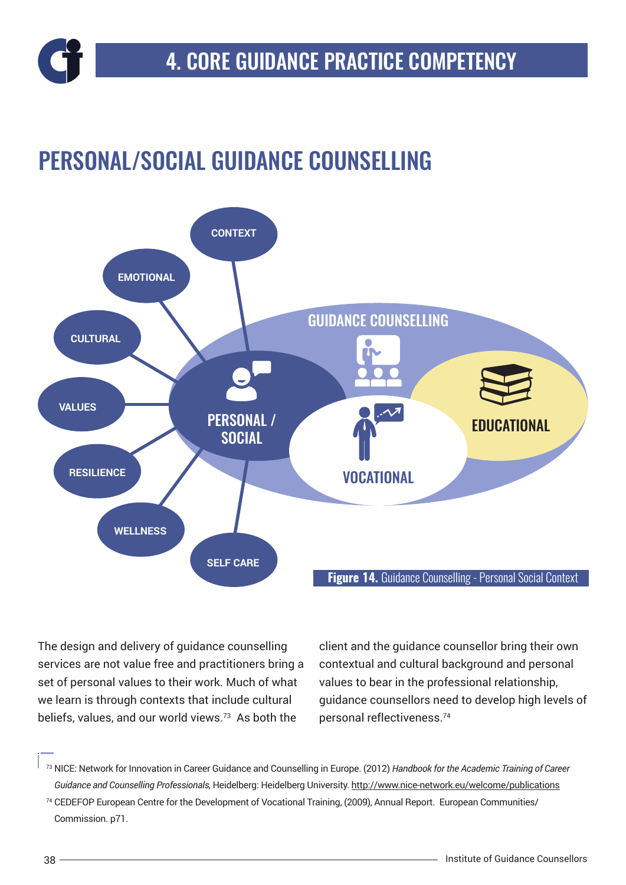# 4. CORE GUIDANCE PRACTICE COMPETENCY

## PERSONAL/SOCIAL GUIDANCE COUNSELLING

CONTEXT

EMOTIONAL

CULTURAL

VALUES

RESILIENCE

WELLNESS

SELF CARE

GUIDANCE COUNSELLING

PERSONAL / SOCIAL

VOCATIONAL

EDUCATIONAL

**Figure 14.** Guidance Counselling - Personal Social Context

The design and delivery of guidance counselling services are not value free and practitioners bring a set of personal values to their work. Much of what we learn is through contexts that include cultural beliefs, values, and our world views.[73] As both the client and the guidance counsellor bring their own contextual and cultural background and personal values to bear in the professional relationship, guidance counsellors need to develop high levels of personal reflectiveness.[74]

[73] NICE: Network for Innovation in Career Guidance and Counselling in Europe. (2012) *Handbook for the Academic Training of Career Guidance and Counselling Professionals,* Heidelberg: Heidelberg University. http://www.nice-network.eu/welcome/publications

[74] CEDEFOP European Centre for the Development of Vocational Training, (2009), Annual Report. European Communities/ Commission. p71.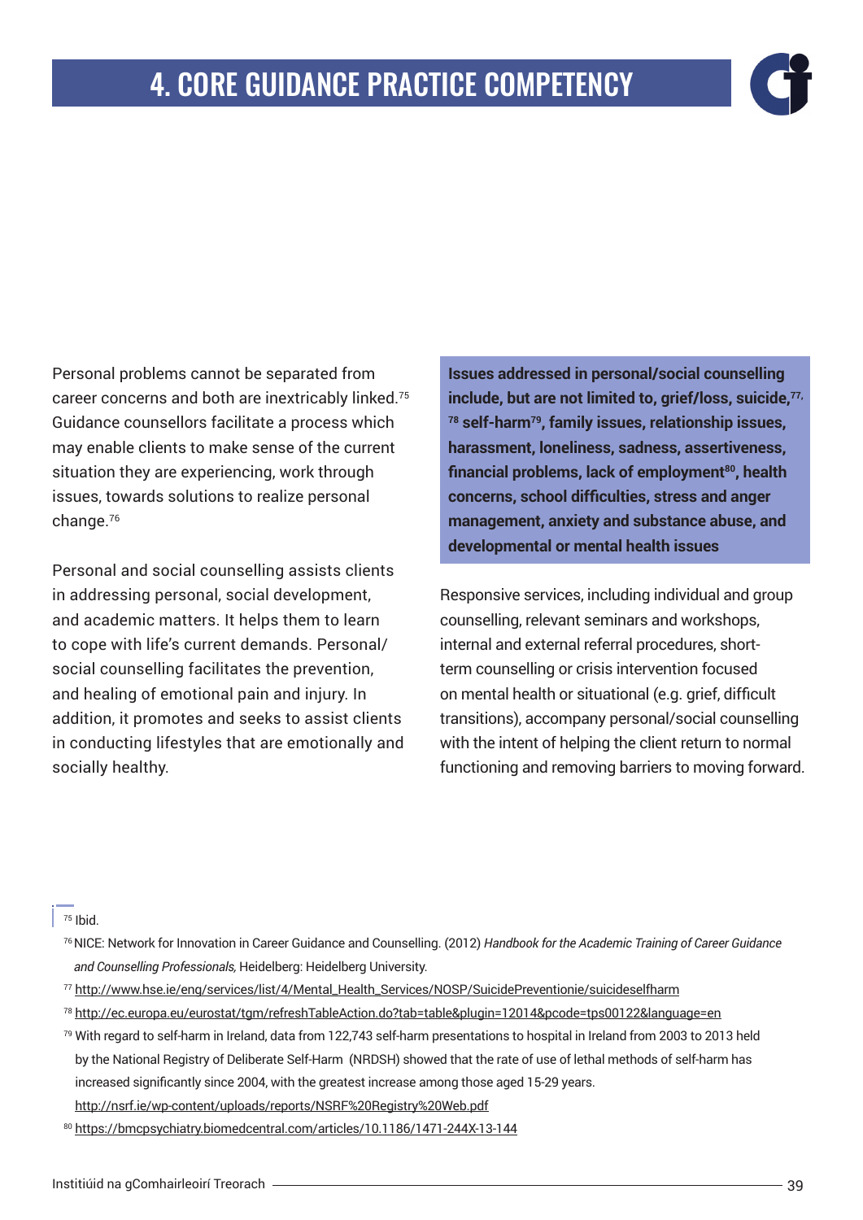# 4. CORE GUIDANCE PRACTICE COMPETENCY

Personal problems cannot be separated from career concerns and both are inextricably linked.[75] Guidance counsellors facilitate a process which may enable clients to make sense of the current situation they are experiencing, work through issues, towards solutions to realize personal change.[76]

Personal and social counselling assists clients in addressing personal, social development, and academic matters. It helps them to learn to cope with life's current demands. Personal/social counselling facilitates the prevention, and healing of emotional pain and injury. In addition, it promotes and seeks to assist clients in conducting lifestyles that are emotionally and socially healthy.

**Issues addressed in personal/social counselling include, but are not limited to, grief/loss, suicide,[77, 78] self-harm[79], family issues, relationship issues, harassment, loneliness, sadness, assertiveness, financial problems, lack of employment[80], health concerns, school difficulties, stress and anger management, anxiety and substance abuse, and developmental or mental health issues**

Responsive services, including individual and group counselling, relevant seminars and workshops, internal and external referral procedures, short-term counselling or crisis intervention focused on mental health or situational (e.g. grief, difficult transitions), accompany personal/social counselling with the intent of helping the client return to normal functioning and removing barriers to moving forward.

---

[75] Ibid.

[76] NICE: Network for Innovation in Career Guidance and Counselling. (2012) *Handbook for the Academic Training of Career Guidance and Counselling Professionals,* Heidelberg: Heidelberg University.

[77] http://www.hse.ie/eng/services/list/4/Mental_Health_Services/NOSP/SuicidePreventionie/suicideselfharm

[78] http://ec.europa.eu/eurostat/tgm/refreshTableAction.do?tab=table&plugin=12014&pcode=tps00122&language=en

[79] With regard to self-harm in Ireland, data from 122,743 self-harm presentations to hospital in Ireland from 2003 to 2013 held by the National Registry of Deliberate Self-Harm (NRDSH) showed that the rate of use of lethal methods of self-harm has increased significantly since 2004, with the greatest increase among those aged 15-29 years. http://nsrf.ie/wp-content/uploads/reports/NSRF%20Registry%20Web.pdf

[80] https://bmcpsychiatry.biomedcentral.com/articles/10.1186/1471-244X-13-144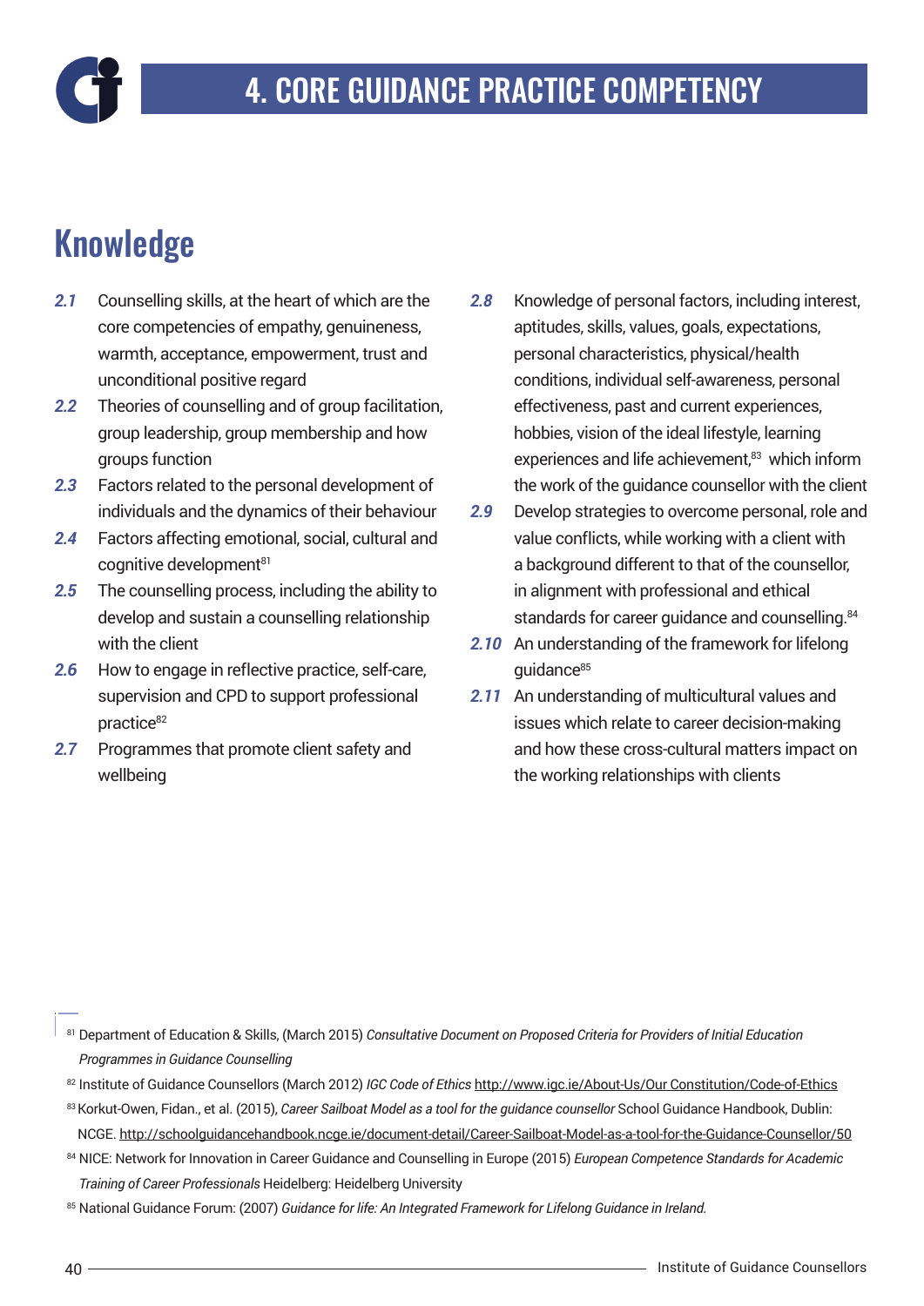# 4. CORE GUIDANCE PRACTICE COMPETENCY

## Knowledge

**2.1** Counselling skills, at the heart of which are the core competencies of empathy, genuineness, warmth, acceptance, empowerment, trust and unconditional positive regard

**2.2** Theories of counselling and of group facilitation, group leadership, group membership and how groups function

**2.3** Factors related to the personal development of individuals and the dynamics of their behaviour

**2.4** Factors affecting emotional, social, cultural and cognitive development[81]

**2.5** The counselling process, including the ability to develop and sustain a counselling relationship with the client

**2.6** How to engage in reflective practice, self-care, supervision and CPD to support professional practice[82]

**2.7** Programmes that promote client safety and wellbeing

**2.8** Knowledge of personal factors, including interest, aptitudes, skills, values, goals, expectations, personal characteristics, physical/health conditions, individual self-awareness, personal effectiveness, past and current experiences, hobbies, vision of the ideal lifestyle, learning experiences and life achievement,[83] which inform the work of the guidance counsellor with the client

**2.9** Develop strategies to overcome personal, role and value conflicts, while working with a client with a background different to that of the counsellor, in alignment with professional and ethical standards for career guidance and counselling.[84]

**2.10** An understanding of the framework for lifelong guidance[85]

**2.11** An understanding of multicultural values and issues which relate to career decision-making and how these cross-cultural matters impact on the working relationships with clients

---

[81] Department of Education & Skills, (March 2015) *Consultative Document on Proposed Criteria for Providers of Initial Education Programmes in Guidance Counselling*

[82] Institute of Guidance Counsellors (March 2012) *IGC Code of Ethics* http://www.igc.ie/About-Us/Our Constitution/Code-of-Ethics

[83] Korkut-Owen, Fidan., et al. (2015), *Career Sailboat Model as a tool for the guidance counsellor* School Guidance Handbook, Dublin: NCGE. http://schoolguidancehandbook.ncge.ie/document-detail/Career-Sailboat-Model-as-a-tool-for-the-Guidance-Counsellor/50

[84] NICE: Network for Innovation in Career Guidance and Counselling in Europe (2015) *European Competence Standards for Academic Training of Career Professionals* Heidelberg: Heidelberg University

[85] National Guidance Forum: (2007) *Guidance for life: An Integrated Framework for Lifelong Guidance in Ireland.*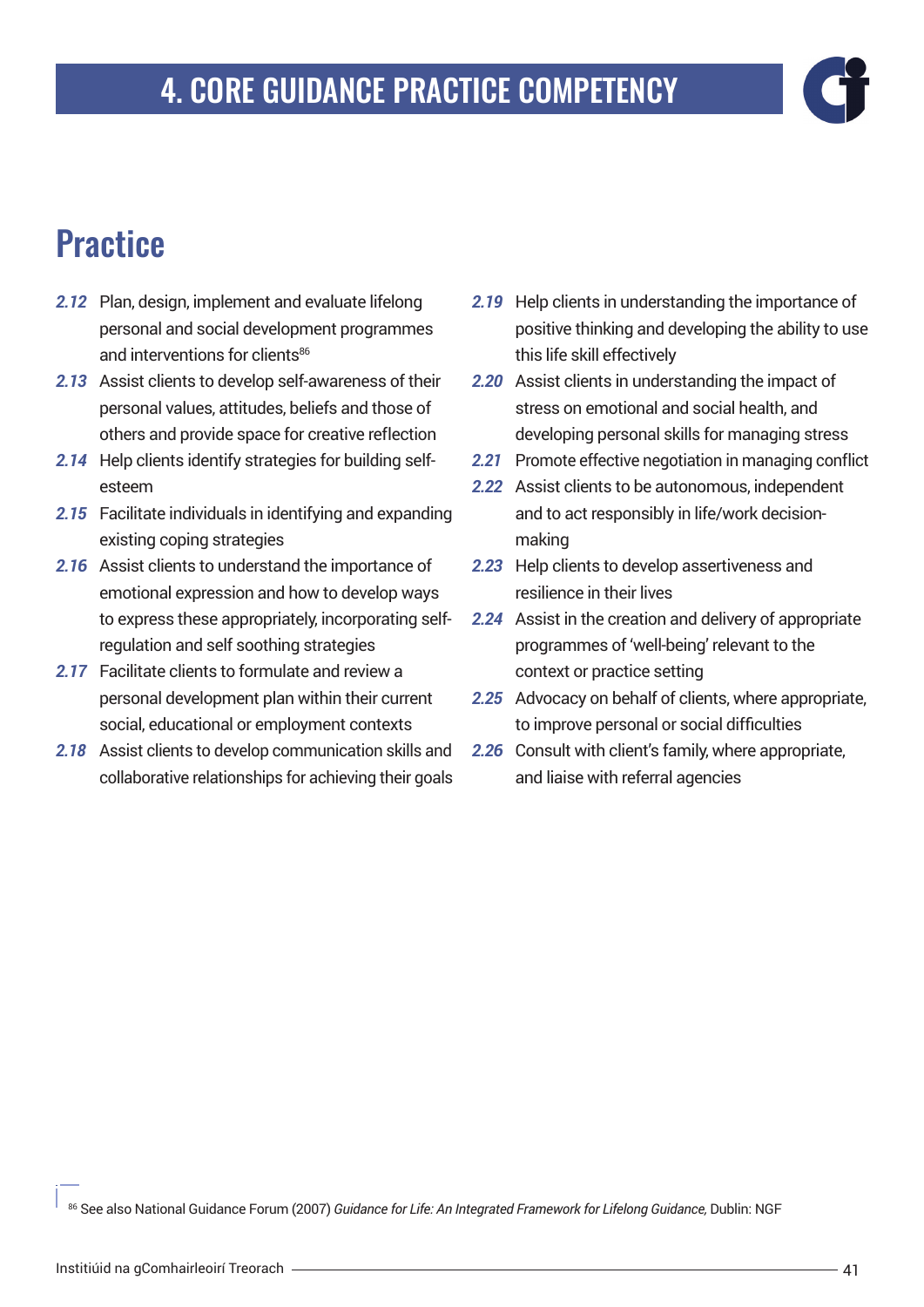# 4. CORE GUIDANCE PRACTICE COMPETENCY

## Practice

*2.12* Plan, design, implement and evaluate lifelong personal and social development programmes and interventions for clients[86]

*2.13* Assist clients to develop self-awareness of their personal values, attitudes, beliefs and those of others and provide space for creative reflection

*2.14* Help clients identify strategies for building self-esteem

*2.15* Facilitate individuals in identifying and expanding existing coping strategies

*2.16* Assist clients to understand the importance of emotional expression and how to develop ways to express these appropriately, incorporating self-regulation and self soothing strategies

*2.17* Facilitate clients to formulate and review a personal development plan within their current social, educational or employment contexts

*2.18* Assist clients to develop communication skills and collaborative relationships for achieving their goals

*2.19* Help clients in understanding the importance of positive thinking and developing the ability to use this life skill effectively

*2.20* Assist clients in understanding the impact of stress on emotional and social health, and developing personal skills for managing stress

*2.21* Promote effective negotiation in managing conflict

*2.22* Assist clients to be autonomous, independent and to act responsibly in life/work decision-making

*2.23* Help clients to develop assertiveness and resilience in their lives

*2.24* Assist in the creation and delivery of appropriate programmes of 'well-being' relevant to the context or practice setting

*2.25* Advocacy on behalf of clients, where appropriate, to improve personal or social difficulties

*2.26* Consult with client's family, where appropriate, and liaise with referral agencies

[86] See also National Guidance Forum (2007) *Guidance for Life: An Integrated Framework for Lifelong Guidance,* Dublin: NGF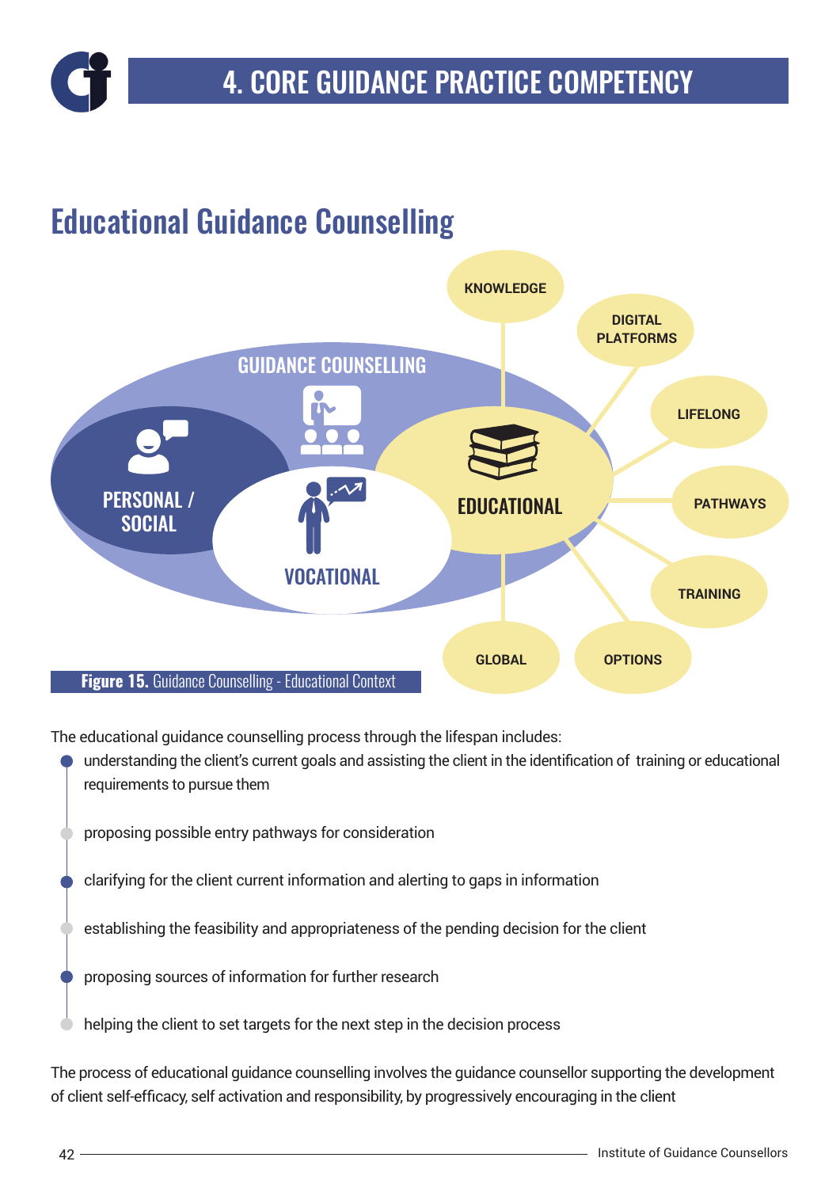# 4. CORE GUIDANCE PRACTICE COMPETENCY

## Educational Guidance Counselling

GUIDANCE COUNSELLING

PERSONAL / SOCIAL

VOCATIONAL

EDUCATIONAL

KNOWLEDGE

DIGITAL PLATFORMS

LIFELONG

PATHWAYS

TRAINING

OPTIONS

GLOBAL

**Figure 15.** Guidance Counselling - Educational Context

The educational guidance counselling process through the lifespan includes:

- understanding the client's current goals and assisting the client in the identification of training or educational requirements to pursue them
- proposing possible entry pathways for consideration
- clarifying for the client current information and alerting to gaps in information
- establishing the feasibility and appropriateness of the pending decision for the client
- proposing sources of information for further research
- helping the client to set targets for the next step in the decision process

The process of educational guidance counselling involves the guidance counsellor supporting the development of client self-efficacy, self activation and responsibility, by progressively encouraging in the client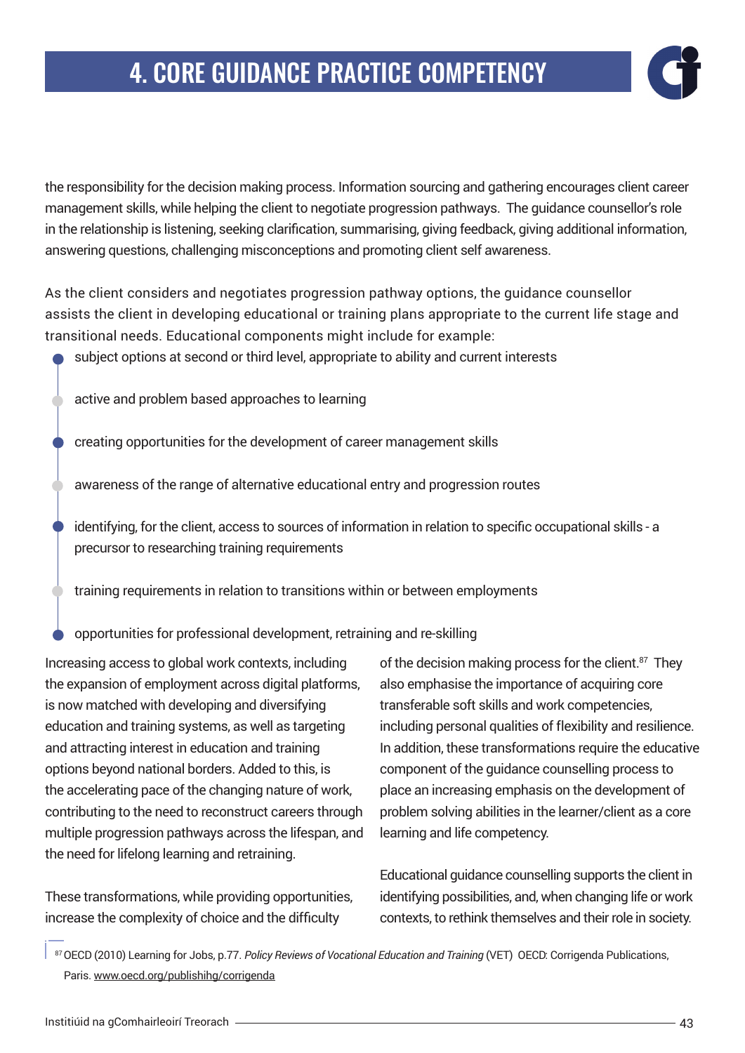the responsibility for the decision making process. Information sourcing and gathering encourages client career management skills, while helping the client to negotiate progression pathways. The guidance counsellor's role in the relationship is listening, seeking clarification, summarising, giving feedback, giving additional information, answering questions, challenging misconceptions and promoting client self awareness.

As the client considers and negotiates progression pathway options, the guidance counsellor assists the client in developing educational or training plans appropriate to the current life stage and transitional needs. Educational components might include for example:

- subject options at second or third level, appropriate to ability and current interests
- active and problem based approaches to learning
- creating opportunities for the development of career management skills
- awareness of the range of alternative educational entry and progression routes
- identifying, for the client, access to sources of information in relation to specific occupational skills - a precursor to researching training requirements
- training requirements in relation to transitions within or between employments
- opportunities for professional development, retraining and re-skilling

Increasing access to global work contexts, including the expansion of employment across digital platforms, is now matched with developing and diversifying education and training systems, as well as targeting and attracting interest in education and training options beyond national borders. Added to this, is the accelerating pace of the changing nature of work, contributing to the need to reconstruct careers through multiple progression pathways across the lifespan, and the need for lifelong learning and retraining.

These transformations, while providing opportunities, increase the complexity of choice and the difficulty of the decision making process for the client.[87] They also emphasise the importance of acquiring core transferable soft skills and work competencies, including personal qualities of flexibility and resilience. In addition, these transformations require the educative component of the guidance counselling process to place an increasing emphasis on the development of problem solving abilities in the learner/client as a core learning and life competency.

Educational guidance counselling supports the client in identifying possibilities, and, when changing life or work contexts, to rethink themselves and their role in society.

[87] OECD (2010) Learning for Jobs, p.77. *Policy Reviews of Vocational Education and Training* (VET) OECD: Corrigenda Publications, Paris. www.oecd.org/publishihg/corrigenda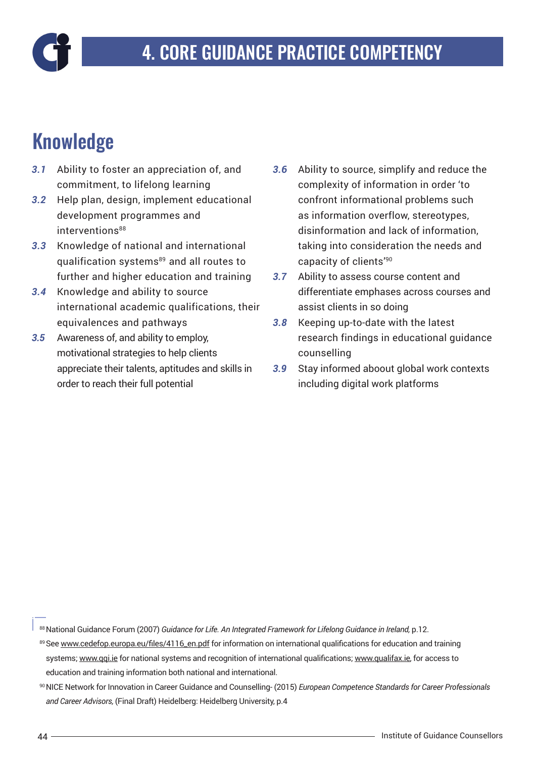# 4. CORE GUIDANCE PRACTICE COMPETENCY

## Knowledge

**3.1** Ability to foster an appreciation of, and commitment, to lifelong learning

**3.2** Help plan, design, implement educational development programmes and interventions[88]

**3.3** Knowledge of national and international qualification systems[89] and all routes to further and higher education and training

**3.4** Knowledge and ability to source international academic qualifications, their equivalences and pathways

**3.5** Awareness of, and ability to employ, motivational strategies to help clients appreciate their talents, aptitudes and skills in order to reach their full potential

**3.6** Ability to source, simplify and reduce the complexity of information in order 'to confront informational problems such as information overflow, stereotypes, disinformation and lack of information, taking into consideration the needs and capacity of clients'[90]

**3.7** Ability to assess course content and differentiate emphases across courses and assist clients in so doing

**3.8** Keeping up-to-date with the latest research findings in educational guidance counselling

**3.9** Stay informed aboout global work contexts including digital work platforms

---

[88] National Guidance Forum (2007) *Guidance for Life. An Integrated Framework for Lifelong Guidance in Ireland,* p.12.

[89] See www.cedefop.europa.eu/files/4116_en.pdf for information on international qualifications for education and training systems; www.qqi.ie for national systems and recognition of international qualifications; www.qualifax.ie, for access to education and training information both national and international.

[90] NICE Network for Innovation in Career Guidance and Counselling- (2015) *European Competence Standards for Career Professionals and Career Advisors,* (Final Draft) Heidelberg: Heidelberg University, p.4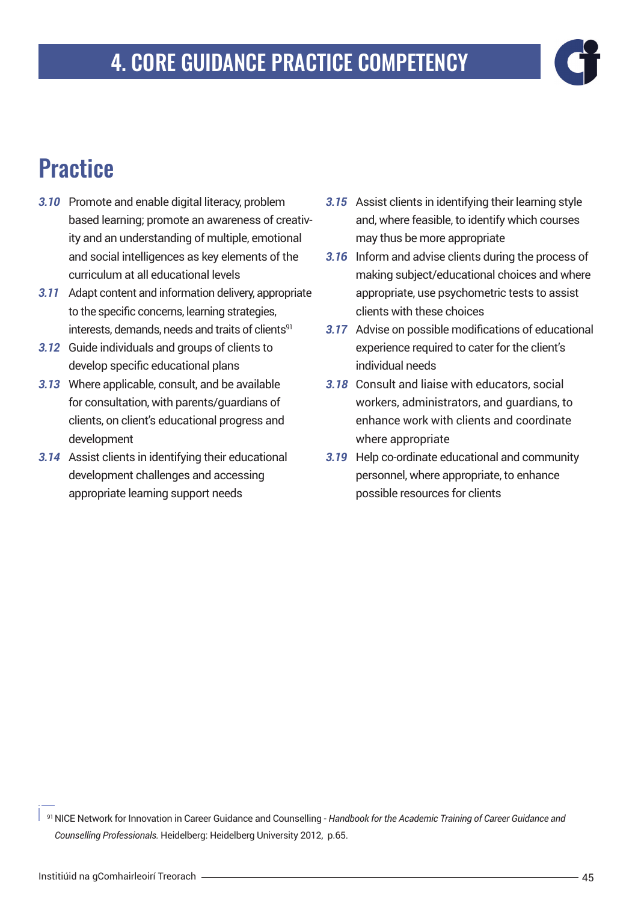# 4. CORE GUIDANCE PRACTICE COMPETENCY

## Practice

**3.10** Promote and enable digital literacy, problem based learning; promote an awareness of creativity and an understanding of multiple, emotional and social intelligences as key elements of the curriculum at all educational levels

**3.11** Adapt content and information delivery, appropriate to the specific concerns, learning strategies, interests, demands, needs and traits of clients[91]

**3.12** Guide individuals and groups of clients to develop specific educational plans

**3.13** Where applicable, consult, and be available for consultation, with parents/guardians of clients, on client's educational progress and development

**3.14** Assist clients in identifying their educational development challenges and accessing appropriate learning support needs

**3.15** Assist clients in identifying their learning style and, where feasible, to identify which courses may thus be more appropriate

**3.16** Inform and advise clients during the process of making subject/educational choices and where appropriate, use psychometric tests to assist clients with these choices

**3.17** Advise on possible modifications of educational experience required to cater for the client's individual needs

**3.18** Consult and liaise with educators, social workers, administrators, and guardians, to enhance work with clients and coordinate where appropriate

**3.19** Help co-ordinate educational and community personnel, where appropriate, to enhance possible resources for clients

---

[91] NICE Network for Innovation in Career Guidance and Counselling - *Handbook for the Academic Training of Career Guidance and Counselling Professionals.* Heidelberg: Heidelberg University 2012, p.65.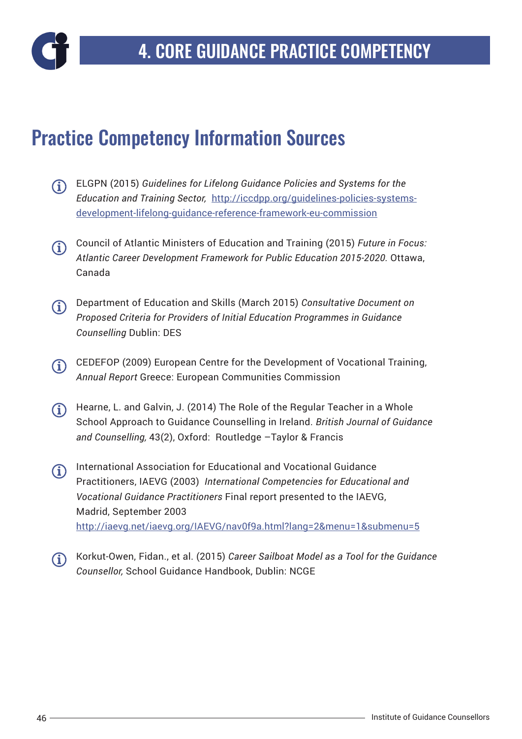# 4. CORE GUIDANCE PRACTICE COMPETENCY

## Practice Competency Information Sources

- ELGPN (2015) *Guidelines for Lifelong Guidance Policies and Systems for the Education and Training Sector,* http://iccdpp.org/guidelines-policies-systems-development-lifelong-guidance-reference-framework-eu-commission

- Council of Atlantic Ministers of Education and Training (2015) *Future in Focus: Atlantic Career Development Framework for Public Education 2015-2020.* Ottawa, Canada

- Department of Education and Skills (March 2015) *Consultative Document on Proposed Criteria for Providers of Initial Education Programmes in Guidance Counselling* Dublin: DES

- CEDEFOP (2009) European Centre for the Development of Vocational Training, *Annual Report* Greece: European Communities Commission

- Hearne, L. and Galvin, J. (2014) The Role of the Regular Teacher in a Whole School Approach to Guidance Counselling in Ireland. *British Journal of Guidance and Counselling,* 43(2), Oxford: Routledge –Taylor & Francis

- International Association for Educational and Vocational Guidance Practitioners, IAEVG (2003) *International Competencies for Educational and Vocational Guidance Practitioners* Final report presented to the IAEVG, Madrid, September 2003 http://iaevg.net/iaevg.org/IAEVG/nav0f9a.html?lang=2&menu=1&submenu=5

- Korkut-Owen, Fidan., et al. (2015) *Career Sailboat Model as a Tool for the Guidance Counsellor,* School Guidance Handbook, Dublin: NCGE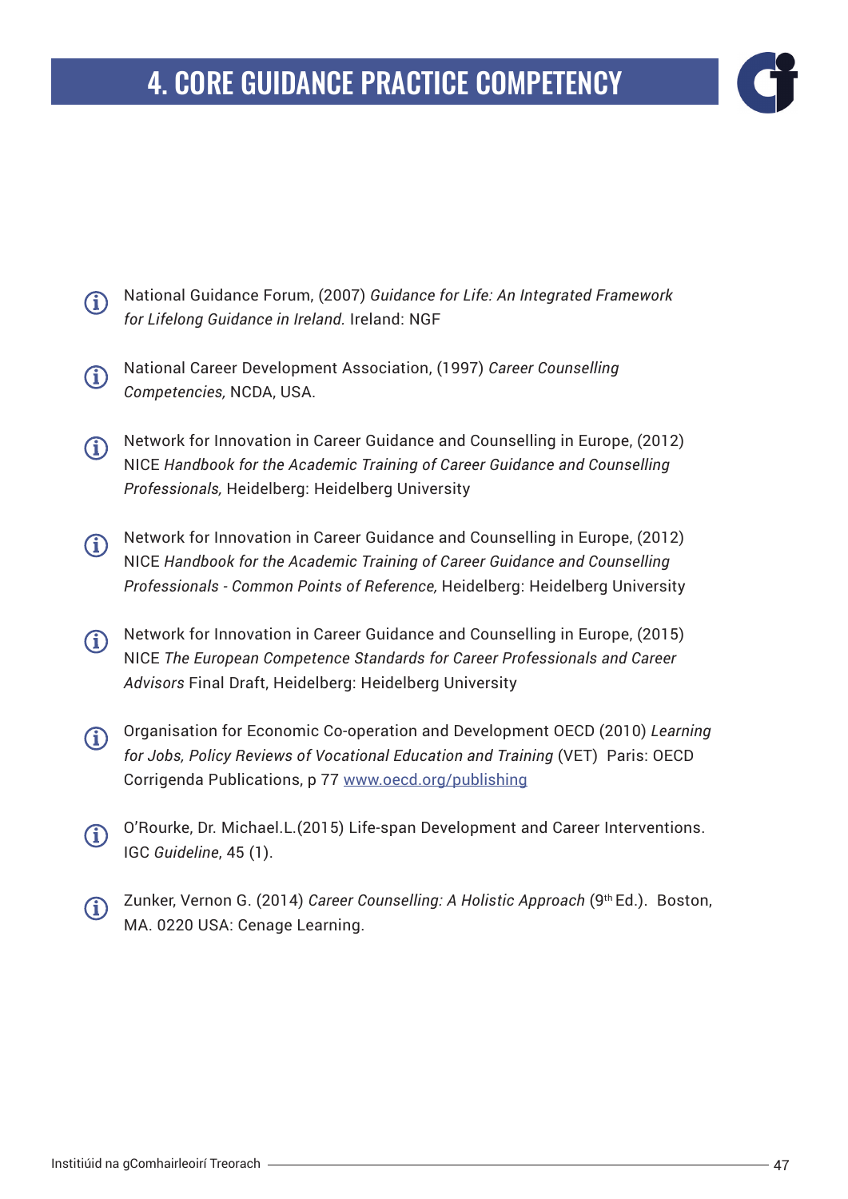# 4. CORE GUIDANCE PRACTICE COMPETENCY

- National Guidance Forum, (2007) *Guidance for Life: An Integrated Framework for Lifelong Guidance in Ireland.* Ireland: NGF

- National Career Development Association, (1997) *Career Counselling Competencies,* NCDA, USA.

- Network for Innovation in Career Guidance and Counselling in Europe, (2012) NICE *Handbook for the Academic Training of Career Guidance and Counselling Professionals,* Heidelberg: Heidelberg University

- Network for Innovation in Career Guidance and Counselling in Europe, (2012) NICE *Handbook for the Academic Training of Career Guidance and Counselling Professionals - Common Points of Reference,* Heidelberg: Heidelberg University

- Network for Innovation in Career Guidance and Counselling in Europe, (2015) NICE *The European Competence Standards for Career Professionals and Career Advisors* Final Draft, Heidelberg: Heidelberg University

- Organisation for Economic Co-operation and Development OECD (2010) *Learning for Jobs, Policy Reviews of Vocational Education and Training* (VET) Paris: OECD Corrigenda Publications, p 77 [www.oecd.org/publishing](www.oecd.org/publishing)

- O'Rourke, Dr. Michael.L.(2015) Life-span Development and Career Interventions. IGC *Guideline*, 45 (1).

- Zunker, Vernon G. (2014) *Career Counselling: A Holistic Approach* (9th Ed.). Boston, MA. 0220 USA: Cenage Learning.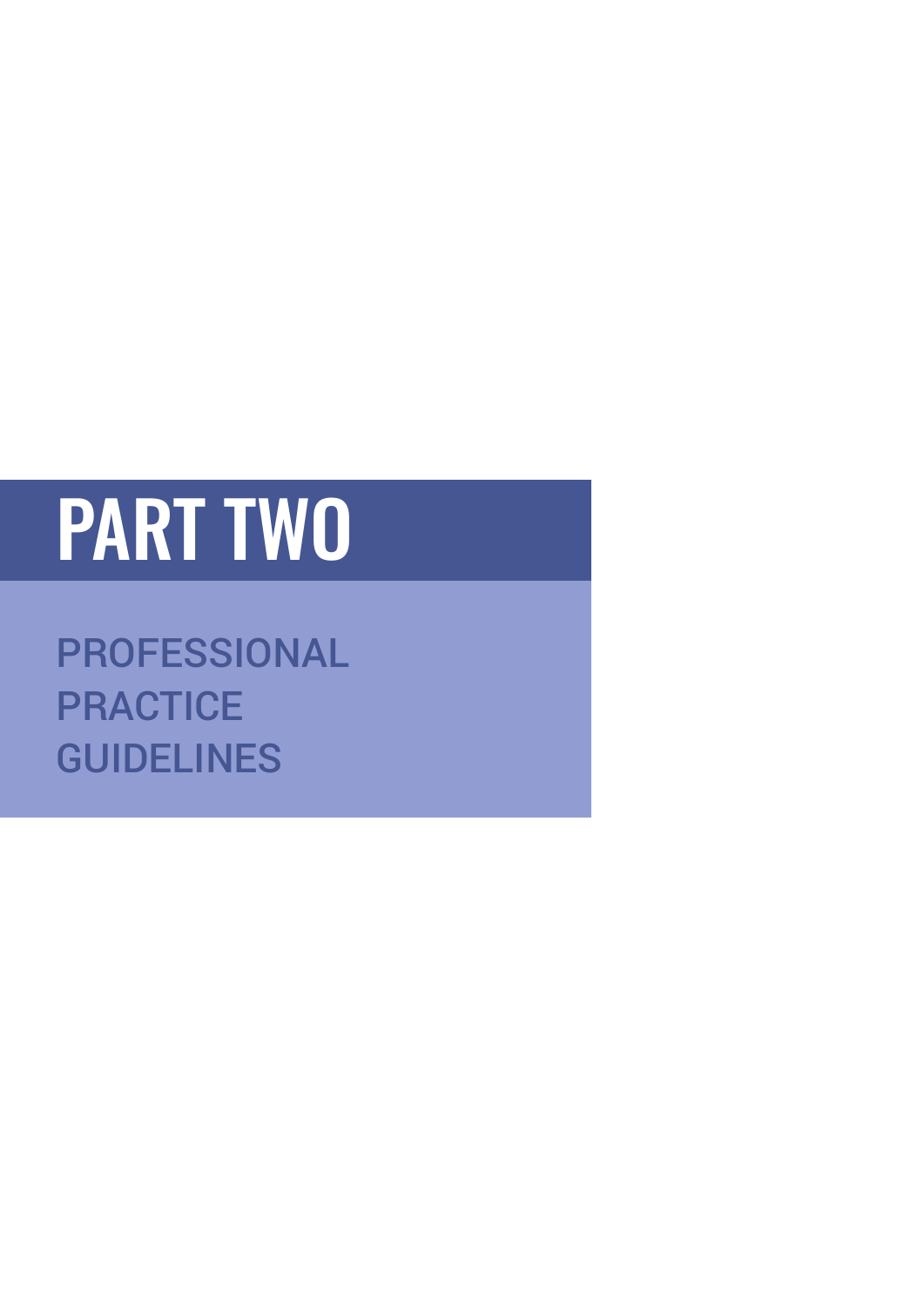# PART TWO

## PROFESSIONAL PRACTICE GUIDELINES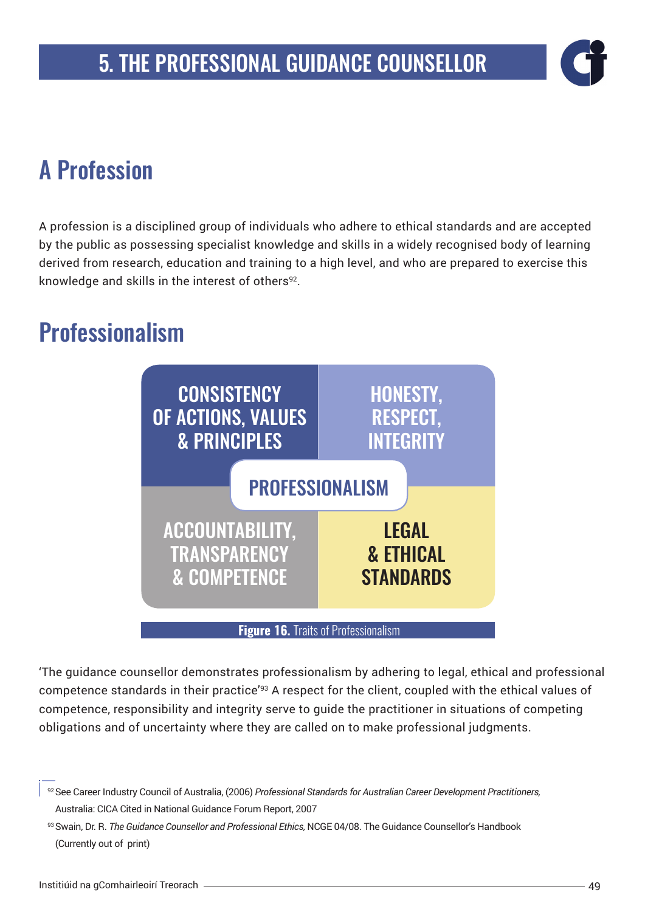## A Profession

A profession is a disciplined group of individuals who adhere to ethical standards and are accepted by the public as possessing specialist knowledge and skills in a widely recognised body of learning derived from research, education and training to a high level, and who are prepared to exercise this knowledge and skills in the interest of others[92].

## Professionalism

CONSISTENCY OF ACTIONS, VALUES & PRINCIPLES

HONESTY, RESPECT, INTEGRITY

PROFESSIONALISM

ACCOUNTABILITY, TRANSPARENCY & COMPETENCE

LEGAL & ETHICAL STANDARDS

**Figure 16.** Traits of Professionalism

'The guidance counsellor demonstrates professionalism by adhering to legal, ethical and professional competence standards in their practice'[93] A respect for the client, coupled with the ethical values of competence, responsibility and integrity serve to guide the practitioner in situations of competing obligations and of uncertainty where they are called on to make professional judgments.

---

[92] See Career Industry Council of Australia, (2006) *Professional Standards for Australian Career Development Practitioners,* Australia: CICA Cited in National Guidance Forum Report, 2007

[93] Swain, Dr. R. *The Guidance Counsellor and Professional Ethics,* NCGE 04/08. The Guidance Counsellor's Handbook (Currently out of print)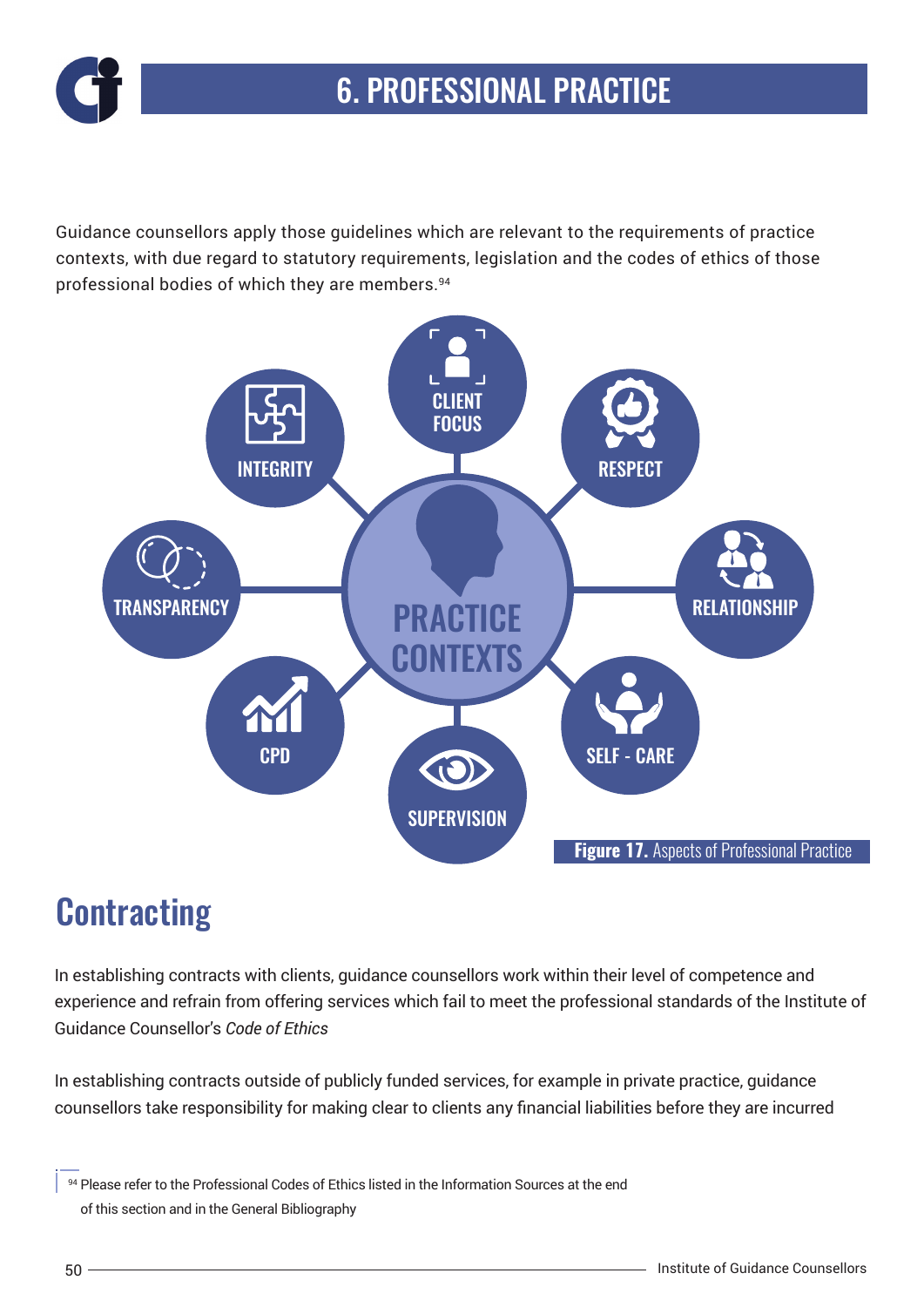# 6. PROFESSIONAL PRACTICE

Guidance counsellors apply those guidelines which are relevant to the requirements of practice contexts, with due regard to statutory requirements, legislation and the codes of ethics of those professional bodies of which they are members.[94]

PRACTICE CONTEXTS

CLIENT FOCUS

RESPECT

RELATIONSHIP

SELF - CARE

SUPERVISION

CPD

TRANSPARENCY

INTEGRITY

**Figure 17.** Aspects of Professional Practice

## Contracting

In establishing contracts with clients, guidance counsellors work within their level of competence and experience and refrain from offering services which fail to meet the professional standards of the Institute of Guidance Counsellor's *Code of Ethics*

In establishing contracts outside of publicly funded services, for example in private practice, guidance counsellors take responsibility for making clear to clients any financial liabilities before they are incurred

[94] Please refer to the Professional Codes of Ethics listed in the Information Sources at the end of this section and in the General Bibliography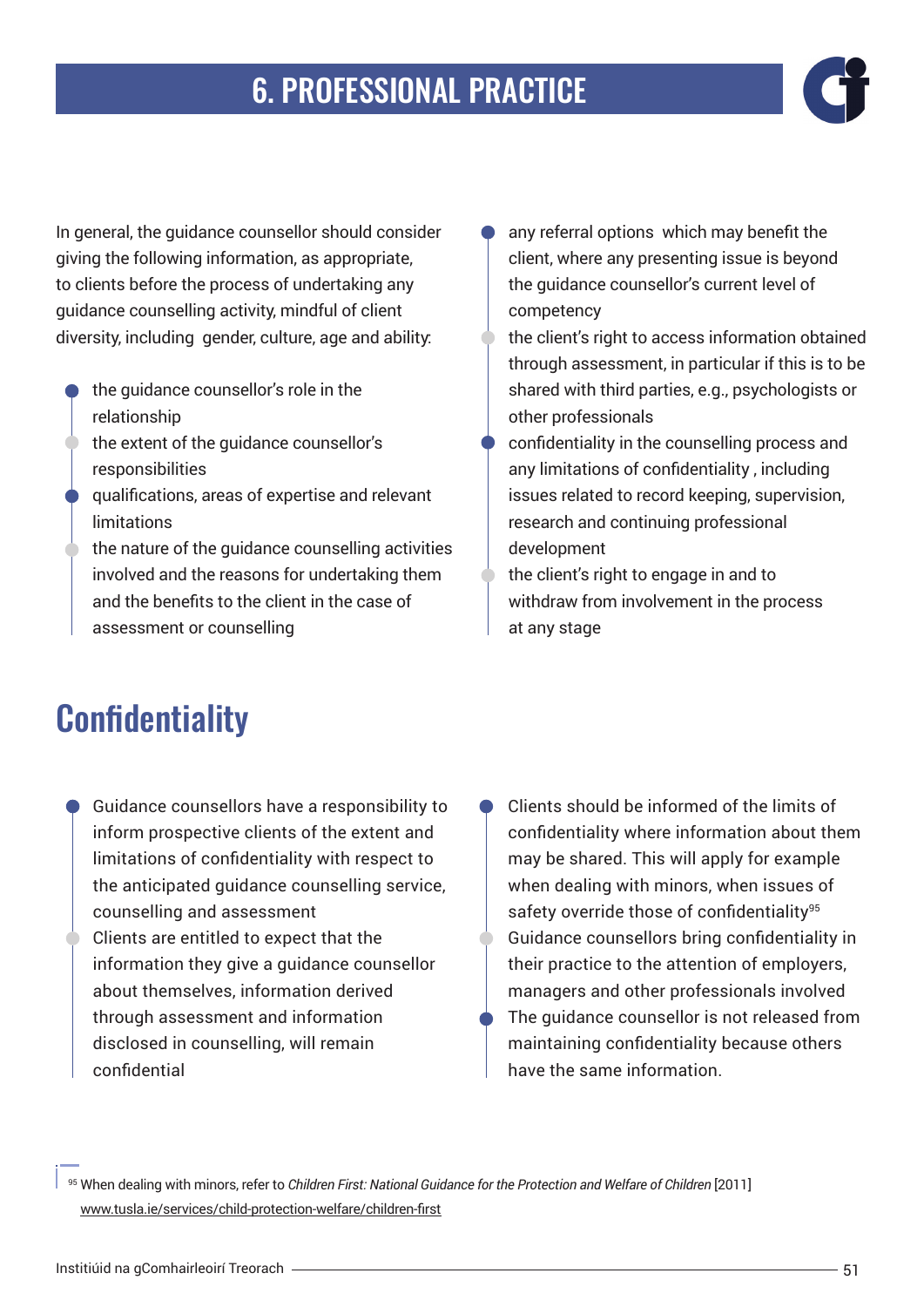# 6. PROFESSIONAL PRACTICE

In general, the guidance counsellor should consider giving the following information, as appropriate, to clients before the process of undertaking any guidance counselling activity, mindful of client diversity, including gender, culture, age and ability:

- the guidance counsellor's role in the relationship
- the extent of the guidance counsellor's responsibilities
- qualifications, areas of expertise and relevant limitations
- the nature of the guidance counselling activities involved and the reasons for undertaking them and the benefits to the client in the case of assessment or counselling
- any referral options which may benefit the client, where any presenting issue is beyond the guidance counsellor's current level of competency
- the client's right to access information obtained through assessment, in particular if this is to be shared with third parties, e.g., psychologists or other professionals
- confidentiality in the counselling process and any limitations of confidentiality , including issues related to record keeping, supervision, research and continuing professional development
- the client's right to engage in and to withdraw from involvement in the process at any stage

## Confidentiality

- Guidance counsellors have a responsibility to inform prospective clients of the extent and limitations of confidentiality with respect to the anticipated guidance counselling service, counselling and assessment
- Clients are entitled to expect that the information they give a guidance counsellor about themselves, information derived through assessment and information disclosed in counselling, will remain confidential
- Clients should be informed of the limits of confidentiality where information about them may be shared. This will apply for example when dealing with minors, when issues of safety override those of confidentiality[95]
- Guidance counsellors bring confidentiality in their practice to the attention of employers, managers and other professionals involved
- The guidance counsellor is not released from maintaining confidentiality because others have the same information.

[95] When dealing with minors, refer to *Children First: National Guidance for the Protection and Welfare of Children* [2011] www.tusla.ie/services/child-protection-welfare/children-first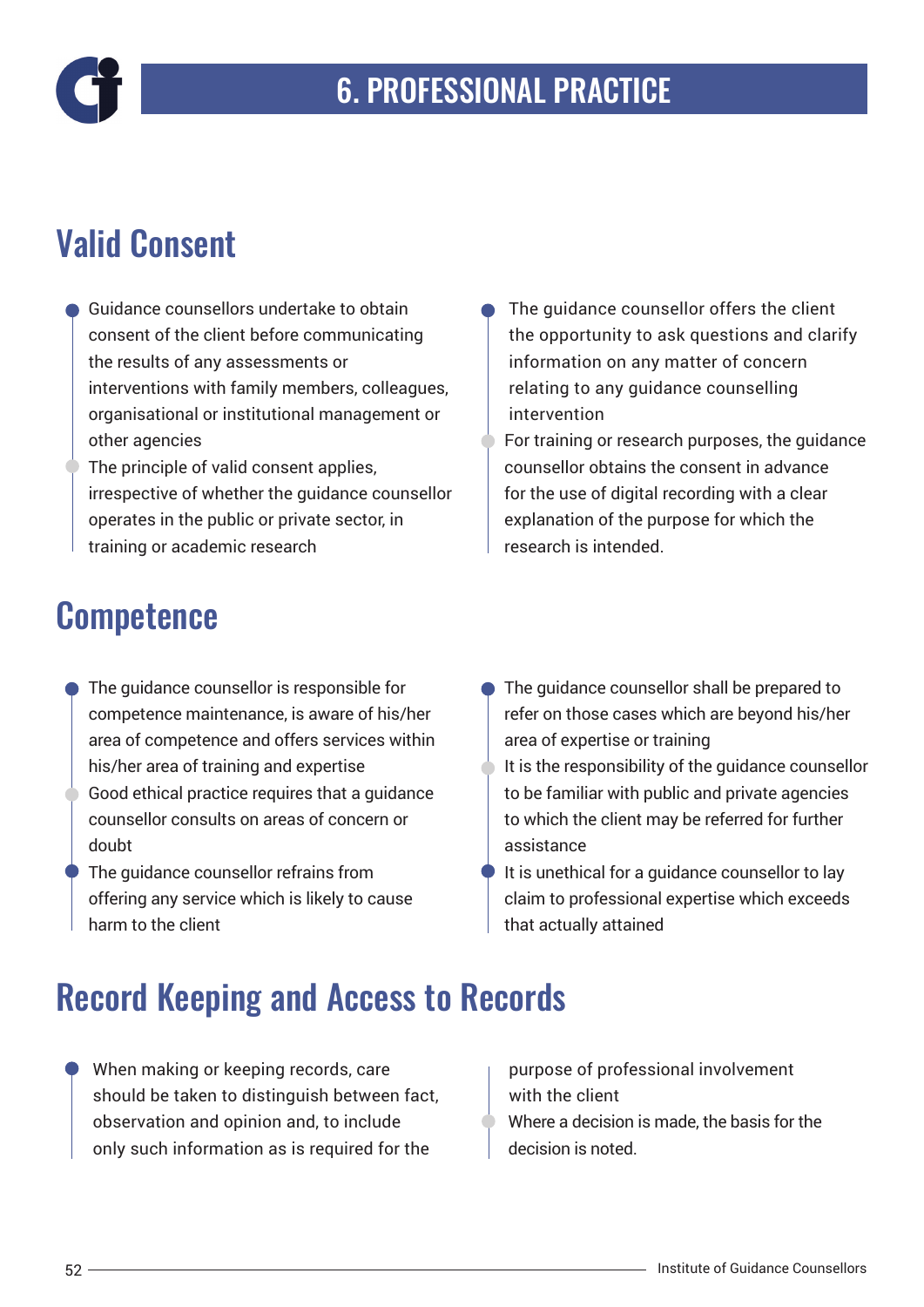# 6. PROFESSIONAL PRACTICE

## Valid Consent

- Guidance counsellors undertake to obtain consent of the client before communicating the results of any assessments or interventions with family members, colleagues, organisational or institutional management or other agencies
- The principle of valid consent applies, irrespective of whether the guidance counsellor operates in the public or private sector, in training or academic research
- The guidance counsellor offers the client the opportunity to ask questions and clarify information on any matter of concern relating to any guidance counselling intervention
- For training or research purposes, the guidance counsellor obtains the consent in advance for the use of digital recording with a clear explanation of the purpose for which the research is intended.

## Competence

- The guidance counsellor is responsible for competence maintenance, is aware of his/her area of competence and offers services within his/her area of training and expertise
- Good ethical practice requires that a guidance counsellor consults on areas of concern or doubt
- The guidance counsellor refrains from offering any service which is likely to cause harm to the client
- The guidance counsellor shall be prepared to refer on those cases which are beyond his/her area of expertise or training
- It is the responsibility of the guidance counsellor to be familiar with public and private agencies to which the client may be referred for further assistance
- It is unethical for a guidance counsellor to lay claim to professional expertise which exceeds that actually attained

## Record Keeping and Access to Records

- When making or keeping records, care should be taken to distinguish between fact, observation and opinion and, to include only such information as is required for the purpose of professional involvement with the client
- Where a decision is made, the basis for the decision is noted.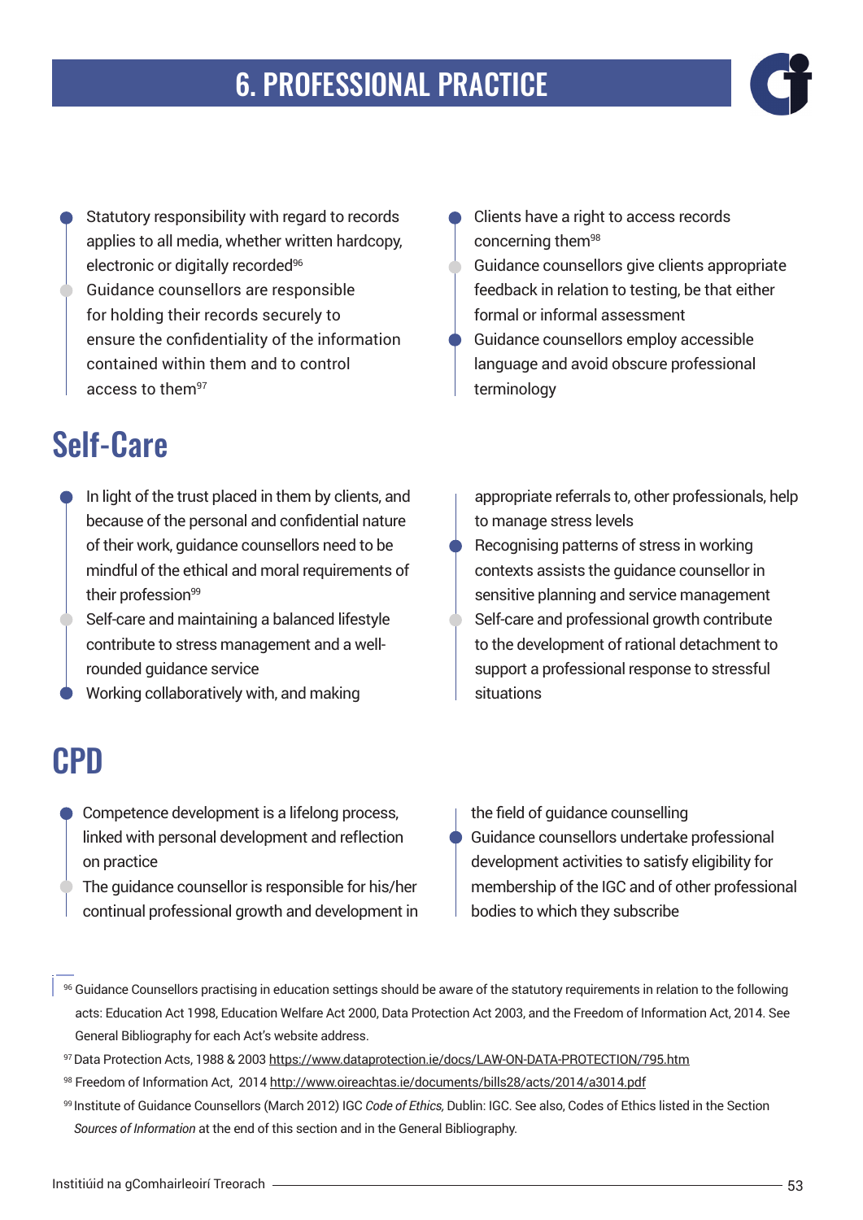# 6. PROFESSIONAL PRACTICE

- Statutory responsibility with regard to records applies to all media, whether written hardcopy, electronic or digitally recorded[96]
- Guidance counsellors are responsible for holding their records securely to ensure the confidentiality of the information contained within them and to control access to them[97]
- Clients have a right to access records concerning them[98]
- Guidance counsellors give clients appropriate feedback in relation to testing, be that either formal or informal assessment
- Guidance counsellors employ accessible language and avoid obscure professional terminology

## Self-Care

- In light of the trust placed in them by clients, and because of the personal and confidential nature of their work, guidance counsellors need to be mindful of the ethical and moral requirements of their profession[99]
- Self-care and maintaining a balanced lifestyle contribute to stress management and a well-rounded guidance service
- Working collaboratively with, and making appropriate referrals to, other professionals, help to manage stress levels
- Recognising patterns of stress in working contexts assists the guidance counsellor in sensitive planning and service management
- Self-care and professional growth contribute to the development of rational detachment to support a professional response to stressful situations

## CPD

- Competence development is a lifelong process, linked with personal development and reflection on practice
- The guidance counsellor is responsible for his/her continual professional growth and development in the field of guidance counselling
- Guidance counsellors undertake professional development activities to satisfy eligibility for membership of the IGC and of other professional bodies to which they subscribe

---

[96] Guidance Counsellors practising in education settings should be aware of the statutory requirements in relation to the following acts: Education Act 1998, Education Welfare Act 2000, Data Protection Act 2003, and the Freedom of Information Act, 2014. See General Bibliography for each Act's website address.

[97] Data Protection Acts, 1988 & 2003 https://www.dataprotection.ie/docs/LAW-ON-DATA-PROTECTION/795.htm

[98] Freedom of Information Act, 2014 http://www.oireachtas.ie/documents/bills28/acts/2014/a3014.pdf

[99] Institute of Guidance Counsellors (March 2012) IGC *Code of Ethics,* Dublin: IGC. See also, Codes of Ethics listed in the Section *Sources of Information* at the end of this section and in the General Bibliography.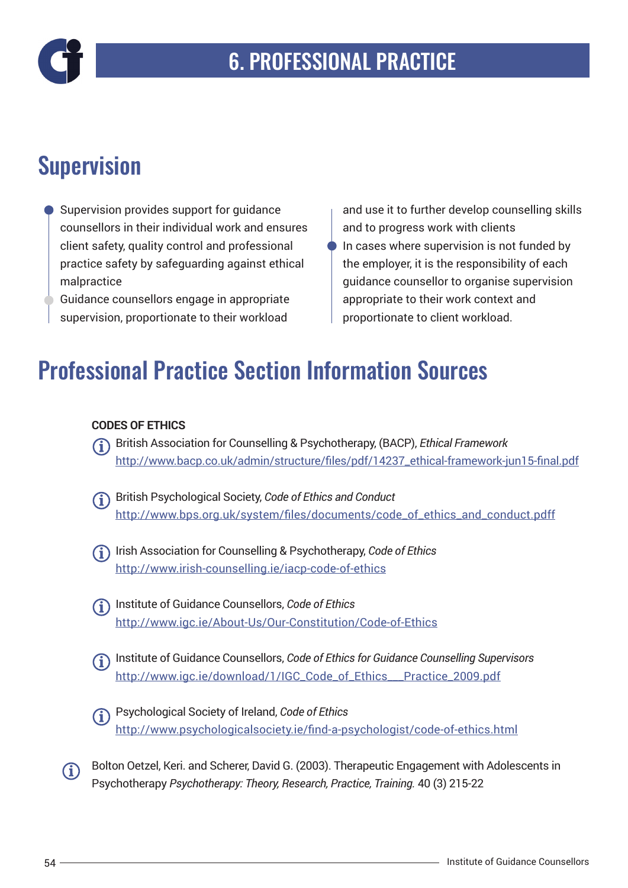# 6. PROFESSIONAL PRACTICE

## Supervision

- Supervision provides support for guidance counsellors in their individual work and ensures client safety, quality control and professional practice safety by safeguarding against ethical malpractice
- Guidance counsellors engage in appropriate supervision, proportionate to their workload and use it to further develop counselling skills and to progress work with clients
- In cases where supervision is not funded by the employer, it is the responsibility of each guidance counsellor to organise supervision appropriate to their work context and proportionate to client workload.

## Professional Practice Section Information Sources

**CODES OF ETHICS**

British Association for Counselling & Psychotherapy, (BACP), *Ethical Framework*
http://www.bacp.co.uk/admin/structure/files/pdf/14237_ethical-framework-jun15-final.pdf

British Psychological Society, *Code of Ethics and Conduct*
http://www.bps.org.uk/system/files/documents/code_of_ethics_and_conduct.pdff

Irish Association for Counselling & Psychotherapy, *Code of Ethics*
http://www.irish-counselling.ie/iacp-code-of-ethics

Institute of Guidance Counsellors, *Code of Ethics*
http://www.igc.ie/About-Us/Our-Constitution/Code-of-Ethics

Institute of Guidance Counsellors, *Code of Ethics for Guidance Counselling Supervisors*
http://www.igc.ie/download/1/IGC_Code_of_Ethics___Practice_2009.pdf

Psychological Society of Ireland, *Code of Ethics*
http://www.psychologicalsociety.ie/find-a-psychologist/code-of-ethics.html

Bolton Oetzel, Keri. and Scherer, David G. (2003). Therapeutic Engagement with Adolescents in Psychotherapy *Psychotherapy: Theory, Research, Practice, Training.* 40 (3) 215-22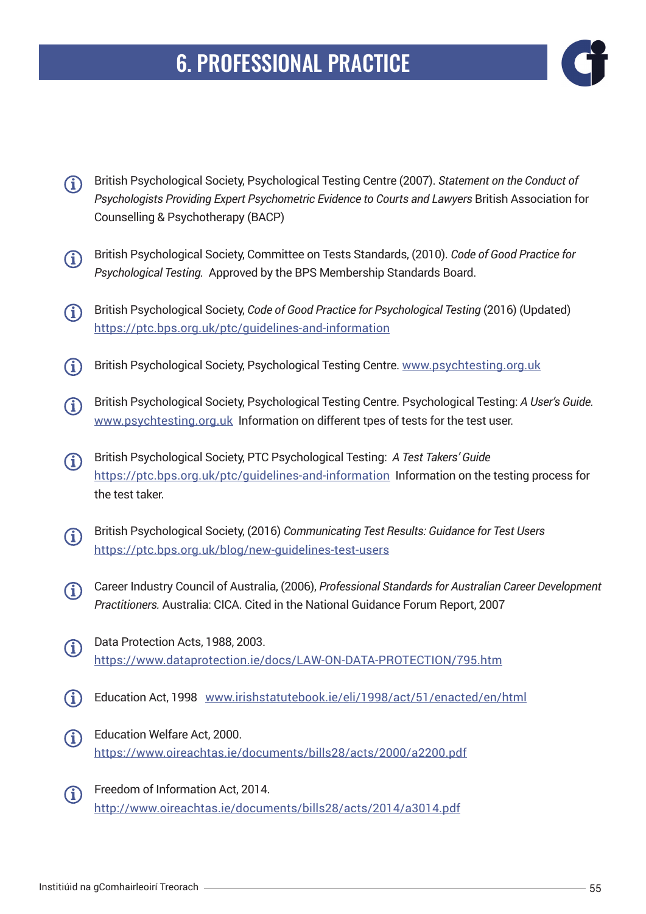# 6. PROFESSIONAL PRACTICE

- British Psychological Society, Psychological Testing Centre (2007). *Statement on the Conduct of Psychologists Providing Expert Psychometric Evidence to Courts and Lawyers* British Association for Counselling & Psychotherapy (BACP)

- British Psychological Society, Committee on Tests Standards, (2010). *Code of Good Practice for Psychological Testing.* Approved by the BPS Membership Standards Board.

- British Psychological Society, *Code of Good Practice for Psychological Testing* (2016) (Updated) https://ptc.bps.org.uk/ptc/guidelines-and-information

- British Psychological Society, Psychological Testing Centre. www.psychtesting.org.uk

- British Psychological Society, Psychological Testing Centre. Psychological Testing: *A User's Guide.* www.psychtesting.org.uk Information on different tpes of tests for the test user.

- British Psychological Society, PTC Psychological Testing: *A Test Takers' Guide* https://ptc.bps.org.uk/ptc/guidelines-and-information Information on the testing process for the test taker.

- British Psychological Society, (2016) *Communicating Test Results: Guidance for Test Users* https://ptc.bps.org.uk/blog/new-guidelines-test-users

- Career Industry Council of Australia, (2006), *Professional Standards for Australian Career Development Practitioners.* Australia: CICA. Cited in the National Guidance Forum Report, 2007

- Data Protection Acts, 1988, 2003. https://www.dataprotection.ie/docs/LAW-ON-DATA-PROTECTION/795.htm

- Education Act, 1998 www.irishstatutebook.ie/eli/1998/act/51/enacted/en/html

- Education Welfare Act, 2000. https://www.oireachtas.ie/documents/bills28/acts/2000/a2200.pdf

- Freedom of Information Act, 2014. http://www.oireachtas.ie/documents/bills28/acts/2014/a3014.pdf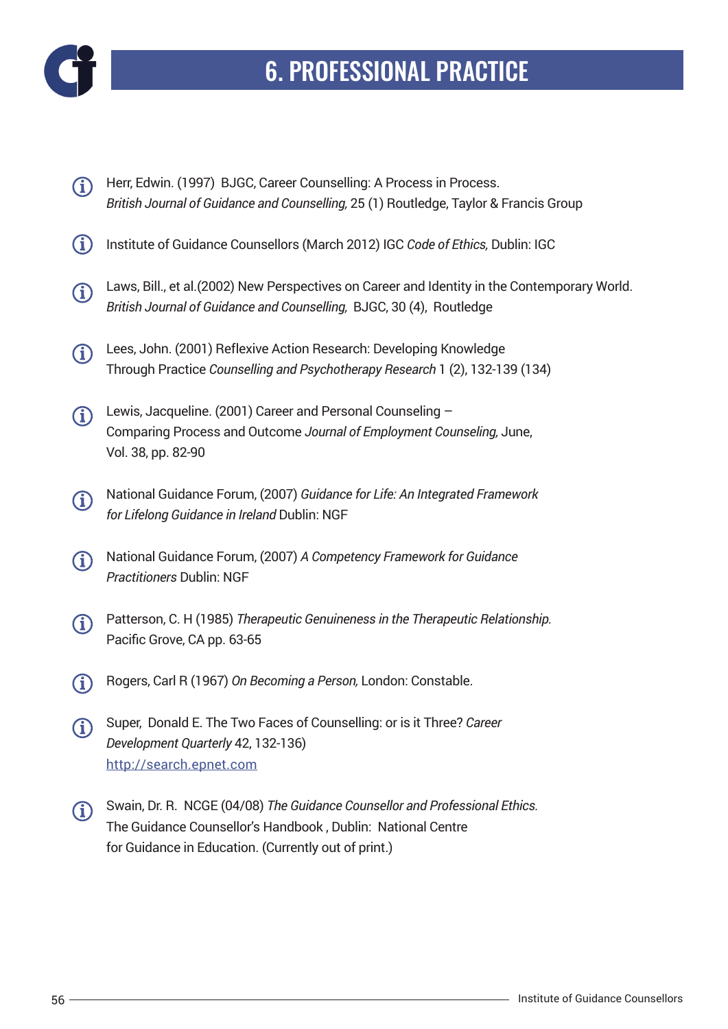# 6. PROFESSIONAL PRACTICE

- Herr, Edwin. (1997) BJGC, Career Counselling: A Process in Process. *British Journal of Guidance and Counselling,* 25 (1) Routledge, Taylor & Francis Group
- Institute of Guidance Counsellors (March 2012) IGC *Code of Ethics,* Dublin: IGC
- Laws, Bill., et al.(2002) New Perspectives on Career and Identity in the Contemporary World. *British Journal of Guidance and Counselling,* BJGC, 30 (4), Routledge
- Lees, John. (2001) Reflexive Action Research: Developing Knowledge Through Practice *Counselling and Psychotherapy Research* 1 (2), 132-139 (134)
- Lewis, Jacqueline. (2001) Career and Personal Counseling – Comparing Process and Outcome *Journal of Employment Counseling,* June, Vol. 38, pp. 82-90
- National Guidance Forum, (2007) *Guidance for Life: An Integrated Framework for Lifelong Guidance in Ireland* Dublin: NGF
- National Guidance Forum, (2007) *A Competency Framework for Guidance Practitioners* Dublin: NGF
- Patterson, C. H (1985) *Therapeutic Genuineness in the Therapeutic Relationship.* Pacific Grove, CA pp. 63-65
- Rogers, Carl R (1967) *On Becoming a Person,* London: Constable.
- Super, Donald E. The Two Faces of Counselling: or is it Three? *Career Development Quarterly* 42, 132-136) http://search.epnet.com
- Swain, Dr. R. NCGE (04/08) *The Guidance Counsellor and Professional Ethics.* The Guidance Counsellor's Handbook , Dublin: National Centre for Guidance in Education. (Currently out of print.)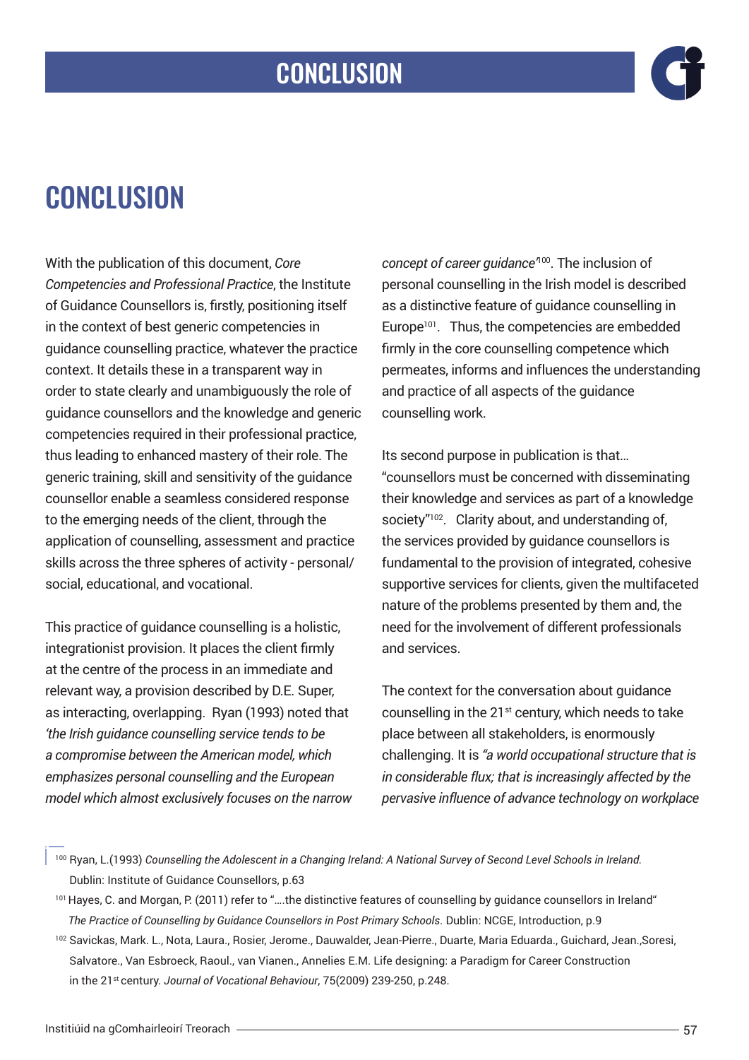# CONCLUSION

With the publication of this document, *Core Competencies and Professional Practice*, the Institute of Guidance Counsellors is, firstly, positioning itself in the context of best generic competencies in guidance counselling practice, whatever the practice context. It details these in a transparent way in order to state clearly and unambiguously the role of guidance counsellors and the knowledge and generic competencies required in their professional practice, thus leading to enhanced mastery of their role. The generic training, skill and sensitivity of the guidance counsellor enable a seamless considered response to the emerging needs of the client, through the application of counselling, assessment and practice skills across the three spheres of activity - personal/ social, educational, and vocational.

This practice of guidance counselling is a holistic, integrationist provision. It places the client firmly at the centre of the process in an immediate and relevant way, a provision described by D.E. Super, as interacting, overlapping. Ryan (1993) noted that *'the Irish guidance counselling service tends to be a compromise between the American model, which emphasizes personal counselling and the European model which almost exclusively focuses on the narrow concept of career guidance'*[100]. The inclusion of personal counselling in the Irish model is described as a distinctive feature of guidance counselling in Europe[101]. Thus, the competencies are embedded firmly in the core counselling competence which permeates, informs and influences the understanding and practice of all aspects of the guidance counselling work.

Its second purpose in publication is that… "counsellors must be concerned with disseminating their knowledge and services as part of a knowledge society"[102]. Clarity about, and understanding of, the services provided by guidance counsellors is fundamental to the provision of integrated, cohesive supportive services for clients, given the multifaceted nature of the problems presented by them and, the need for the involvement of different professionals and services.

The context for the conversation about guidance counselling in the 21st century, which needs to take place between all stakeholders, is enormously challenging. It is *"a world occupational structure that is in considerable flux; that is increasingly affected by the pervasive influence of advance technology on workplace*

---

[100] Ryan, L.(1993) *Counselling the Adolescent in a Changing Ireland: A National Survey of Second Level Schools in Ireland.* Dublin: Institute of Guidance Counsellors, p.63

[101] Hayes, C. and Morgan, P. (2011) refer to "….the distinctive features of counselling by guidance counsellors in Ireland" *The Practice of Counselling by Guidance Counsellors in Post Primary Schools.* Dublin: NCGE, Introduction, p.9

[102] Savickas, Mark. L., Nota, Laura., Rosier, Jerome., Dauwalder, Jean-Pierre., Duarte, Maria Eduarda., Guichard, Jean.,Soresi, Salvatore., Van Esbroeck, Raoul., van Vianen., Annelies E.M. Life designing: a Paradigm for Career Construction in the 21st century. *Journal of Vocational Behaviour*, 75(2009) 239-250, p.248.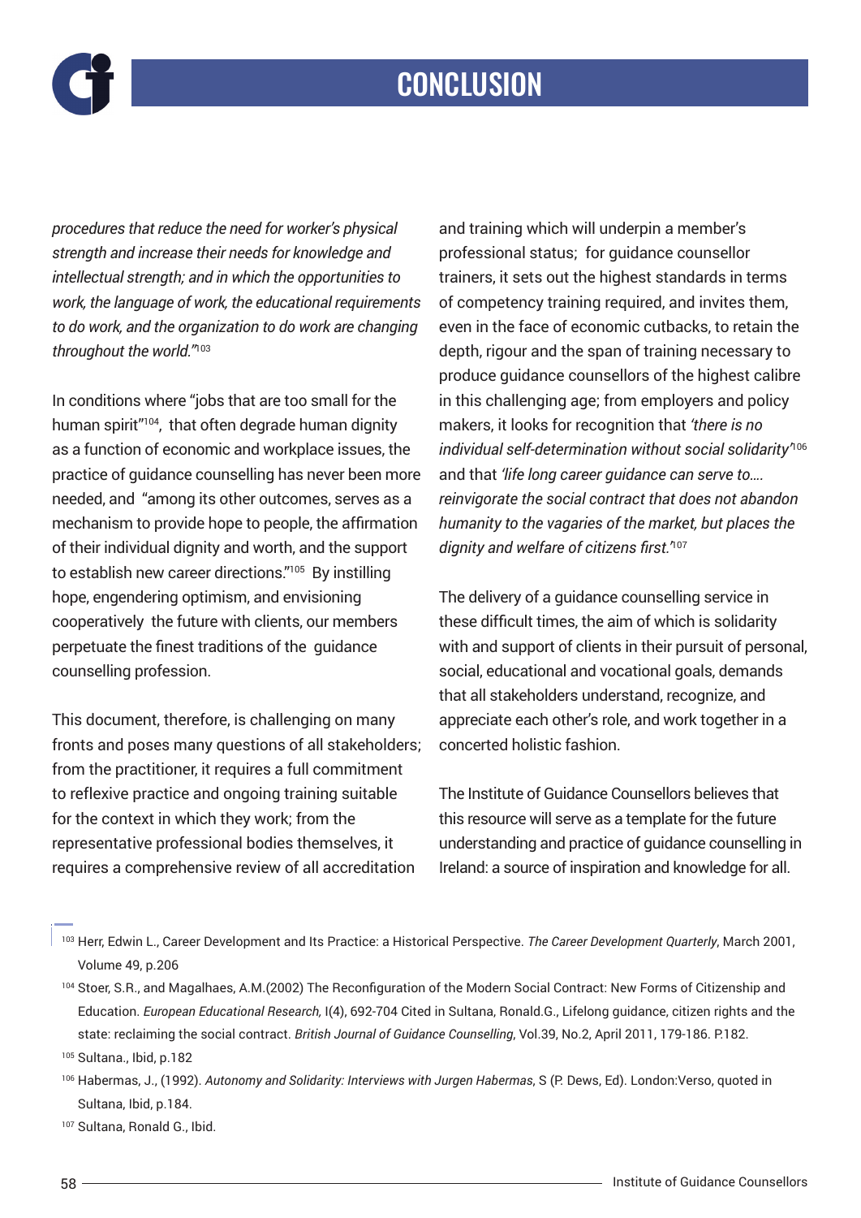# CONCLUSION

*procedures that reduce the need for worker's physical strength and increase their needs for knowledge and intellectual strength; and in which the opportunities to work, the language of work, the educational requirements to do work, and the organization to do work are changing throughout the world."*[103]

In conditions where "jobs that are too small for the human spirit"[104], that often degrade human dignity as a function of economic and workplace issues, the practice of guidance counselling has never been more needed, and "among its other outcomes, serves as a mechanism to provide hope to people, the affirmation of their individual dignity and worth, and the support to establish new career directions."[105] By instilling hope, engendering optimism, and envisioning cooperatively the future with clients, our members perpetuate the finest traditions of the guidance counselling profession.

This document, therefore, is challenging on many fronts and poses many questions of all stakeholders; from the practitioner, it requires a full commitment to reflexive practice and ongoing training suitable for the context in which they work; from the representative professional bodies themselves, it requires a comprehensive review of all accreditation and training which will underpin a member's professional status; for guidance counsellor trainers, it sets out the highest standards in terms of competency training required, and invites them, even in the face of economic cutbacks, to retain the depth, rigour and the span of training necessary to produce guidance counsellors of the highest calibre in this challenging age; from employers and policy makers, it looks for recognition that *'there is no individual self-determination without social solidarity'*[106] and that *'life long career guidance can serve to…. reinvigorate the social contract that does not abandon humanity to the vagaries of the market, but places the dignity and welfare of citizens first.'*[107]

The delivery of a guidance counselling service in these difficult times, the aim of which is solidarity with and support of clients in their pursuit of personal, social, educational and vocational goals, demands that all stakeholders understand, recognize, and appreciate each other's role, and work together in a concerted holistic fashion.

The Institute of Guidance Counsellors believes that this resource will serve as a template for the future understanding and practice of guidance counselling in Ireland: a source of inspiration and knowledge for all.

---

[103] Herr, Edwin L., Career Development and Its Practice: a Historical Perspective. *The Career Development Quarterly*, March 2001, Volume 49, p.206

[104] Stoer, S.R., and Magalhaes, A.M.(2002) The Reconfiguration of the Modern Social Contract: New Forms of Citizenship and Education. *European Educational Research,* I(4), 692-704 Cited in Sultana, Ronald.G., Lifelong guidance, citizen rights and the state: reclaiming the social contract. *British Journal of Guidance Counselling*, Vol.39, No.2, April 2011, 179-186. P.182.

[105] Sultana., Ibid, p.182

[106] Habermas, J., (1992). *Autonomy and Solidarity: Interviews with Jurgen Habermas*, S (P. Dews, Ed). London:Verso, quoted in Sultana, Ibid, p.184.

[107] Sultana, Ronald G., Ibid.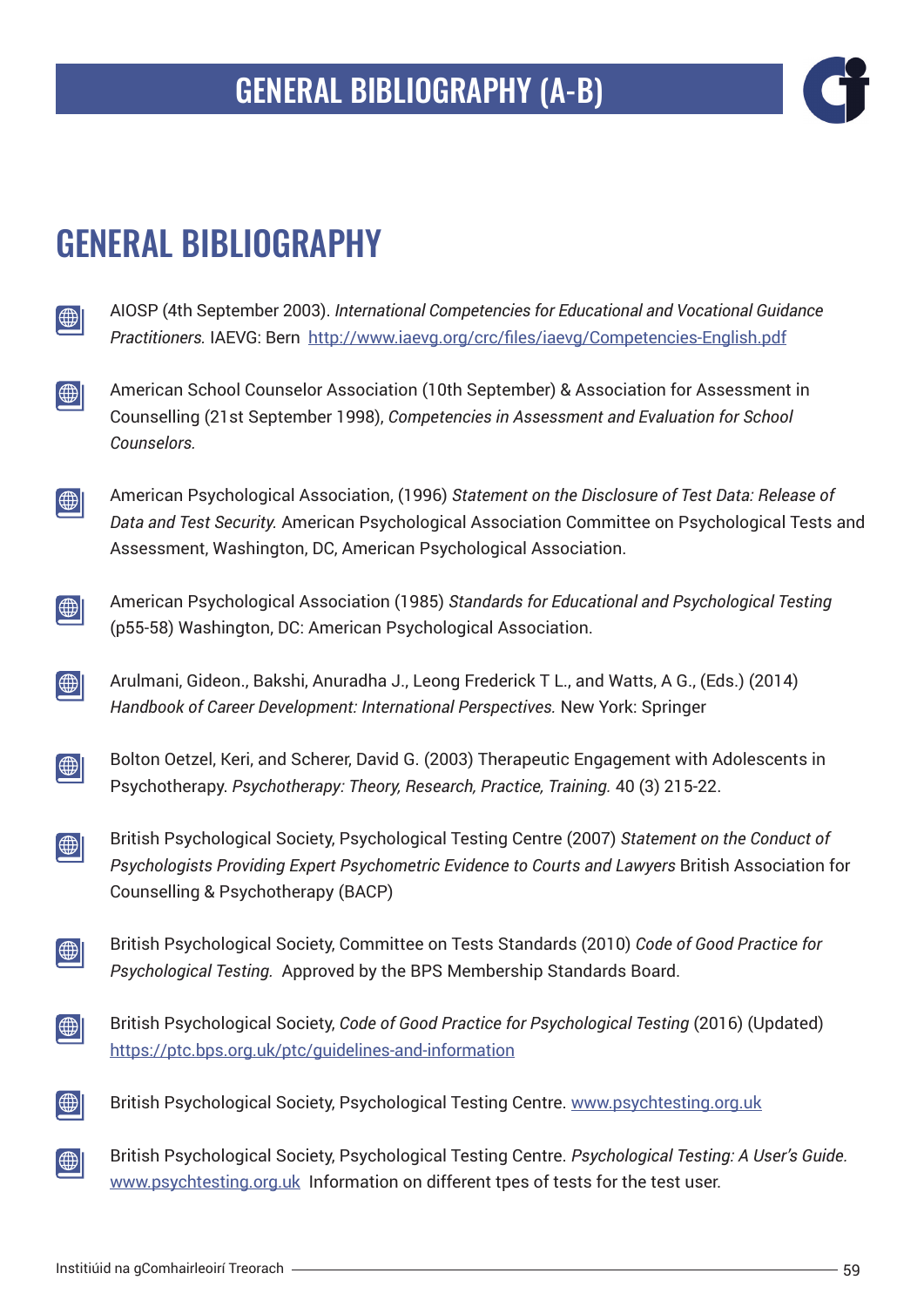# GENERAL BIBLIOGRAPHY

- AIOSP (4th September 2003). *International Competencies for Educational and Vocational Guidance Practitioners.* IAEVG: Bern http://www.iaevg.org/crc/files/iaevg/Competencies-English.pdf

- American School Counselor Association (10th September) & Association for Assessment in Counselling (21st September 1998), *Competencies in Assessment and Evaluation for School Counselors.*

- American Psychological Association, (1996) *Statement on the Disclosure of Test Data: Release of Data and Test Security.* American Psychological Association Committee on Psychological Tests and Assessment, Washington, DC, American Psychological Association.

- American Psychological Association (1985) *Standards for Educational and Psychological Testing* (p55-58) Washington, DC: American Psychological Association.

- Arulmani, Gideon., Bakshi, Anuradha J., Leong Frederick T L., and Watts, A G., (Eds.) (2014) *Handbook of Career Development: International Perspectives.* New York: Springer

- Bolton Oetzel, Keri, and Scherer, David G. (2003) Therapeutic Engagement with Adolescents in Psychotherapy. *Psychotherapy: Theory, Research, Practice, Training.* 40 (3) 215-22.

- British Psychological Society, Psychological Testing Centre (2007) *Statement on the Conduct of Psychologists Providing Expert Psychometric Evidence to Courts and Lawyers* British Association for Counselling & Psychotherapy (BACP)

- British Psychological Society, Committee on Tests Standards (2010) *Code of Good Practice for Psychological Testing.* Approved by the BPS Membership Standards Board.

- British Psychological Society, *Code of Good Practice for Psychological Testing* (2016) (Updated) https://ptc.bps.org.uk/ptc/guidelines-and-information

- British Psychological Society, Psychological Testing Centre. www.psychtesting.org.uk

- British Psychological Society, Psychological Testing Centre. *Psychological Testing: A User's Guide.* www.psychtesting.org.uk Information on different tpes of tests for the test user.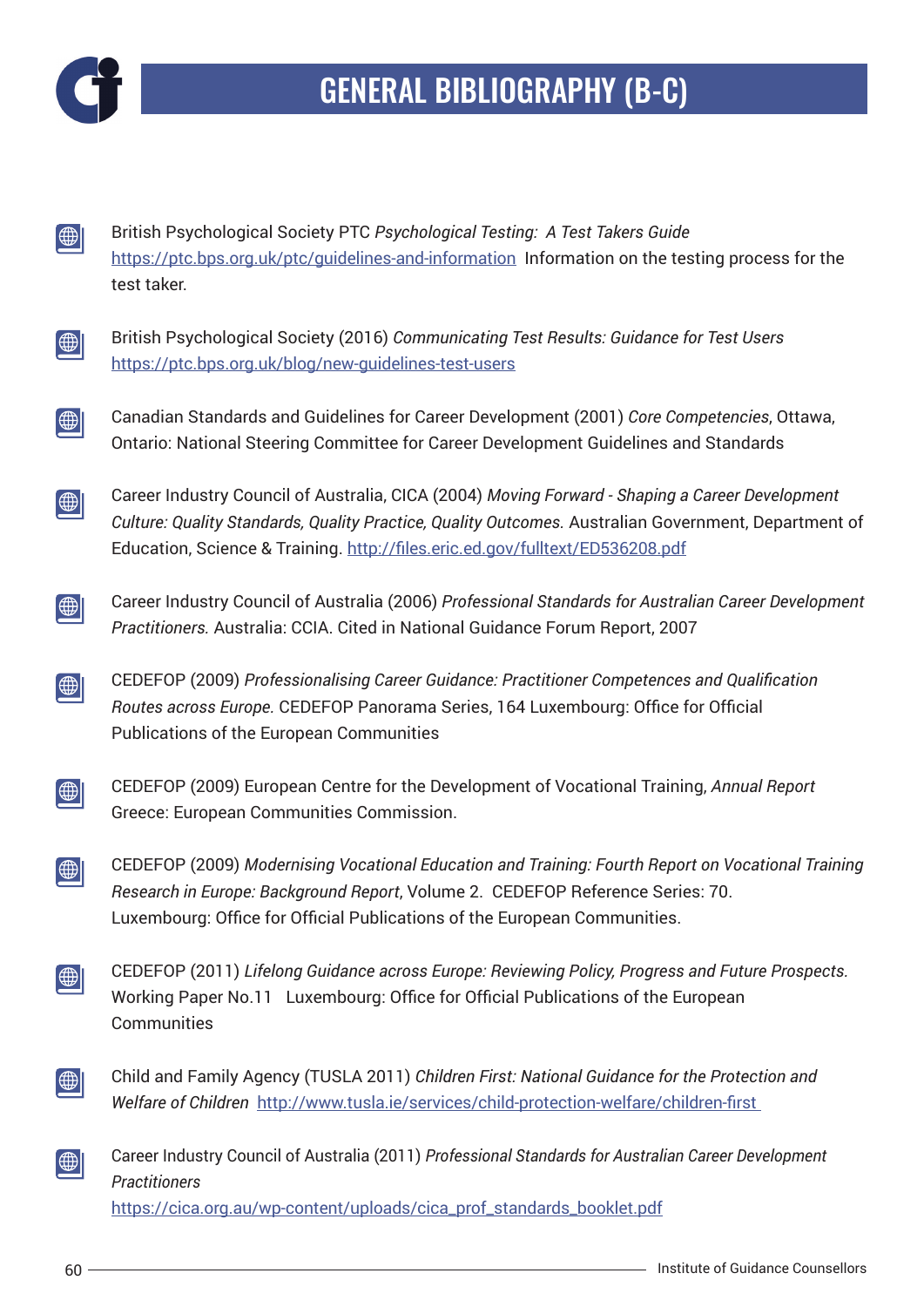# GENERAL BIBLIOGRAPHY (B-C)

British Psychological Society PTC *Psychological Testing: A Test Takers Guide* https://ptc.bps.org.uk/ptc/guidelines-and-information Information on the testing process for the test taker.

British Psychological Society (2016) *Communicating Test Results: Guidance for Test Users* https://ptc.bps.org.uk/blog/new-guidelines-test-users

Canadian Standards and Guidelines for Career Development (2001) *Core Competencies*, Ottawa, Ontario: National Steering Committee for Career Development Guidelines and Standards

Career Industry Council of Australia, CICA (2004) *Moving Forward - Shaping a Career Development Culture: Quality Standards, Quality Practice, Quality Outcomes.* Australian Government, Department of Education, Science & Training. http://files.eric.ed.gov/fulltext/ED536208.pdf

Career Industry Council of Australia (2006) *Professional Standards for Australian Career Development Practitioners.* Australia: CCIA. Cited in National Guidance Forum Report, 2007

CEDEFOP (2009) *Professionalising Career Guidance: Practitioner Competences and Qualification Routes across Europe.* CEDEFOP Panorama Series, 164 Luxembourg: Office for Official Publications of the European Communities

CEDEFOP (2009) European Centre for the Development of Vocational Training, *Annual Report* Greece: European Communities Commission.

CEDEFOP (2009) *Modernising Vocational Education and Training: Fourth Report on Vocational Training Research in Europe: Background Report*, Volume 2. CEDEFOP Reference Series: 70. Luxembourg: Office for Official Publications of the European Communities.

CEDEFOP (2011) *Lifelong Guidance across Europe: Reviewing Policy, Progress and Future Prospects.* Working Paper No.11 Luxembourg: Office for Official Publications of the European Communities

Child and Family Agency (TUSLA 2011) *Children First: National Guidance for the Protection and Welfare of Children* http://www.tusla.ie/services/child-protection-welfare/children-first

Career Industry Council of Australia (2011) *Professional Standards for Australian Career Development Practitioners* https://cica.org.au/wp-content/uploads/cica_prof_standards_booklet.pdf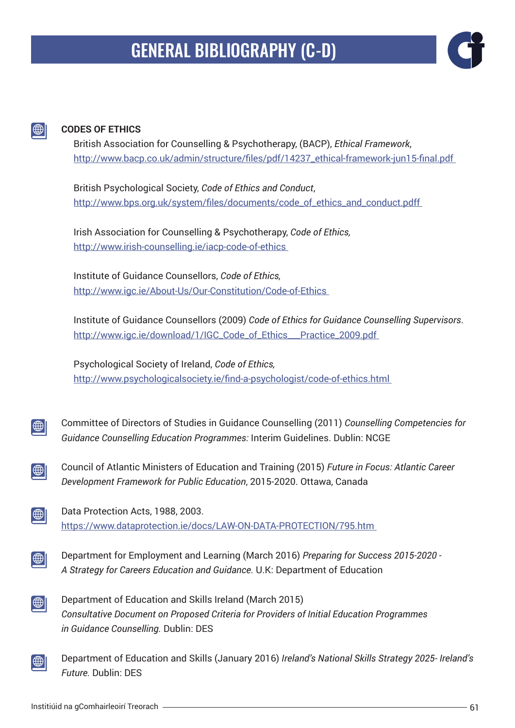# GENERAL BIBLIOGRAPHY (C-D)

**CODES OF ETHICS**

British Association for Counselling & Psychotherapy, (BACP), *Ethical Framework*, http://www.bacp.co.uk/admin/structure/files/pdf/14237_ethical-framework-jun15-final.pdf

British Psychological Society, *Code of Ethics and Conduct*, http://www.bps.org.uk/system/files/documents/code_of_ethics_and_conduct.pdff

Irish Association for Counselling & Psychotherapy, *Code of Ethics,* http://www.irish-counselling.ie/iacp-code-of-ethics

Institute of Guidance Counsellors, *Code of Ethics,* http://www.igc.ie/About-Us/Our-Constitution/Code-of-Ethics

Institute of Guidance Counsellors (2009) *Code of Ethics for Guidance Counselling Supervisors*. http://www.igc.ie/download/1/IGC_Code_of_Ethics___Practice_2009.pdf

Psychological Society of Ireland, *Code of Ethics,* http://www.psychologicalsociety.ie/find-a-psychologist/code-of-ethics.html

Committee of Directors of Studies in Guidance Counselling (2011) *Counselling Competencies for Guidance Counselling Education Programmes:* Interim Guidelines. Dublin: NCGE

Council of Atlantic Ministers of Education and Training (2015) *Future in Focus: Atlantic Career Development Framework for Public Education*, 2015-2020. Ottawa, Canada

Data Protection Acts, 1988, 2003. https://www.dataprotection.ie/docs/LAW-ON-DATA-PROTECTION/795.htm

Department for Employment and Learning (March 2016) *Preparing for Success 2015-2020 - A Strategy for Careers Education and Guidance.* U.K: Department of Education

Department of Education and Skills Ireland (March 2015) *Consultative Document on Proposed Criteria for Providers of Initial Education Programmes in Guidance Counselling.* Dublin: DES

Department of Education and Skills (January 2016) *Ireland's National Skills Strategy 2025- Ireland's Future.* Dublin: DES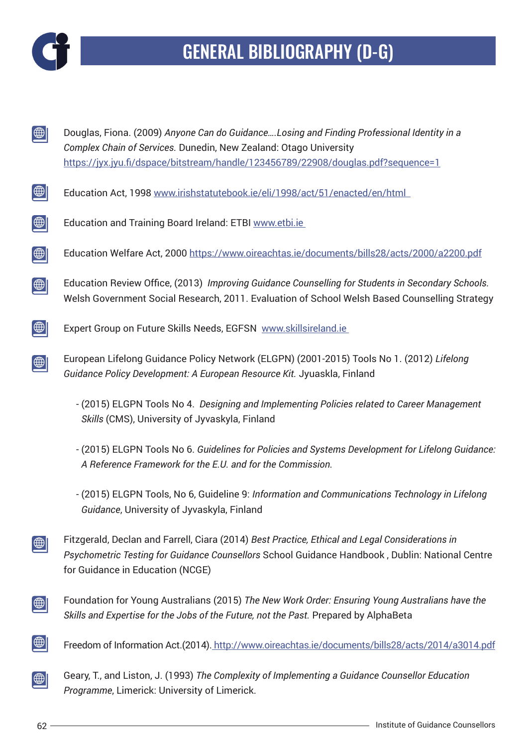# GENERAL BIBLIOGRAPHY (D-G)

Douglas, Fiona. (2009) *Anyone Can do Guidance….Losing and Finding Professional Identity in a Complex Chain of Services.* Dunedin, New Zealand: Otago University https://jyx.jyu.fi/dspace/bitstream/handle/123456789/22908/douglas.pdf?sequence=1

Education Act, 1998 www.irishstatutebook.ie/eli/1998/act/51/enacted/en/html

Education and Training Board Ireland: ETBI www.etbi.ie

Education Welfare Act, 2000 https://www.oireachtas.ie/documents/bills28/acts/2000/a2200.pdf

Education Review Office, (2013) *Improving Guidance Counselling for Students in Secondary Schools.* Welsh Government Social Research, 2011. Evaluation of School Welsh Based Counselling Strategy

Expert Group on Future Skills Needs, EGFSN www.skillsireland.ie

European Lifelong Guidance Policy Network (ELGPN) (2001-2015) Tools No 1. (2012) *Lifelong Guidance Policy Development: A European Resource Kit.* Jyuaskla, Finland

- (2015) ELGPN Tools No 4. *Designing and Implementing Policies related to Career Management Skills* (CMS), University of Jyvaskyla, Finland
- (2015) ELGPN Tools No 6. *Guidelines for Policies and Systems Development for Lifelong Guidance: A Reference Framework for the E.U. and for the Commission.*
- (2015) ELGPN Tools, No 6, Guideline 9: *Information and Communications Technology in Lifelong Guidance*, University of Jyvaskyla, Finland

Fitzgerald, Declan and Farrell, Ciara (2014) *Best Practice, Ethical and Legal Considerations in Psychometric Testing for Guidance Counsellors* School Guidance Handbook , Dublin: National Centre for Guidance in Education (NCGE)

Foundation for Young Australians (2015) *The New Work Order: Ensuring Young Australians have the Skills and Expertise for the Jobs of the Future, not the Past.* Prepared by AlphaBeta

Freedom of Information Act.(2014). http://www.oireachtas.ie/documents/bills28/acts/2014/a3014.pdf

Geary, T., and Liston, J. (1993) *The Complexity of Implementing a Guidance Counsellor Education Programme*, Limerick: University of Limerick.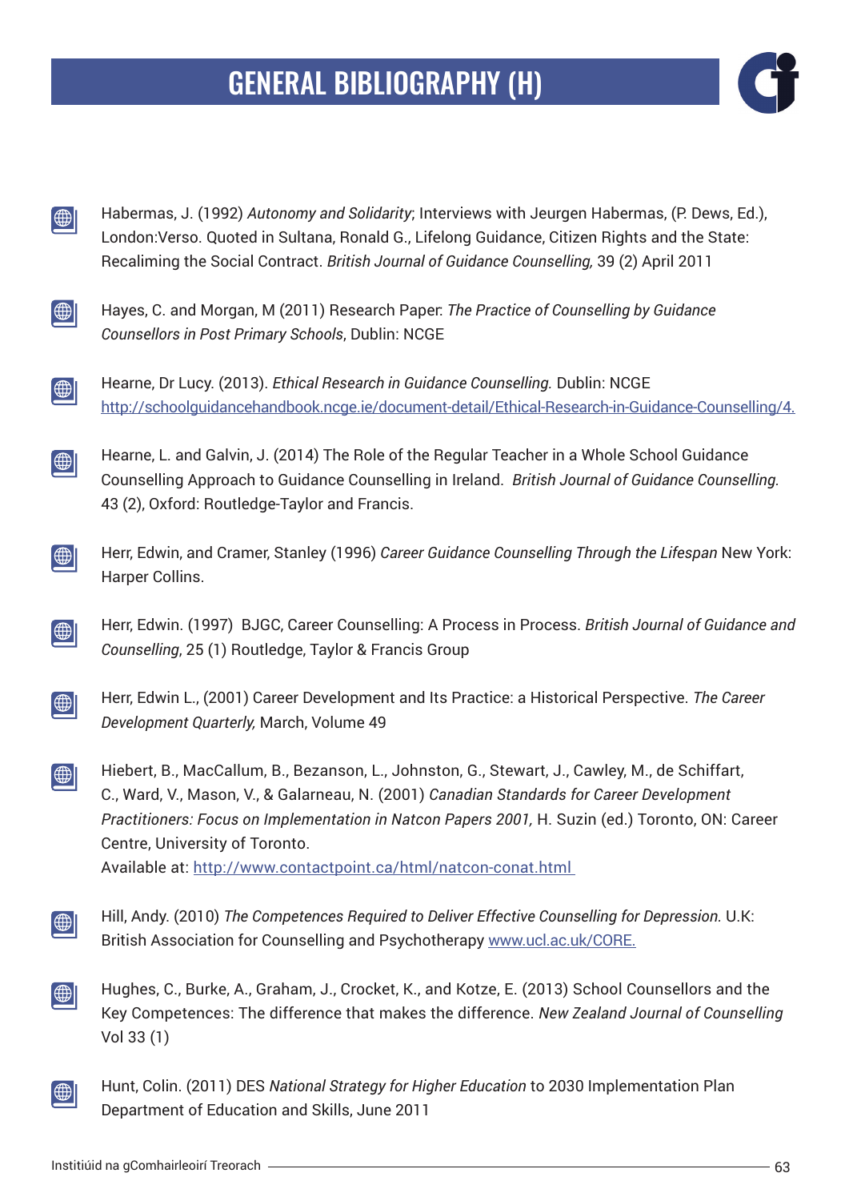# GENERAL BIBLIOGRAPHY (H)

Habermas, J. (1992) *Autonomy and Solidarity*; Interviews with Jeurgen Habermas, (P. Dews, Ed.), London:Verso. Quoted in Sultana, Ronald G., Lifelong Guidance, Citizen Rights and the State: Recaliming the Social Contract. *British Journal of Guidance Counselling,* 39 (2) April 2011

Hayes, C. and Morgan, M (2011) Research Paper: *The Practice of Counselling by Guidance Counsellors in Post Primary Schools*, Dublin: NCGE

Hearne, Dr Lucy. (2013). *Ethical Research in Guidance Counselling.* Dublin: NCGE http://schoolguidancehandbook.ncge.ie/document-detail/Ethical-Research-in-Guidance-Counselling/4.

Hearne, L. and Galvin, J. (2014) The Role of the Regular Teacher in a Whole School Guidance Counselling Approach to Guidance Counselling in Ireland. *British Journal of Guidance Counselling.* 43 (2), Oxford: Routledge-Taylor and Francis.

Herr, Edwin, and Cramer, Stanley (1996) *Career Guidance Counselling Through the Lifespan* New York: Harper Collins.

Herr, Edwin. (1997) BJGC, Career Counselling: A Process in Process. *British Journal of Guidance and Counselling*, 25 (1) Routledge, Taylor & Francis Group

Herr, Edwin L., (2001) Career Development and Its Practice: a Historical Perspective. *The Career Development Quarterly,* March, Volume 49

Hiebert, B., MacCallum, B., Bezanson, L., Johnston, G., Stewart, J., Cawley, M., de Schiffart, C., Ward, V., Mason, V., & Galarneau, N. (2001) *Canadian Standards for Career Development Practitioners: Focus on Implementation in Natcon Papers 2001,* H. Suzin (ed.) Toronto, ON: Career Centre, University of Toronto.
Available at: http://www.contactpoint.ca/html/natcon-conat.html

Hill, Andy. (2010) *The Competences Required to Deliver Effective Counselling for Depression.* U.K: British Association for Counselling and Psychotherapy www.ucl.ac.uk/CORE.

Hughes, C., Burke, A., Graham, J., Crocket, K., and Kotze, E. (2013) School Counsellors and the Key Competences: The difference that makes the difference. *New Zealand Journal of Counselling* Vol 33 (1)

Hunt, Colin. (2011) DES *National Strategy for Higher Education* to 2030 Implementation Plan Department of Education and Skills, June 2011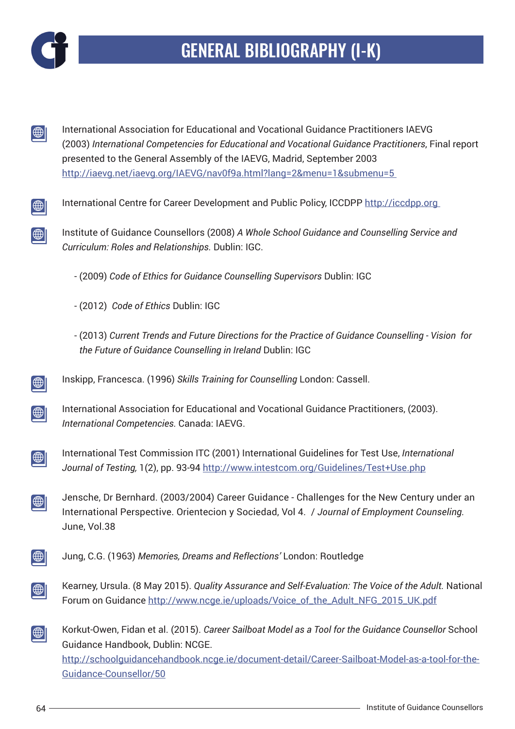# GENERAL BIBLIOGRAPHY (I-K)

International Association for Educational and Vocational Guidance Practitioners IAEVG (2003) *International Competencies for Educational and Vocational Guidance Practitioners*, Final report presented to the General Assembly of the IAEVG, Madrid, September 2003 http://iaevg.net/iaevg.org/IAEVG/nav0f9a.html?lang=2&menu=1&submenu=5

International Centre for Career Development and Public Policy, ICCDPP http://iccdpp.org

Institute of Guidance Counsellors (2008) *A Whole School Guidance and Counselling Service and Curriculum: Roles and Relationships.* Dublin: IGC.

- (2009) *Code of Ethics for Guidance Counselling Supervisors* Dublin: IGC
- (2012) *Code of Ethics* Dublin: IGC
- (2013) *Current Trends and Future Directions for the Practice of Guidance Counselling - Vision for the Future of Guidance Counselling in Ireland* Dublin: IGC

Inskipp, Francesca. (1996) *Skills Training for Counselling* London: Cassell.

International Association for Educational and Vocational Guidance Practitioners, (2003). *International Competencies.* Canada: IAEVG.

International Test Commission ITC (2001) International Guidelines for Test Use, *International Journal of Testing,* 1(2), pp. 93-94 http://www.intestcom.org/Guidelines/Test+Use.php

Jensche, Dr Bernhard. (2003/2004) Career Guidance - Challenges for the New Century under an International Perspective. Orientecion y Sociedad, Vol 4. / *Journal of Employment Counseling.* June, Vol.38

Jung, C.G. (1963) *Memories, Dreams and Reflections'* London: Routledge

Kearney, Ursula. (8 May 2015). *Quality Assurance and Self-Evaluation: The Voice of the Adult.* National Forum on Guidance http://www.ncge.ie/uploads/Voice_of_the_Adult_NFG_2015_UK.pdf

Korkut-Owen, Fidan et al. (2015). *Career Sailboat Model as a Tool for the Guidance Counsellor* School Guidance Handbook, Dublin: NCGE. http://schoolguidancehandbook.ncge.ie/document-detail/Career-Sailboat-Model-as-a-tool-for-the-Guidance-Counsellor/50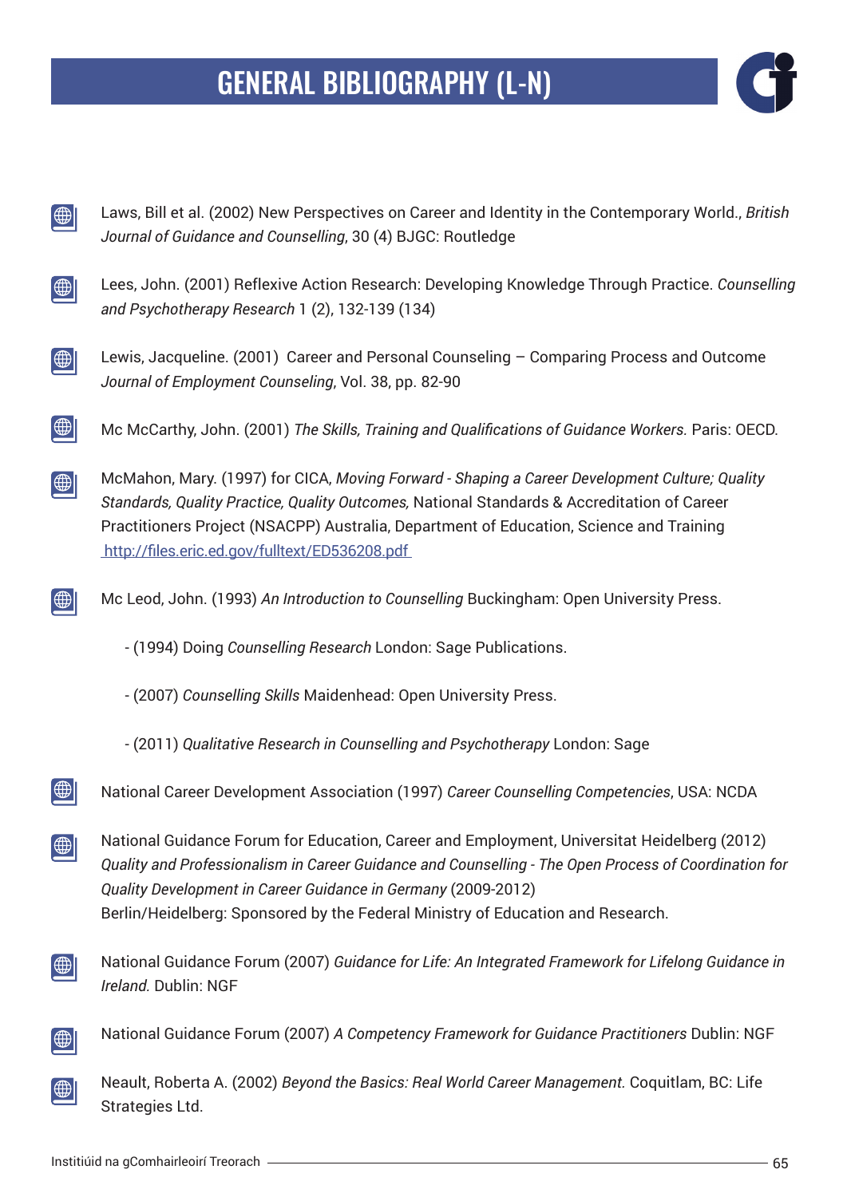# GENERAL BIBLIOGRAPHY (L-N)

Laws, Bill et al. (2002) New Perspectives on Career and Identity in the Contemporary World., *British Journal of Guidance and Counselling*, 30 (4) BJGC: Routledge

Lees, John. (2001) Reflexive Action Research: Developing Knowledge Through Practice. *Counselling and Psychotherapy Research* 1 (2), 132-139 (134)

Lewis, Jacqueline. (2001) Career and Personal Counseling – Comparing Process and Outcome *Journal of Employment Counseling*, Vol. 38, pp. 82-90

Mc McCarthy, John. (2001) *The Skills, Training and Qualifications of Guidance Workers.* Paris: OECD.

McMahon, Mary. (1997) for CICA, *Moving Forward - Shaping a Career Development Culture; Quality Standards, Quality Practice, Quality Outcomes,* National Standards & Accreditation of Career Practitioners Project (NSACPP) Australia, Department of Education, Science and Training http://files.eric.ed.gov/fulltext/ED536208.pdf

Mc Leod, John. (1993) *An Introduction to Counselling* Buckingham: Open University Press.

- (1994) Doing *Counselling Research* London: Sage Publications.
- (2007) *Counselling Skills* Maidenhead: Open University Press.
- (2011) *Qualitative Research in Counselling and Psychotherapy* London: Sage

National Career Development Association (1997) *Career Counselling Competencies*, USA: NCDA

National Guidance Forum for Education, Career and Employment, Universitat Heidelberg (2012) *Quality and Professionalism in Career Guidance and Counselling - The Open Process of Coordination for Quality Development in Career Guidance in Germany* (2009-2012)
Berlin/Heidelberg: Sponsored by the Federal Ministry of Education and Research.

National Guidance Forum (2007) *Guidance for Life: An Integrated Framework for Lifelong Guidance in Ireland.* Dublin: NGF

National Guidance Forum (2007) *A Competency Framework for Guidance Practitioners* Dublin: NGF

Neault, Roberta A. (2002) *Beyond the Basics: Real World Career Management.* Coquitlam, BC: Life Strategies Ltd.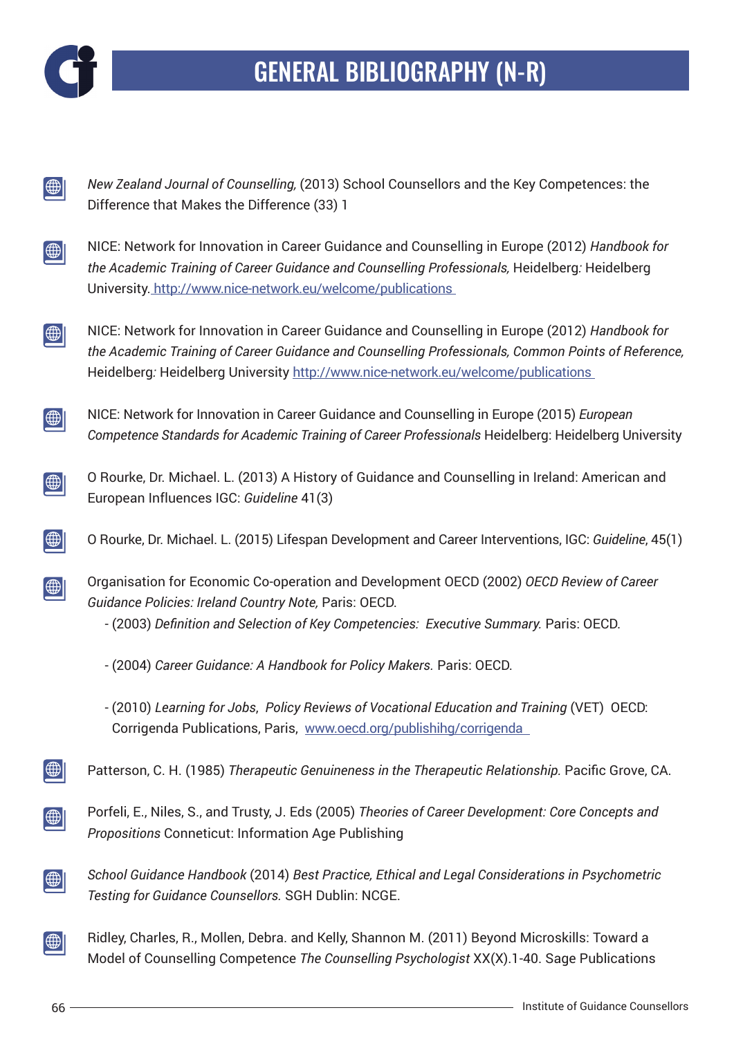# GENERAL BIBLIOGRAPHY (N-R)

*New Zealand Journal of Counselling,* (2013) School Counsellors and the Key Competences: the Difference that Makes the Difference (33) 1

NICE: Network for Innovation in Career Guidance and Counselling in Europe (2012) *Handbook for the Academic Training of Career Guidance and Counselling Professionals,* Heidelberg*:* Heidelberg University. http://www.nice-network.eu/welcome/publications

NICE: Network for Innovation in Career Guidance and Counselling in Europe (2012) *Handbook for the Academic Training of Career Guidance and Counselling Professionals, Common Points of Reference,* Heidelberg*:* Heidelberg University http://www.nice-network.eu/welcome/publications

NICE: Network for Innovation in Career Guidance and Counselling in Europe (2015) *European Competence Standards for Academic Training of Career Professionals* Heidelberg: Heidelberg University

O Rourke, Dr. Michael. L. (2013) A History of Guidance and Counselling in Ireland: American and European Influences IGC: *Guideline* 41(3)

O Rourke, Dr. Michael. L. (2015) Lifespan Development and Career Interventions, IGC: *Guideline*, 45(1)

Organisation for Economic Co-operation and Development OECD (2002) *OECD Review of Career Guidance Policies: Ireland Country Note,* Paris: OECD.
- (2003) *Definition and Selection of Key Competencies: Executive Summary.* Paris: OECD.
- (2004) *Career Guidance: A Handbook for Policy Makers.* Paris: OECD.
- (2010) *Learning for Jobs*, *Policy Reviews of Vocational Education and Training* (VET) OECD: Corrigenda Publications, Paris, www.oecd.org/publishihg/corrigenda

Patterson, C. H. (1985) *Therapeutic Genuineness in the Therapeutic Relationship.* Pacific Grove, CA.

Porfeli, E., Niles, S., and Trusty, J. Eds (2005) *Theories of Career Development: Core Concepts and Propositions* Conneticut: Information Age Publishing

*School Guidance Handbook* (2014) *Best Practice, Ethical and Legal Considerations in Psychometric Testing for Guidance Counsellors.* SGH Dublin: NCGE.

Ridley, Charles, R., Mollen, Debra. and Kelly, Shannon M. (2011) Beyond Microskills: Toward a Model of Counselling Competence *The Counselling Psychologist* XX(X).1-40. Sage Publications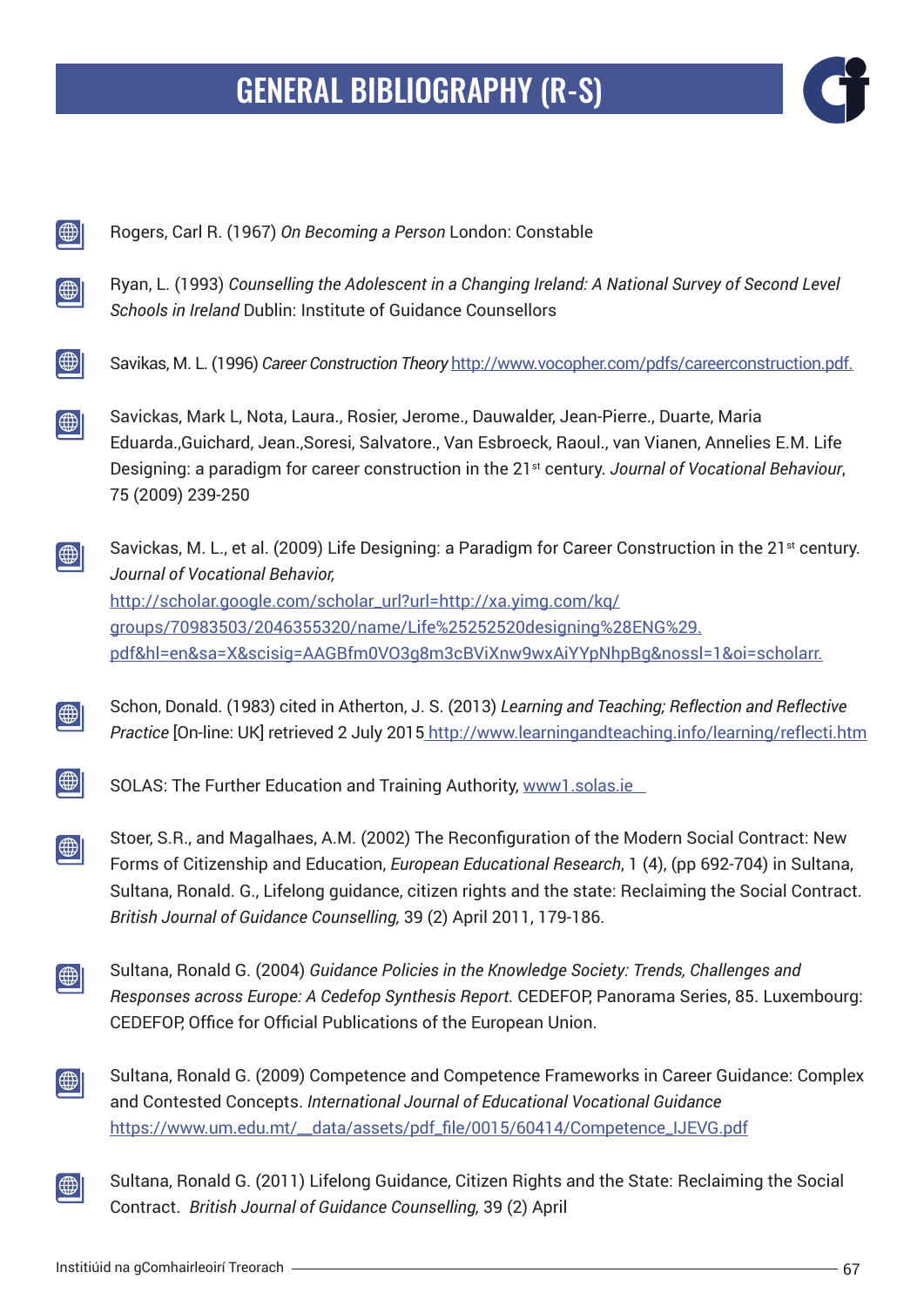# GENERAL BIBLIOGRAPHY (R-S)

Rogers, Carl R. (1967) *On Becoming a Person* London: Constable

Ryan, L. (1993) *Counselling the Adolescent in a Changing Ireland: A National Survey of Second Level Schools in Ireland* Dublin: Institute of Guidance Counsellors

Savikas, M. L. (1996) *Career Construction Theory* http://www.vocopher.com/pdfs/careerconstruction.pdf.

Savickas, Mark L, Nota, Laura., Rosier, Jerome., Dauwalder, Jean-Pierre., Duarte, Maria Eduarda.,Guichard, Jean.,Soresi, Salvatore., Van Esbroeck, Raoul., van Vianen, Annelies E.M. Life Designing: a paradigm for career construction in the 21st century. *Journal of Vocational Behaviour*, 75 (2009) 239-250

Savickas, M. L., et al. (2009) Life Designing: a Paradigm for Career Construction in the 21st century. *Journal of Vocational Behavior,* http://scholar.google.com/scholar_url?url=http://xa.yimg.com/kq/groups/70983503/2046355320/name/Life%25252520designing%28ENG%29.pdf&hl=en&sa=X&scisig=AAGBfm0VO3g8m3cBViXnw9wxAiYYpNhpBg&nossl=1&oi=scholarr.

Schon, Donald. (1983) cited in Atherton, J. S. (2013) *Learning and Teaching; Reflection and Reflective Practice* [On-line: UK] retrieved 2 July 2015 http://www.learningandteaching.info/learning/reflecti.htm

SOLAS: The Further Education and Training Authority, www1.solas.ie

Stoer, S.R., and Magalhaes, A.M. (2002) The Reconfiguration of the Modern Social Contract: New Forms of Citizenship and Education, *European Educational Research*, 1 (4), (pp 692-704) in Sultana, Sultana, Ronald. G., Lifelong guidance, citizen rights and the state: Reclaiming the Social Contract. *British Journal of Guidance Counselling,* 39 (2) April 2011, 179-186.

Sultana, Ronald G. (2004) *Guidance Policies in the Knowledge Society: Trends, Challenges and Responses across Europe: A Cedefop Synthesis Report.* CEDEFOP, Panorama Series, 85. Luxembourg: CEDEFOP, Office for Official Publications of the European Union.

Sultana, Ronald G. (2009) Competence and Competence Frameworks in Career Guidance: Complex and Contested Concepts. *International Journal of Educational Vocational Guidance* https://www.um.edu.mt/__data/assets/pdf_file/0015/60414/Competence_IJEVG.pdf

Sultana, Ronald G. (2011) Lifelong Guidance, Citizen Rights and the State: Reclaiming the Social Contract. *British Journal of Guidance Counselling,* 39 (2) April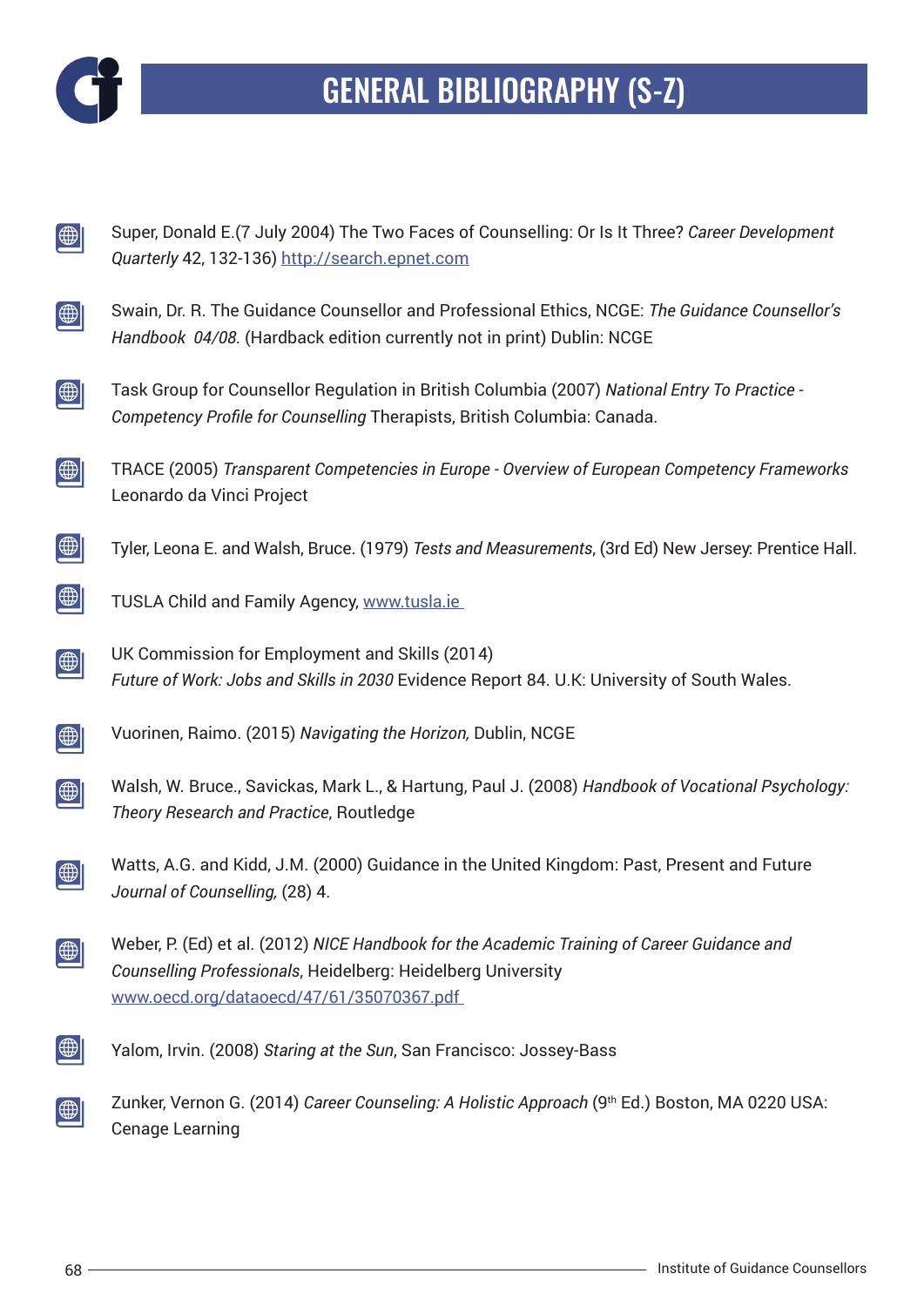# GENERAL BIBLIOGRAPHY (S-Z)

- Super, Donald E.(7 July 2004) The Two Faces of Counselling: Or Is It Three? *Career Development Quarterly* 42, 132-136) [http://search.epnet.com](http://search.epnet.com)

- Swain, Dr. R. The Guidance Counsellor and Professional Ethics, NCGE: *The Guidance Counsellor's Handbook 04/08.* (Hardback edition currently not in print) Dublin: NCGE

- Task Group for Counsellor Regulation in British Columbia (2007) *National Entry To Practice - Competency Profile for Counselling* Therapists, British Columbia: Canada.

- TRACE (2005) *Transparent Competencies in Europe - Overview of European Competency Frameworks* Leonardo da Vinci Project

- Tyler, Leona E. and Walsh, Bruce. (1979) *Tests and Measurements*, (3rd Ed) New Jersey: Prentice Hall.

- TUSLA Child and Family Agency, [www.tusla.ie](www.tusla.ie)

- UK Commission for Employment and Skills (2014) *Future of Work: Jobs and Skills in 2030* Evidence Report 84. U.K: University of South Wales.

- Vuorinen, Raimo. (2015) *Navigating the Horizon,* Dublin, NCGE

- Walsh, W. Bruce., Savickas, Mark L., & Hartung, Paul J. (2008) *Handbook of Vocational Psychology: Theory Research and Practice*, Routledge

- Watts, A.G. and Kidd, J.M. (2000) Guidance in the United Kingdom: Past, Present and Future *Journal of Counselling,* (28) 4.

- Weber, P. (Ed) et al. (2012) *NICE Handbook for the Academic Training of Career Guidance and Counselling Professionals*, Heidelberg: Heidelberg University [www.oecd.org/dataoecd/47/61/35070367.pdf](www.oecd.org/dataoecd/47/61/35070367.pdf)

- Yalom, Irvin. (2008) *Staring at the Sun*, San Francisco: Jossey-Bass

- Zunker, Vernon G. (2014) *Career Counseling: A Holistic Approach* (9th Ed.) Boston, MA 0220 USA: Cenage Learning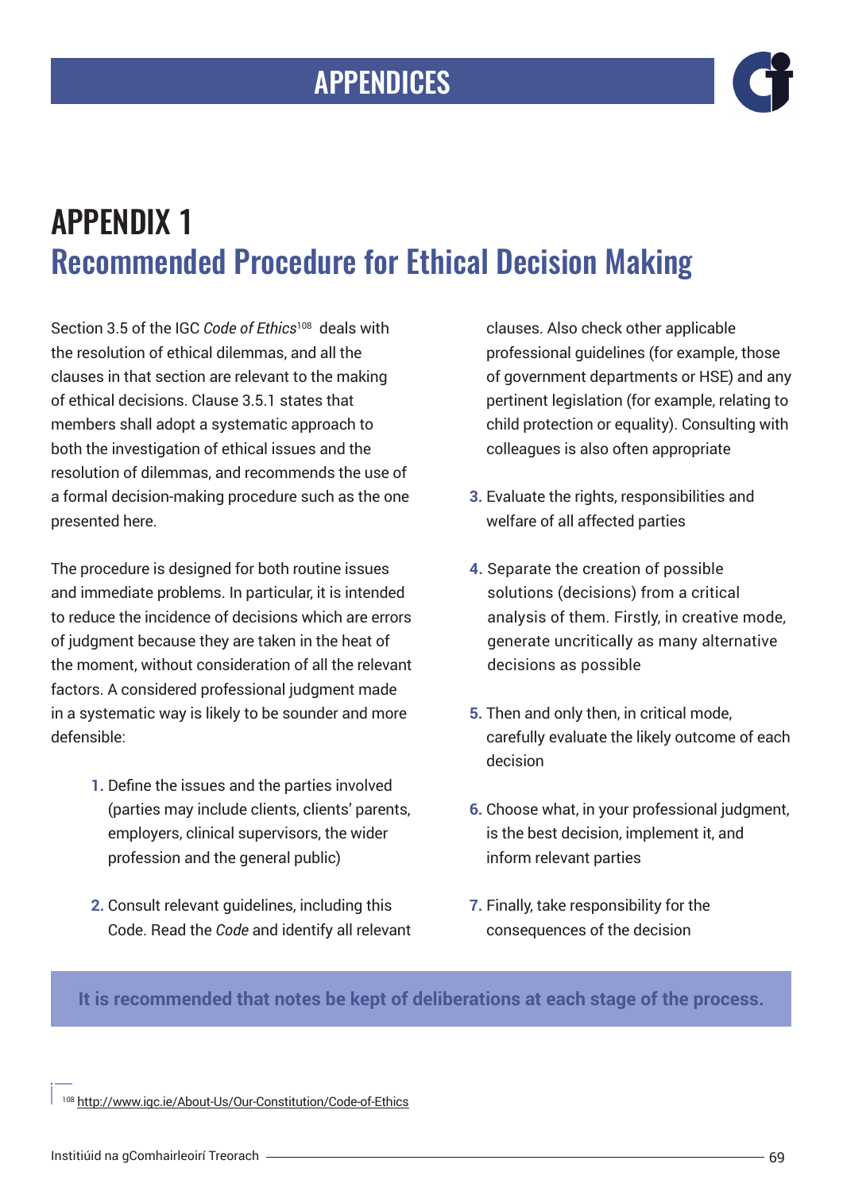# APPENDICES

## APPENDIX 1
## Recommended Procedure for Ethical Decision Making

Section 3.5 of the IGC *Code of Ethics*[108] deals with the resolution of ethical dilemmas, and all the clauses in that section are relevant to the making of ethical decisions. Clause 3.5.1 states that members shall adopt a systematic approach to both the investigation of ethical issues and the resolution of dilemmas, and recommends the use of a formal decision-making procedure such as the one presented here.

The procedure is designed for both routine issues and immediate problems. In particular, it is intended to reduce the incidence of decisions which are errors of judgment because they are taken in the heat of the moment, without consideration of all the relevant factors. A considered professional judgment made in a systematic way is likely to be sounder and more defensible:

1. Define the issues and the parties involved (parties may include clients, clients' parents, employers, clinical supervisors, the wider profession and the general public)

2. Consult relevant guidelines, including this Code. Read the *Code* and identify all relevant clauses. Also check other applicable professional guidelines (for example, those of government departments or HSE) and any pertinent legislation (for example, relating to child protection or equality). Consulting with colleagues is also often appropriate

3. Evaluate the rights, responsibilities and welfare of all affected parties

4. Separate the creation of possible solutions (decisions) from a critical analysis of them. Firstly, in creative mode, generate uncritically as many alternative decisions as possible

5. Then and only then, in critical mode, carefully evaluate the likely outcome of each decision

6. Choose what, in your professional judgment, is the best decision, implement it, and inform relevant parties

7. Finally, take responsibility for the consequences of the decision

**It is recommended that notes be kept of deliberations at each stage of the process.**

[108] http://www.igc.ie/About-Us/Our-Constitution/Code-of-Ethics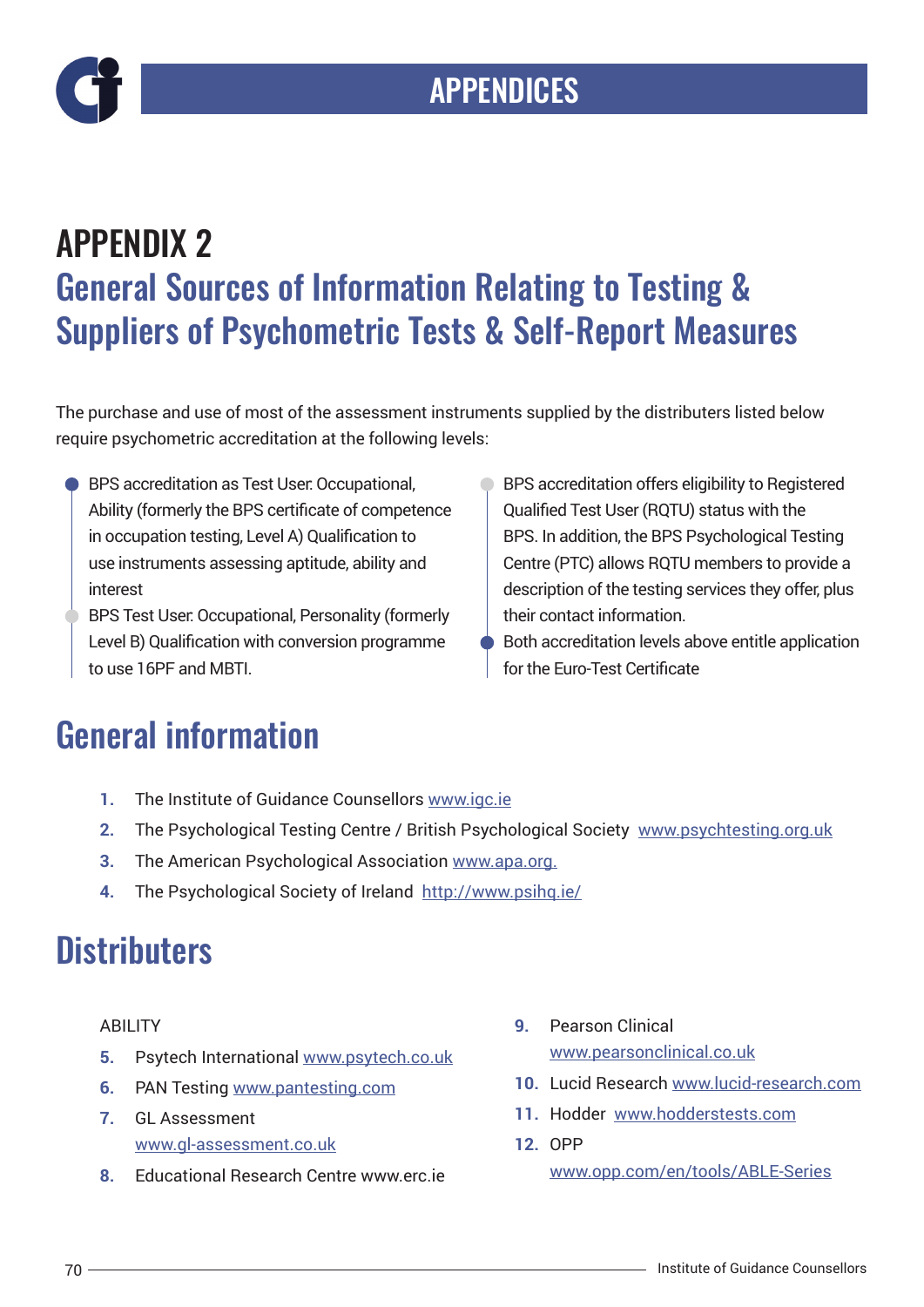# APPENDICES

## APPENDIX 2

## General Sources of Information Relating to Testing & Suppliers of Psychometric Tests & Self-Report Measures

The purchase and use of most of the assessment instruments supplied by the distributers listed below require psychometric accreditation at the following levels:

- BPS accreditation as Test User. Occupational, Ability (formerly the BPS certificate of competence in occupation testing, Level A) Qualification to use instruments assessing aptitude, ability and interest
- BPS Test User. Occupational, Personality (formerly Level B) Qualification with conversion programme to use 16PF and MBTI.
- BPS accreditation offers eligibility to Registered Qualified Test User (RQTU) status with the BPS. In addition, the BPS Psychological Testing Centre (PTC) allows RQTU members to provide a description of the testing services they offer, plus their contact information.
- Both accreditation levels above entitle application for the Euro-Test Certificate

## General information

1. The Institute of Guidance Counsellors www.igc.ie
2. The Psychological Testing Centre / British Psychological Society www.psychtesting.org.uk
3. The American Psychological Association www.apa.org.
4. The Psychological Society of Ireland http://www.psihq.ie/

## Distributers

ABILITY

5. Psytech International www.psytech.co.uk
6. PAN Testing www.pantesting.com
7. GL Assessment www.gl-assessment.co.uk
8. Educational Research Centre www.erc.ie
9. Pearson Clinical www.pearsonclinical.co.uk
10. Lucid Research www.lucid-research.com
11. Hodder www.hodderstests.com
12. OPP www.opp.com/en/tools/ABLE-Series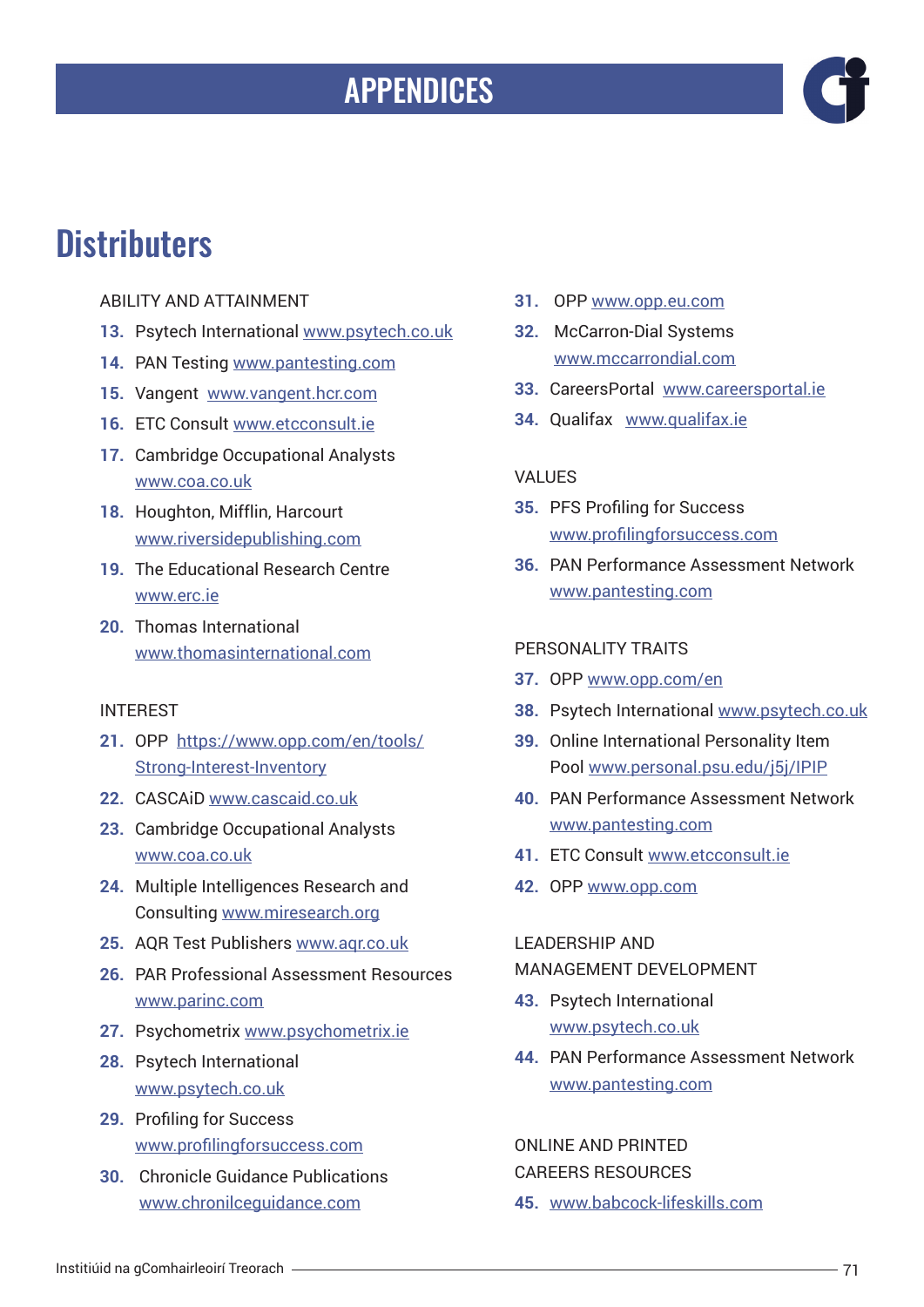# APPENDICES

## Distributers

ABILITY AND ATTAINMENT

13. Psytech International www.psytech.co.uk
14. PAN Testing www.pantesting.com
15. Vangent www.vangent.hcr.com
16. ETC Consult www.etcconsult.ie
17. Cambridge Occupational Analysts www.coa.co.uk
18. Houghton, Mifflin, Harcourt www.riversidepublishing.com
19. The Educational Research Centre www.erc.ie
20. Thomas International www.thomasinternational.com

INTEREST

21. OPP https://www.opp.com/en/tools/Strong-Interest-Inventory
22. CASCAiD www.cascaid.co.uk
23. Cambridge Occupational Analysts www.coa.co.uk
24. Multiple Intelligences Research and Consulting www.miresearch.org
25. AQR Test Publishers www.aqr.co.uk
26. PAR Professional Assessment Resources www.parinc.com
27. Psychometrix www.psychometrix.ie
28. Psytech International www.psytech.co.uk
29. Profiling for Success www.profilingforsuccess.com
30. Chronicle Guidance Publications www.chronilceguidance.com
31. OPP www.opp.eu.com
32. McCarron-Dial Systems www.mccarrondial.com
33. CareersPortal www.careersportal.ie
34. Qualifax www.qualifax.ie

VALUES

35. PFS Profiling for Success www.profilingforsuccess.com
36. PAN Performance Assessment Network www.pantesting.com

PERSONALITY TRAITS

37. OPP www.opp.com/en
38. Psytech International www.psytech.co.uk
39. Online International Personality Item Pool www.personal.psu.edu/j5j/IPIP
40. PAN Performance Assessment Network www.pantesting.com
41. ETC Consult www.etcconsult.ie
42. OPP www.opp.com

LEADERSHIP AND MANAGEMENT DEVELOPMENT

43. Psytech International www.psytech.co.uk
44. PAN Performance Assessment Network www.pantesting.com

ONLINE AND PRINTED CAREERS RESOURCES

45. www.babcock-lifeskills.com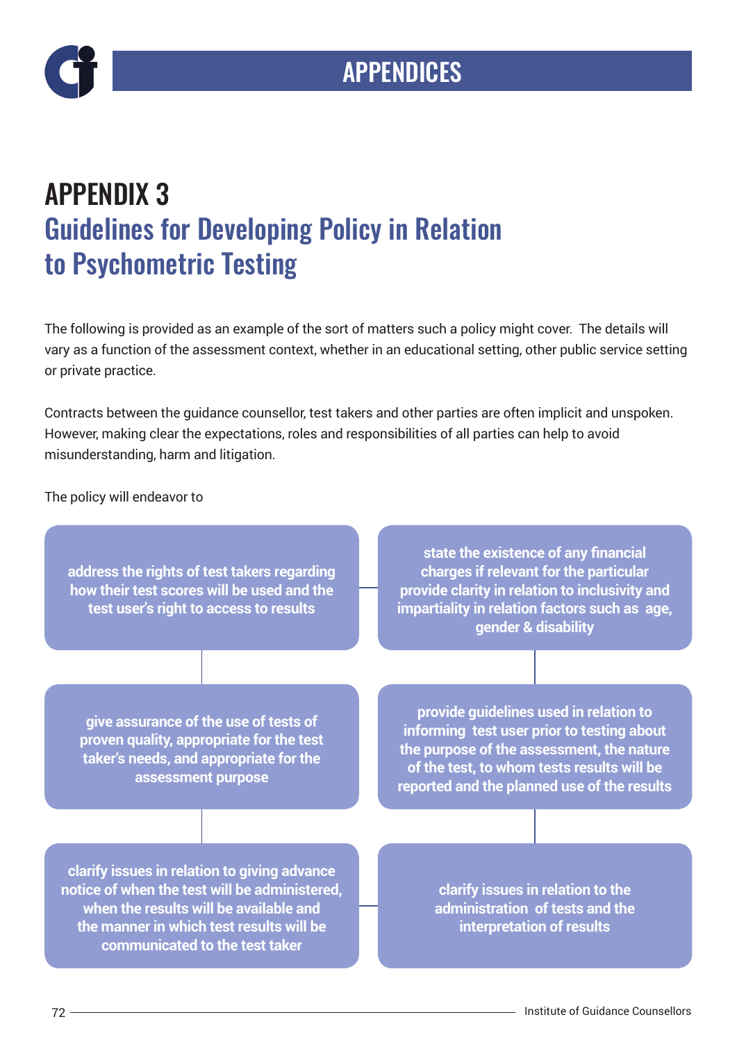# APPENDICES

## APPENDIX 3
## Guidelines for Developing Policy in Relation to Psychometric Testing

The following is provided as an example of the sort of matters such a policy might cover. The details will vary as a function of the assessment context, whether in an educational setting, other public service setting or private practice.

Contracts between the guidance counsellor, test takers and other parties are often implicit and unspoken. However, making clear the expectations, roles and responsibilities of all parties can help to avoid misunderstanding, harm and litigation.

The policy will endeavor to

- address the rights of test takers regarding how their test scores will be used and the test user's right to access to results
- state the existence of any financial charges if relevant for the particular provide clarity in relation to inclusivity and impartiality in relation factors such as age, gender & disability
- give assurance of the use of tests of proven quality, appropriate for the test taker's needs, and appropriate for the assessment purpose
- provide guidelines used in relation to informing test user prior to testing about the purpose of the assessment, the nature of the test, to whom tests results will be reported and the planned use of the results
- clarify issues in relation to giving advance notice of when the test will be administered, when the results will be available and the manner in which test results will be communicated to the test taker
- clarify issues in relation to the administration of tests and the interpretation of results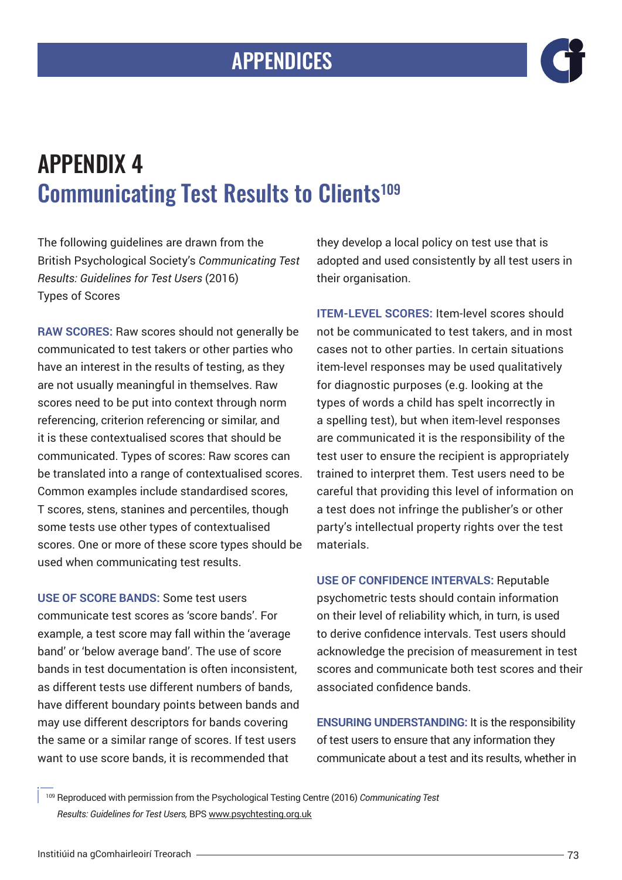# APPENDIX 4

## Communicating Test Results to Clients[109]

The following guidelines are drawn from the British Psychological Society's *Communicating Test Results: Guidelines for Test Users* (2016)
Types of Scores

**RAW SCORES:** Raw scores should not generally be communicated to test takers or other parties who have an interest in the results of testing, as they are not usually meaningful in themselves. Raw scores need to be put into context through norm referencing, criterion referencing or similar, and it is these contextualised scores that should be communicated. Types of scores: Raw scores can be translated into a range of contextualised scores. Common examples include standardised scores, T scores, stens, stanines and percentiles, though some tests use other types of contextualised scores. One or more of these score types should be used when communicating test results.

**USE OF SCORE BANDS:** Some test users communicate test scores as 'score bands'. For example, a test score may fall within the 'average band' or 'below average band'. The use of score bands in test documentation is often inconsistent, as different tests use different numbers of bands, have different boundary points between bands and may use different descriptors for bands covering the same or a similar range of scores. If test users want to use score bands, it is recommended that they develop a local policy on test use that is adopted and used consistently by all test users in their organisation.

**ITEM-LEVEL SCORES:** Item-level scores should not be communicated to test takers, and in most cases not to other parties. In certain situations item-level responses may be used qualitatively for diagnostic purposes (e.g. looking at the types of words a child has spelt incorrectly in a spelling test), but when item-level responses are communicated it is the responsibility of the test user to ensure the recipient is appropriately trained to interpret them. Test users need to be careful that providing this level of information on a test does not infringe the publisher's or other party's intellectual property rights over the test materials.

**USE OF CONFIDENCE INTERVALS:** Reputable psychometric tests should contain information on their level of reliability which, in turn, is used to derive confidence intervals. Test users should acknowledge the precision of measurement in test scores and communicate both test scores and their associated confidence bands.

**ENSURING UNDERSTANDING:** It is the responsibility of test users to ensure that any information they communicate about a test and its results, whether in

---

[109] Reproduced with permission from the Psychological Testing Centre (2016) *Communicating Test Results: Guidelines for Test Users,* BPS www.psychtesting.org.uk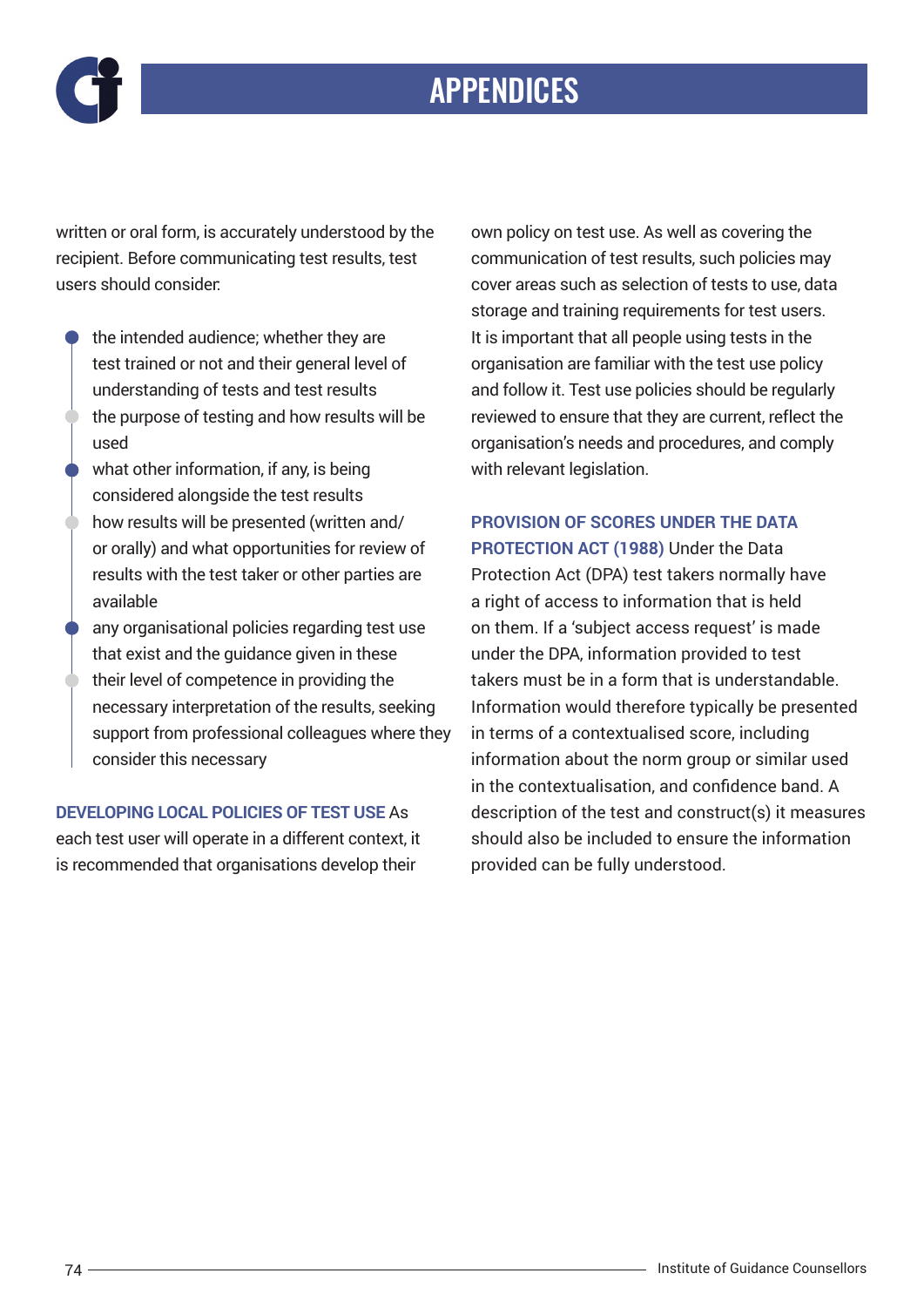written or oral form, is accurately understood by the recipient. Before communicating test results, test users should consider:

- the intended audience; whether they are test trained or not and their general level of understanding of tests and test results
- the purpose of testing and how results will be used
- what other information, if any, is being considered alongside the test results
- how results will be presented (written and/ or orally) and what opportunities for review of results with the test taker or other parties are available
- any organisational policies regarding test use that exist and the guidance given in these
- their level of competence in providing the necessary interpretation of the results, seeking support from professional colleagues where they consider this necessary

**DEVELOPING LOCAL POLICIES OF TEST USE** As each test user will operate in a different context, it is recommended that organisations develop their own policy on test use. As well as covering the communication of test results, such policies may cover areas such as selection of tests to use, data storage and training requirements for test users. It is important that all people using tests in the organisation are familiar with the test use policy and follow it. Test use policies should be regularly reviewed to ensure that they are current, reflect the organisation's needs and procedures, and comply with relevant legislation.

**PROVISION OF SCORES UNDER THE DATA PROTECTION ACT (1988)** Under the Data Protection Act (DPA) test takers normally have a right of access to information that is held on them. If a 'subject access request' is made under the DPA, information provided to test takers must be in a form that is understandable. Information would therefore typically be presented in terms of a contextualised score, including information about the norm group or similar used in the contextualisation, and confidence band. A description of the test and construct(s) it measures should also be included to ensure the information provided can be fully understood.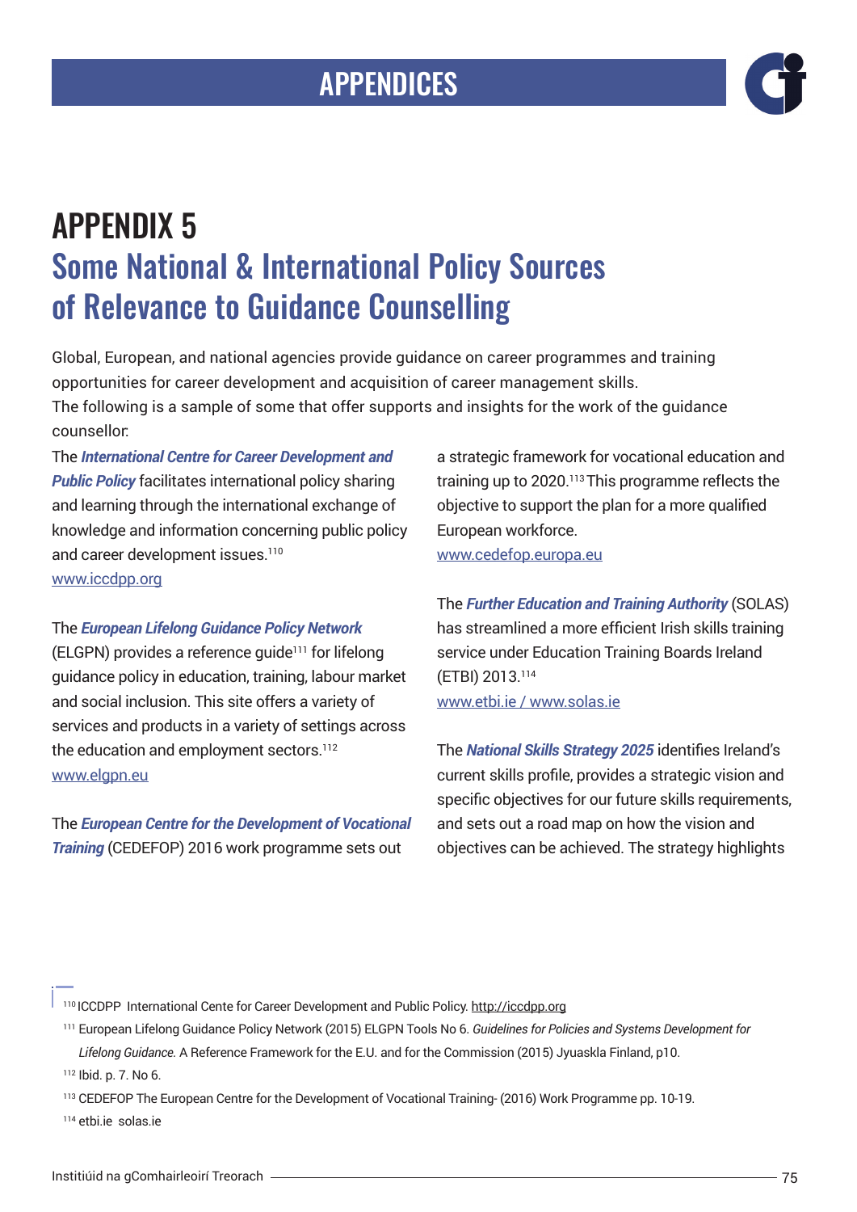# APPENDIX 5

## Some National & International Policy Sources of Relevance to Guidance Counselling

Global, European, and national agencies provide guidance on career programmes and training opportunities for career development and acquisition of career management skills.
The following is a sample of some that offer supports and insights for the work of the guidance counsellor.

The ***International Centre for Career Development and Public Policy*** facilitates international policy sharing and learning through the international exchange of knowledge and information concerning public policy and career development issues.[110]
www.iccdpp.org

The ***European Lifelong Guidance Policy Network*** (ELGPN) provides a reference guide[111] for lifelong guidance policy in education, training, labour market and social inclusion. This site offers a variety of services and products in a variety of settings across the education and employment sectors.[112]
www.elgpn.eu

The ***European Centre for the Development of Vocational Training*** (CEDEFOP) 2016 work programme sets out a strategic framework for vocational education and training up to 2020.[113] This programme reflects the objective to support the plan for a more qualified European workforce.
www.cedefop.europa.eu

The ***Further Education and Training Authority*** (SOLAS) has streamlined a more efficient Irish skills training service under Education Training Boards Ireland (ETBI) 2013.[114]
www.etbi.ie / www.solas.ie

The ***National Skills Strategy 2025*** identifies Ireland's current skills profile, provides a strategic vision and specific objectives for our future skills requirements, and sets out a road map on how the vision and objectives can be achieved. The strategy highlights

---

[110] ICCDPP International Cente for Career Development and Public Policy. http://iccdpp.org

[111] European Lifelong Guidance Policy Network (2015) ELGPN Tools No 6. *Guidelines for Policies and Systems Development for Lifelong Guidance.* A Reference Framework for the E.U. and for the Commission (2015) Jyuaskla Finland, p10.

[112] Ibid. p. 7. No 6.

[113] CEDEFOP The European Centre for the Development of Vocational Training- (2016) Work Programme pp. 10-19.

[114] etbi.ie solas.ie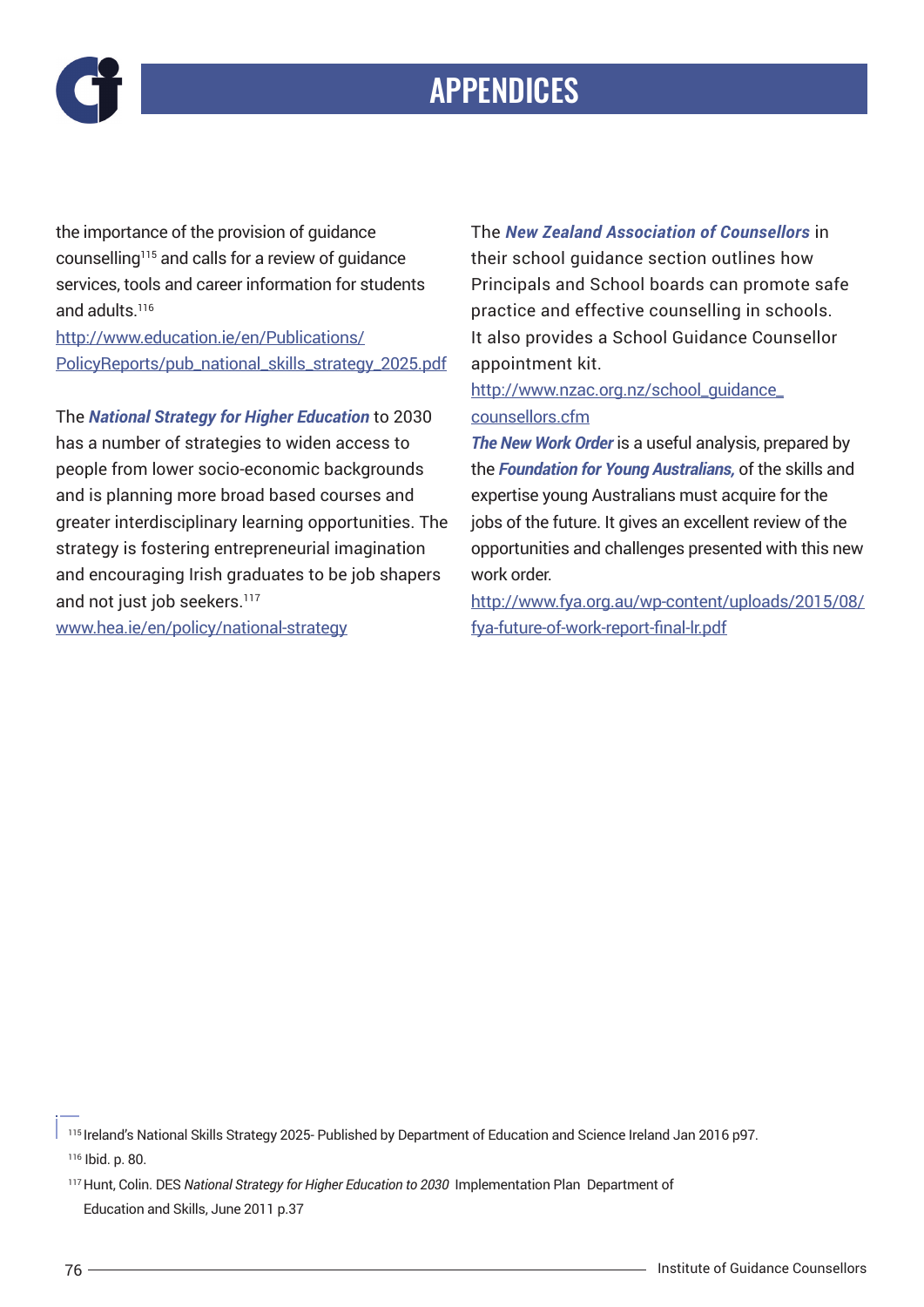# APPENDICES

the importance of the provision of guidance counselling[115] and calls for a review of guidance services, tools and career information for students and adults.[116]
http://www.education.ie/en/Publications/PolicyReports/pub_national_skills_strategy_2025.pdf

The ***National Strategy for Higher Education*** to 2030 has a number of strategies to widen access to people from lower socio-economic backgrounds and is planning more broad based courses and greater interdisciplinary learning opportunities. The strategy is fostering entrepreneurial imagination and encouraging Irish graduates to be job shapers and not just job seekers.[117]
www.hea.ie/en/policy/national-strategy

The ***New Zealand Association of Counsellors*** in their school guidance section outlines how Principals and School boards can promote safe practice and effective counselling in schools. It also provides a School Guidance Counsellor appointment kit.
http://www.nzac.org.nz/school_guidance_counsellors.cfm

***The New Work Order*** is a useful analysis, prepared by the ***Foundation for Young Australians,*** of the skills and expertise young Australians must acquire for the jobs of the future. It gives an excellent review of the opportunities and challenges presented with this new work order.
http://www.fya.org.au/wp-content/uploads/2015/08/fya-future-of-work-report-final-lr.pdf

---

[115] Ireland's National Skills Strategy 2025- Published by Department of Education and Science Ireland Jan 2016 p97.

[116] Ibid. p. 80.

[117] Hunt, Colin. DES *National Strategy for Higher Education to 2030* Implementation Plan Department of Education and Skills, June 2011 p.37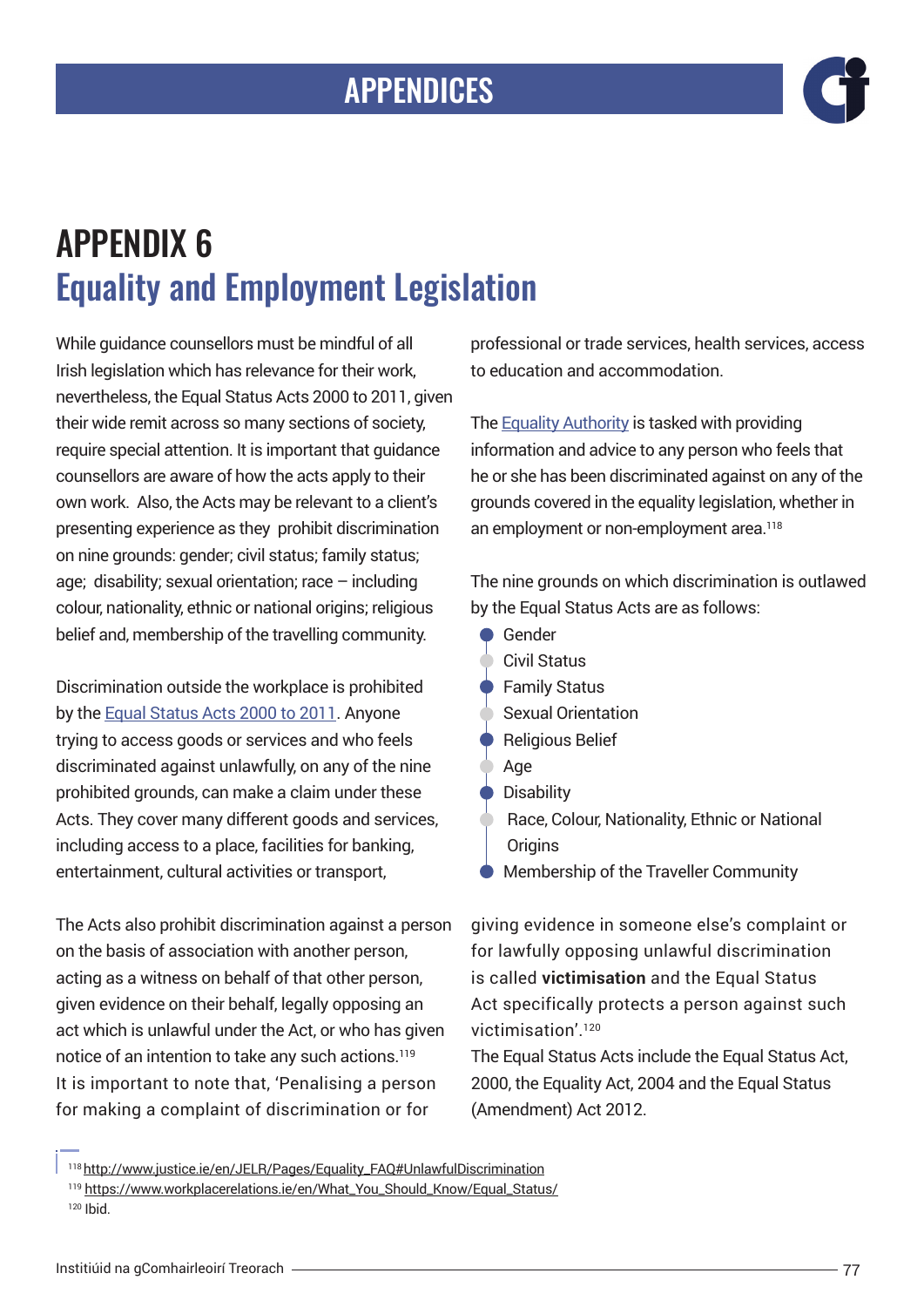# APPENDIX 6
## Equality and Employment Legislation

While guidance counsellors must be mindful of all Irish legislation which has relevance for their work, nevertheless, the Equal Status Acts 2000 to 2011, given their wide remit across so many sections of society, require special attention. It is important that guidance counsellors are aware of how the acts apply to their own work. Also, the Acts may be relevant to a client's presenting experience as they prohibit discrimination on nine grounds: gender; civil status; family status; age; disability; sexual orientation; race – including colour, nationality, ethnic or national origins; religious belief and, membership of the travelling community.

Discrimination outside the workplace is prohibited by the Equal Status Acts 2000 to 2011. Anyone trying to access goods or services and who feels discriminated against unlawfully, on any of the nine prohibited grounds, can make a claim under these Acts. They cover many different goods and services, including access to a place, facilities for banking, entertainment, cultural activities or transport, professional or trade services, health services, access to education and accommodation.

The Equality Authority is tasked with providing information and advice to any person who feels that he or she has been discriminated against on any of the grounds covered in the equality legislation, whether in an employment or non-employment area.[118]

The nine grounds on which discrimination is outlawed by the Equal Status Acts are as follows:

- Gender
- Civil Status
- Family Status
- Sexual Orientation
- Religious Belief
- Age
- Disability
- Race, Colour, Nationality, Ethnic or National Origins
- Membership of the Traveller Community

The Acts also prohibit discrimination against a person on the basis of association with another person, acting as a witness on behalf of that other person, given evidence on their behalf, legally opposing an act which is unlawful under the Act, or who has given notice of an intention to take any such actions.[119]

It is important to note that, 'Penalising a person for making a complaint of discrimination or for giving evidence in someone else's complaint or for lawfully opposing unlawful discrimination is called **victimisation** and the Equal Status Act specifically protects a person against such victimisation'.[120]

The Equal Status Acts include the Equal Status Act, 2000, the Equality Act, 2004 and the Equal Status (Amendment) Act 2012.

---

[118] http://www.justice.ie/en/JELR/Pages/Equality_FAQ#UnlawfulDiscrimination

[119] https://www.workplacerelations.ie/en/What_You_Should_Know/Equal_Status/

[120] Ibid.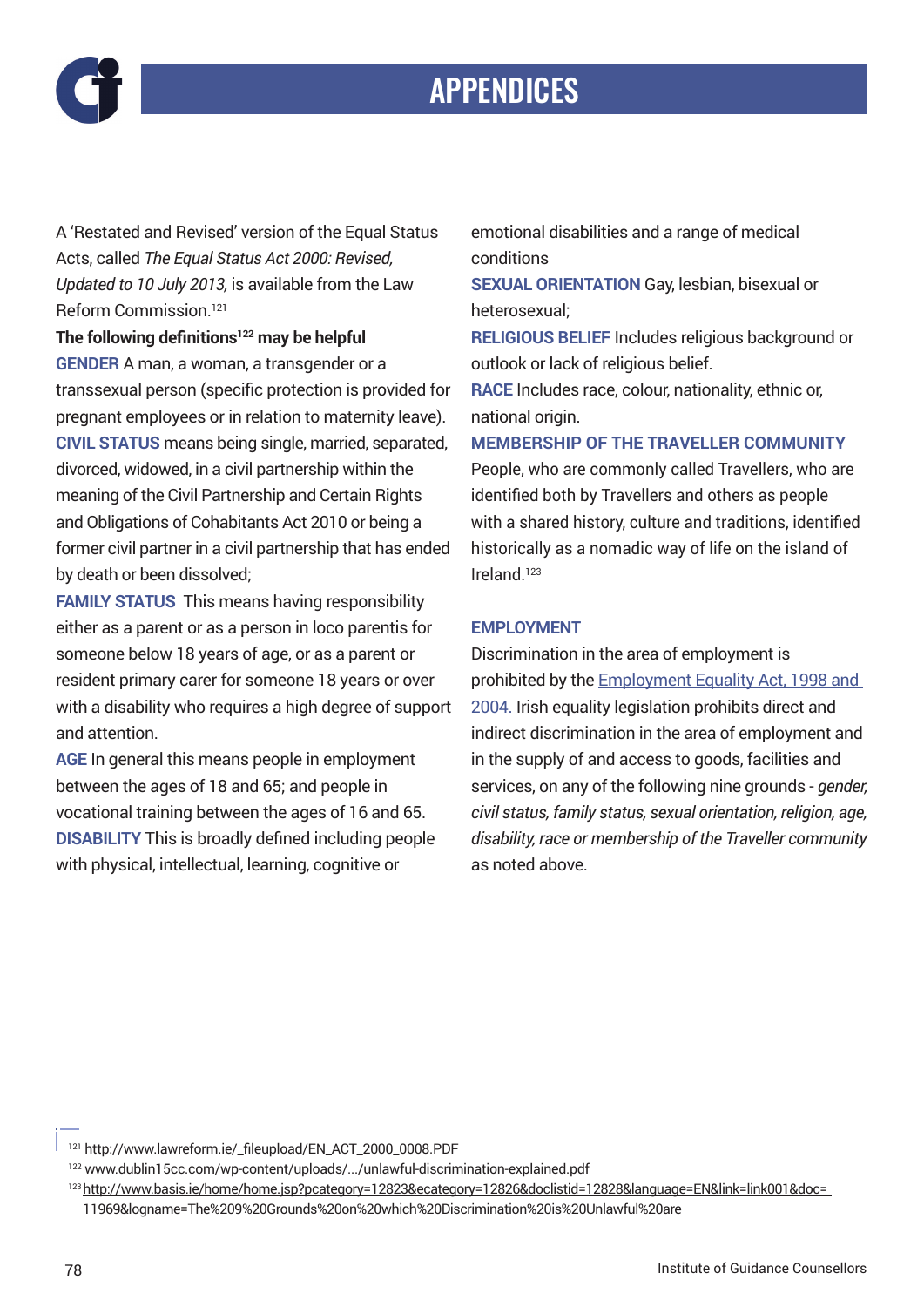# APPENDICES

A 'Restated and Revised' version of the Equal Status Acts, called *The Equal Status Act 2000: Revised, Updated to 10 July 2013,* is available from the Law Reform Commission.[121]

**The following definitions[122] may be helpful**

**GENDER** A man, a woman, a transgender or a transsexual person (specific protection is provided for pregnant employees or in relation to maternity leave).

**CIVIL STATUS** means being single, married, separated, divorced, widowed, in a civil partnership within the meaning of the Civil Partnership and Certain Rights and Obligations of Cohabitants Act 2010 or being a former civil partner in a civil partnership that has ended by death or been dissolved;

**FAMILY STATUS** This means having responsibility either as a parent or as a person in loco parentis for someone below 18 years of age, or as a parent or resident primary carer for someone 18 years or over with a disability who requires a high degree of support and attention.

**AGE** In general this means people in employment between the ages of 18 and 65; and people in vocational training between the ages of 16 and 65.

**DISABILITY** This is broadly defined including people with physical, intellectual, learning, cognitive or emotional disabilities and a range of medical conditions

**SEXUAL ORIENTATION** Gay, lesbian, bisexual or heterosexual;

**RELIGIOUS BELIEF** Includes religious background or outlook or lack of religious belief.

**RACE** Includes race, colour, nationality, ethnic or, national origin.

**MEMBERSHIP OF THE TRAVELLER COMMUNITY** People, who are commonly called Travellers, who are identified both by Travellers and others as people with a shared history, culture and traditions, identified historically as a nomadic way of life on the island of Ireland.[123]

## EMPLOYMENT

Discrimination in the area of employment is prohibited by the Employment Equality Act, 1998 and 2004. Irish equality legislation prohibits direct and indirect discrimination in the area of employment and in the supply of and access to goods, facilities and services, on any of the following nine grounds - *gender, civil status, family status, sexual orientation, religion, age, disability, race or membership of the Traveller community* as noted above.

---

[121] http://www.lawreform.ie/_fileupload/EN_ACT_2000_0008.PDF

[122] www.dublin15cc.com/wp-content/uploads/.../unlawful-discrimination-explained.pdf

[123] http://www.basis.ie/home/home.jsp?pcategory=12823&ecategory=12826&doclistid=12828&language=EN&link=link001&doc=11969&logname=The%209%20Grounds%20on%20which%20Discrimination%20is%20Unlawful%20are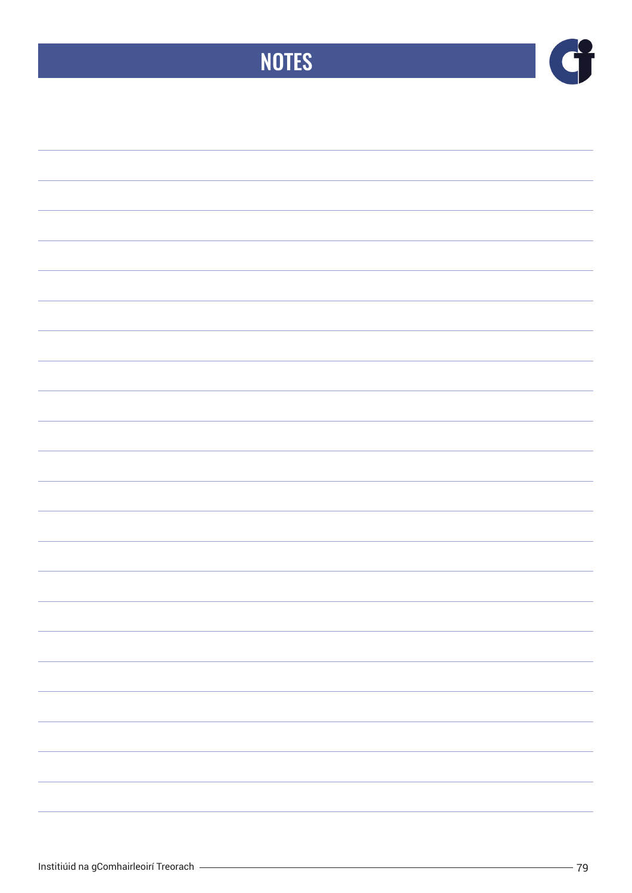# NOTES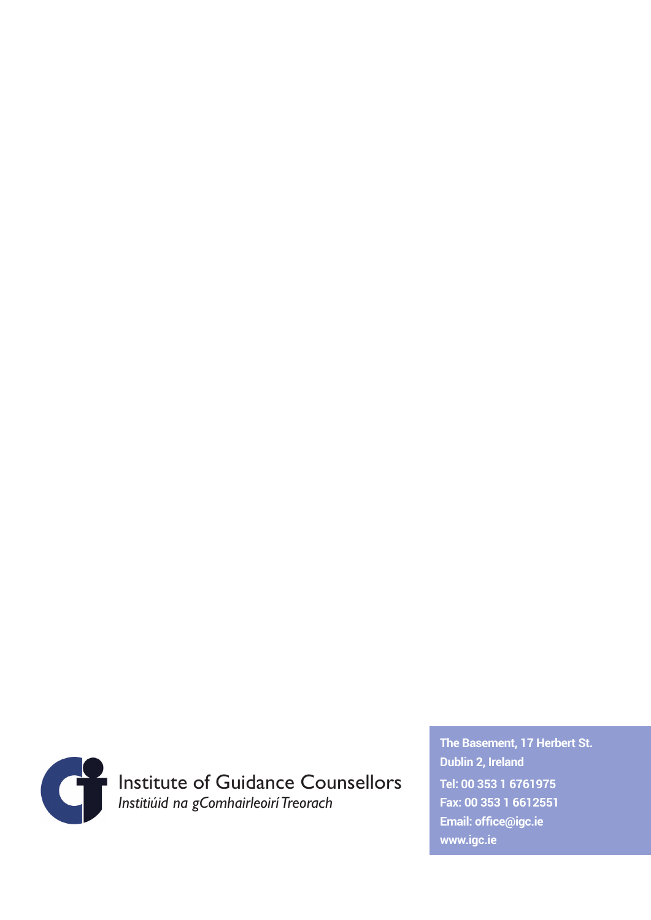Institute of Guidance Counsellors
*Institiúid na gComhairleoirí Treorach*

**The Basement, 17 Herbert St.**
**Dublin 2, Ireland**
**Tel: 00 353 1 6761975**
**Fax: 00 353 1 6612551**
**Email: office@igc.ie**
**www.igc.ie**